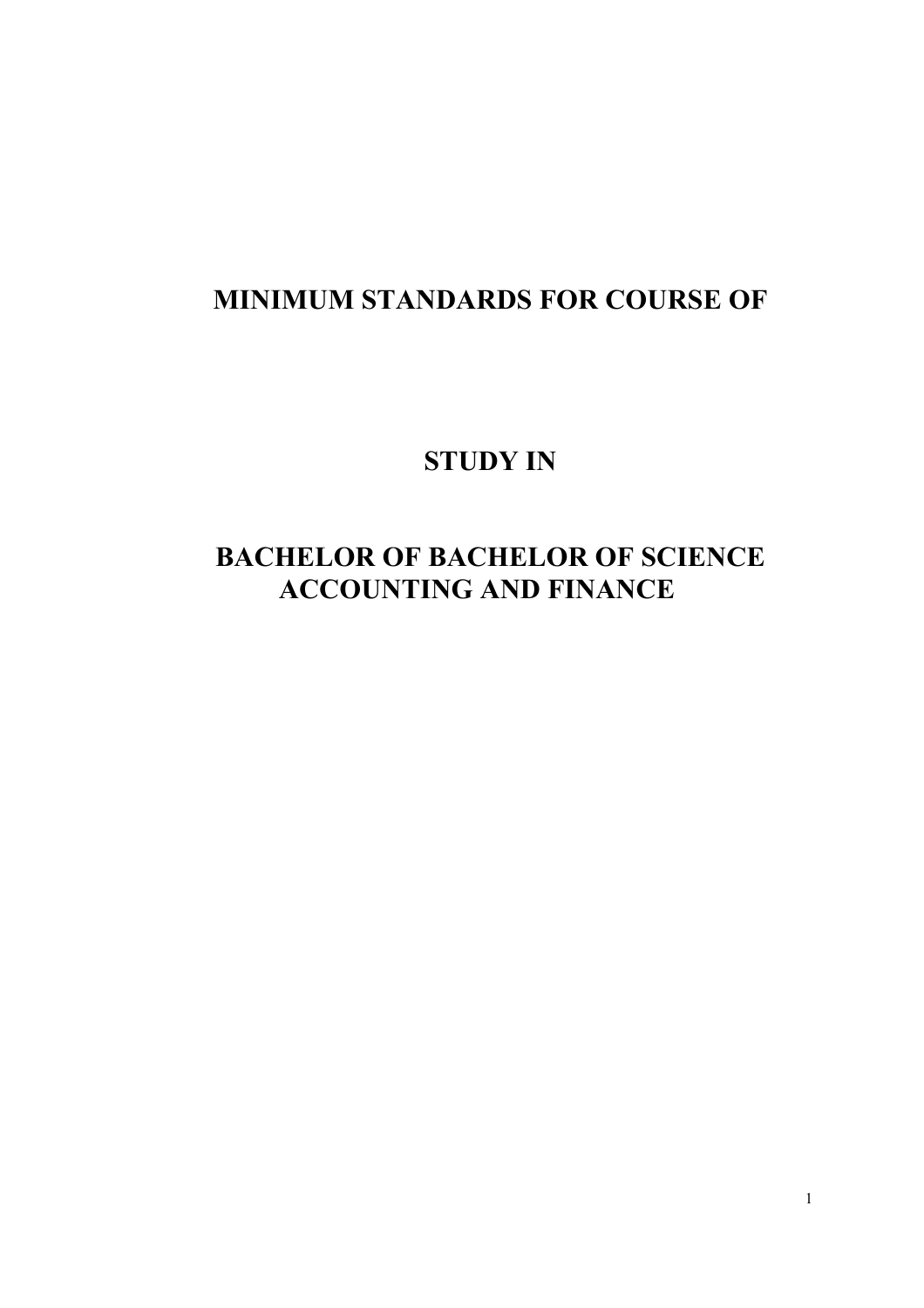# MINIMUM STANDARDS FOR COURSE OF

# STUDY IN

# BACHELOR OF BACHELOR OF SCIENCE ACCOUNTING AND FINANCE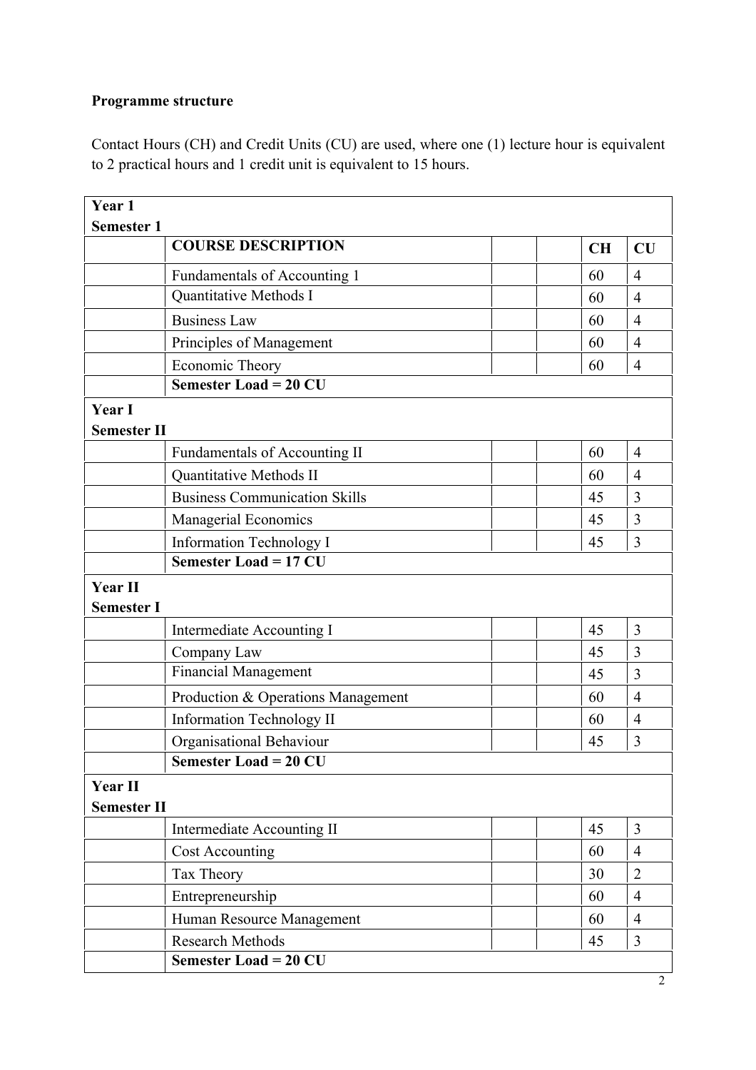**Programme structure**

Contact Hours (CH) and Credit Units (CU) are used, where one (1) lecture hour is equivalent to 2 practical hours and 1 credit unit is equivalent to 15 hours.

| | | | | | |
|---|---|---|---|---|---|
| **Year 1** **Semester 1** | | | | | |
| | **COURSE DESCRIPTION** | | | **CH** | **CU** |
| | Fundamentals of Accounting 1 | | | 60 | 4 |
| | Quantitative Methods I | | | 60 | 4 |
| | Business Law | | | 60 | 4 |
| | Principles of Management | | | 60 | 4 |
| | Economic Theory | | | 60 | 4 |
| | **Semester Load = 20 CU** | | | | |
| **Year I** **Semester II** | | | | | |
| | Fundamentals of Accounting II | | | 60 | 4 |
| | Quantitative Methods II | | | 60 | 4 |
| | Business Communication Skills | | | 45 | 3 |
| | Managerial Economics | | | 45 | 3 |
| | Information Technology I | | | 45 | 3 |
| | **Semester Load = 17 CU** | | | | |
| **Year II** **Semester I** | | | | | |
| | Intermediate Accounting I | | | 45 | 3 |
| | Company Law | | | 45 | 3 |
| | Financial Management | | | 45 | 3 |
| | Production & Operations Management | | | 60 | 4 |
| | Information Technology II | | | 60 | 4 |
| | Organisational Behaviour | | | 45 | 3 |
| | **Semester Load = 20 CU** | | | | |
| **Year II** **Semester II** | | | | | |
| | Intermediate Accounting II | | | 45 | 3 |
| | Cost Accounting | | | 60 | 4 |
| | Tax Theory | | | 30 | 2 |
| | Entrepreneurship | | | 60 | 4 |
| | Human Resource Management | | | 60 | 4 |
| | Research Methods | | | 45 | 3 |
| | **Semester Load = 20 CU** | | | | |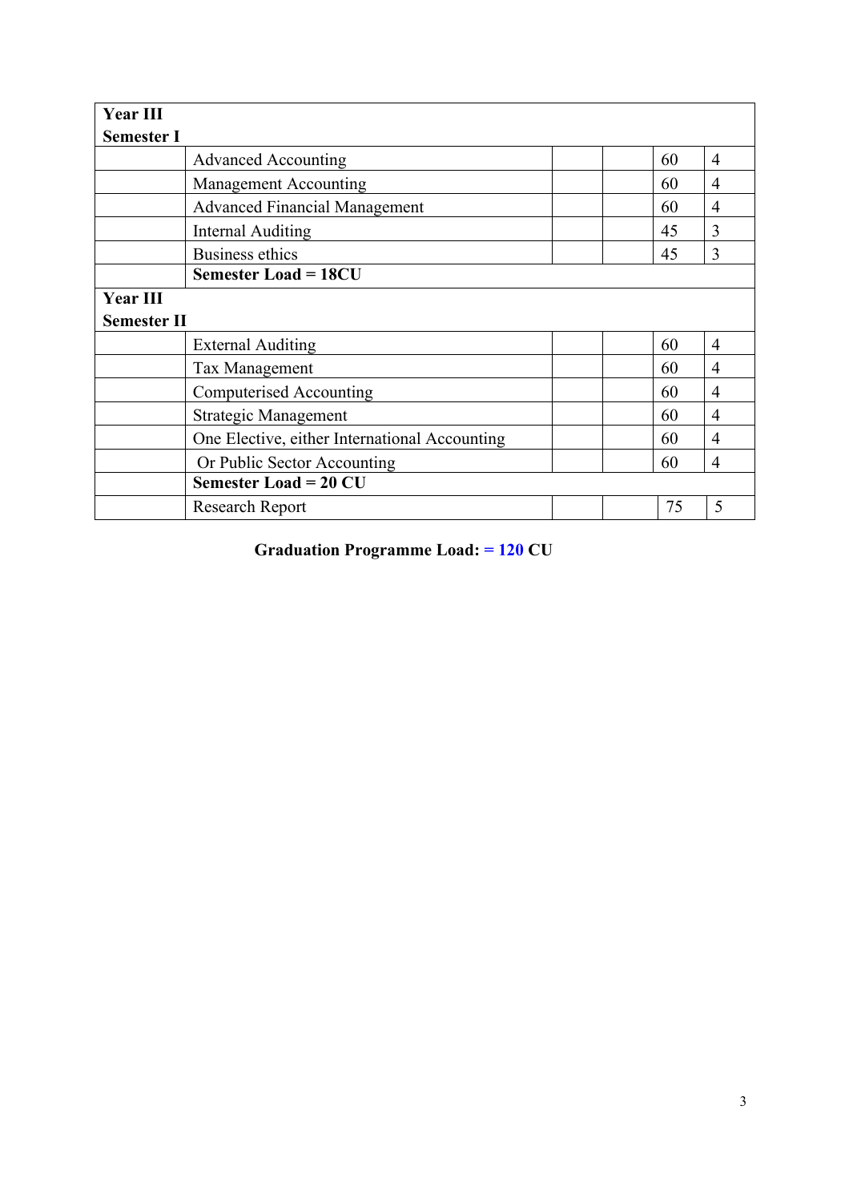| | | | | | |
|---|---|---|---|---|---|
| **Year III Semester I** | | | | | |
| | Advanced Accounting | | | 60 | 4 |
| | Management Accounting | | | 60 | 4 |
| | Advanced Financial Management | | | 60 | 4 |
| | Internal Auditing | | | 45 | 3 |
| | Business ethics | | | 45 | 3 |
| | **Semester Load = 18CU** | | | | |
| **Year III Semester II** | | | | | |
| | External Auditing | | | 60 | 4 |
| | Tax Management | | | 60 | 4 |
| | Computerised Accounting | | | 60 | 4 |
| | Strategic Management | | | 60 | 4 |
| | One Elective, either International Accounting | | | 60 | 4 |
| | Or Public Sector Accounting | | | 60 | 4 |
| | **Semester Load = 20 CU** | | | | |
| | Research Report | | | 75 | 5 |

**Graduation Programme Load: = 120 CU**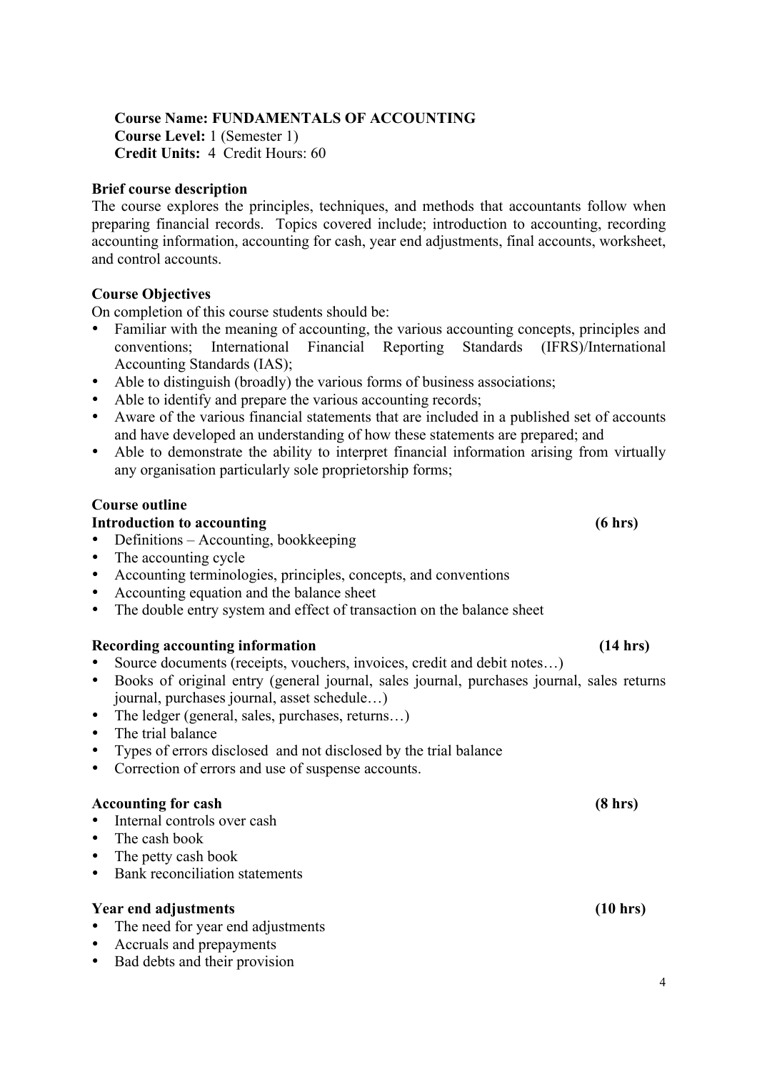**Course Name: FUNDAMENTALS OF ACCOUNTING**
**Course Level:** 1 (Semester 1)
**Credit Units:** 4 Credit Hours: 60

**Brief course description**

The course explores the principles, techniques, and methods that accountants follow when preparing financial records. Topics covered include; introduction to accounting, recording accounting information, accounting for cash, year end adjustments, final accounts, worksheet, and control accounts.

**Course Objectives**

On completion of this course students should be:

- Familiar with the meaning of accounting, the various accounting concepts, principles and conventions; International Financial Reporting Standards (IFRS)/International Accounting Standards (IAS);
- Able to distinguish (broadly) the various forms of business associations;
- Able to identify and prepare the various accounting records;
- Aware of the various financial statements that are included in a published set of accounts and have developed an understanding of how these statements are prepared; and
- Able to demonstrate the ability to interpret financial information arising from virtually any organisation particularly sole proprietorship forms;

**Course outline**

**Introduction to accounting (6 hrs)**

- Definitions – Accounting, bookkeeping
- The accounting cycle
- Accounting terminologies, principles, concepts, and conventions
- Accounting equation and the balance sheet
- The double entry system and effect of transaction on the balance sheet

**Recording accounting information (14 hrs)**

- Source documents (receipts, vouchers, invoices, credit and debit notes…)
- Books of original entry (general journal, sales journal, purchases journal, sales returns journal, purchases journal, asset schedule…)
- The ledger (general, sales, purchases, returns…)
- The trial balance
- Types of errors disclosed and not disclosed by the trial balance
- Correction of errors and use of suspense accounts.

**Accounting for cash (8 hrs)**

- Internal controls over cash
- The cash book
- The petty cash book
- Bank reconciliation statements

**Year end adjustments (10 hrs)**

- The need for year end adjustments
- Accruals and prepayments
- Bad debts and their provision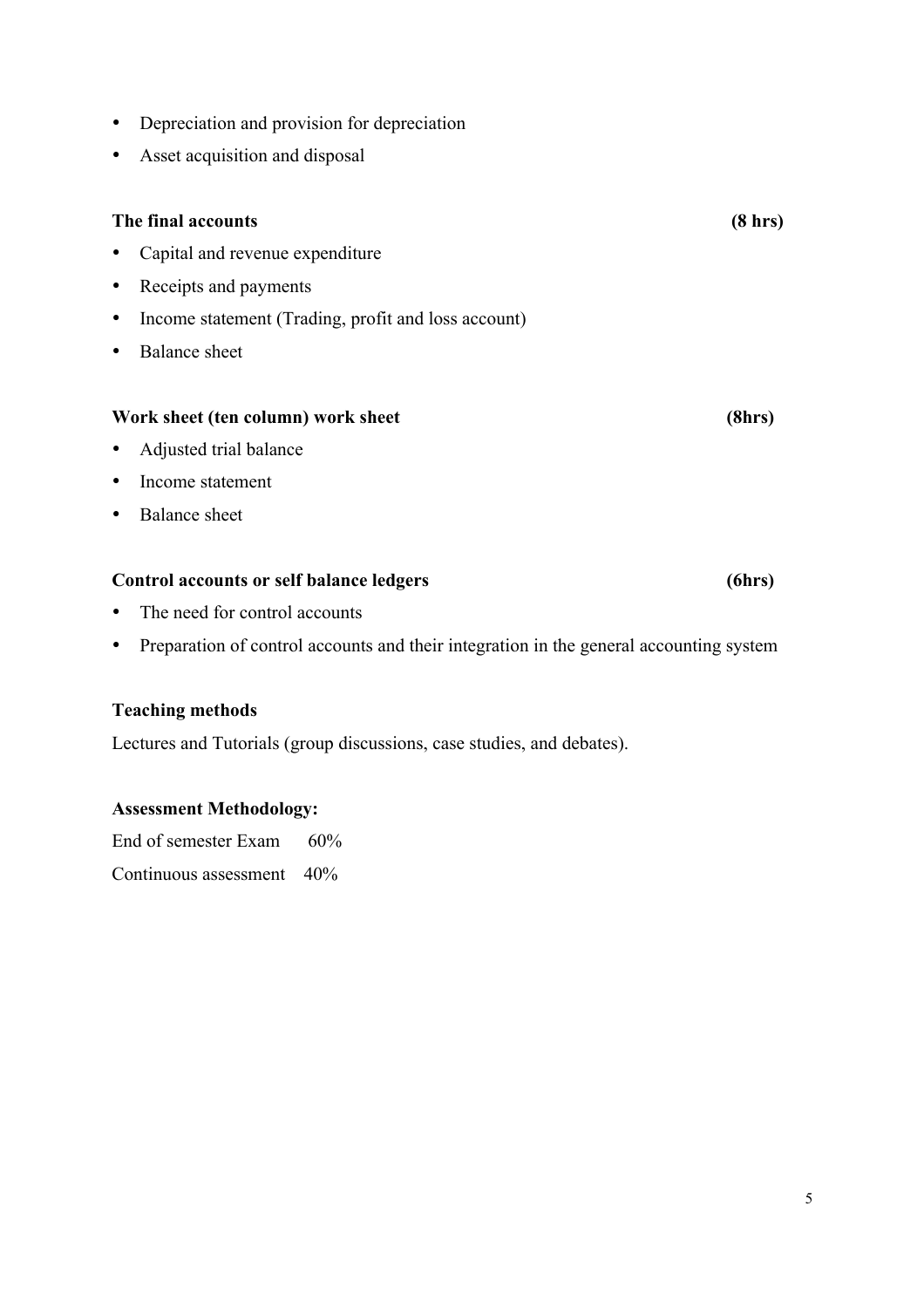- Depreciation and provision for depreciation
- Asset acquisition and disposal

**The final accounts** **(8 hrs)**

- Capital and revenue expenditure
- Receipts and payments
- Income statement (Trading, profit and loss account)
- Balance sheet

**Work sheet (ten column) work sheet** **(8hrs)**

- Adjusted trial balance
- Income statement
- Balance sheet

**Control accounts or self balance ledgers** **(6hrs)**

- The need for control accounts
- Preparation of control accounts and their integration in the general accounting system

**Teaching methods**

Lectures and Tutorials (group discussions, case studies, and debates).

**Assessment Methodology:**

End of semester Exam 60%

Continuous assessment 40%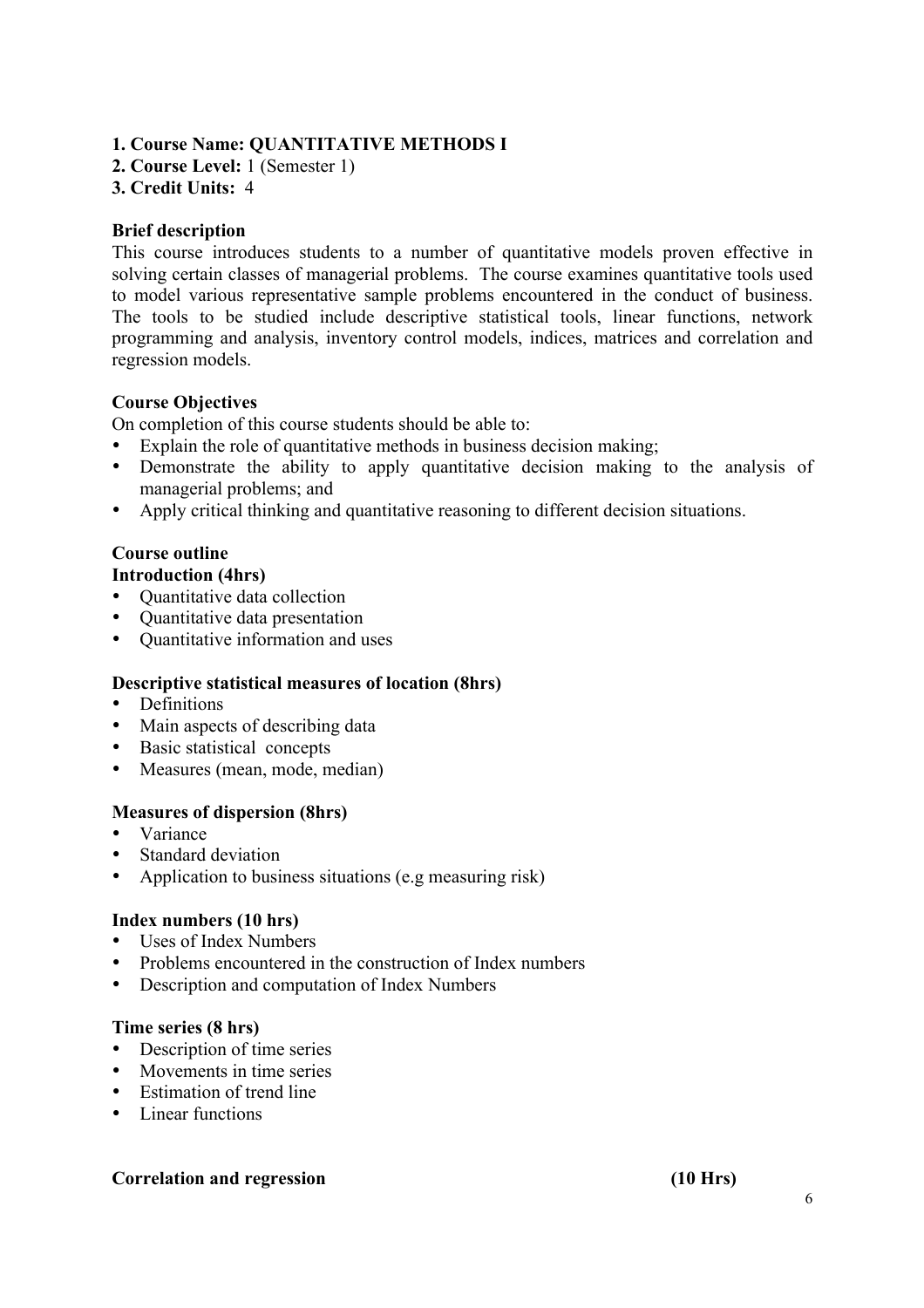**1. Course Name: QUANTITATIVE METHODS I**
**2. Course Level:** 1 (Semester 1)
**3. Credit Units:** 4

**Brief description**

This course introduces students to a number of quantitative models proven effective in solving certain classes of managerial problems. The course examines quantitative tools used to model various representative sample problems encountered in the conduct of business. The tools to be studied include descriptive statistical tools, linear functions, network programming and analysis, inventory control models, indices, matrices and correlation and regression models.

**Course Objectives**

On completion of this course students should be able to:

- Explain the role of quantitative methods in business decision making;
- Demonstrate the ability to apply quantitative decision making to the analysis of managerial problems; and
- Apply critical thinking and quantitative reasoning to different decision situations.

**Course outline**

**Introduction (4hrs)**

- Quantitative data collection
- Quantitative data presentation
- Quantitative information and uses

**Descriptive statistical measures of location (8hrs)**

- Definitions
- Main aspects of describing data
- Basic statistical concepts
- Measures (mean, mode, median)

**Measures of dispersion (8hrs)**

- Variance
- Standard deviation
- Application to business situations (e.g measuring risk)

**Index numbers (10 hrs)**

- Uses of Index Numbers
- Problems encountered in the construction of Index numbers
- Description and computation of Index Numbers

**Time series (8 hrs)**

- Description of time series
- Movements in time series
- Estimation of trend line
- Linear functions

**Correlation and regression (10 Hrs)**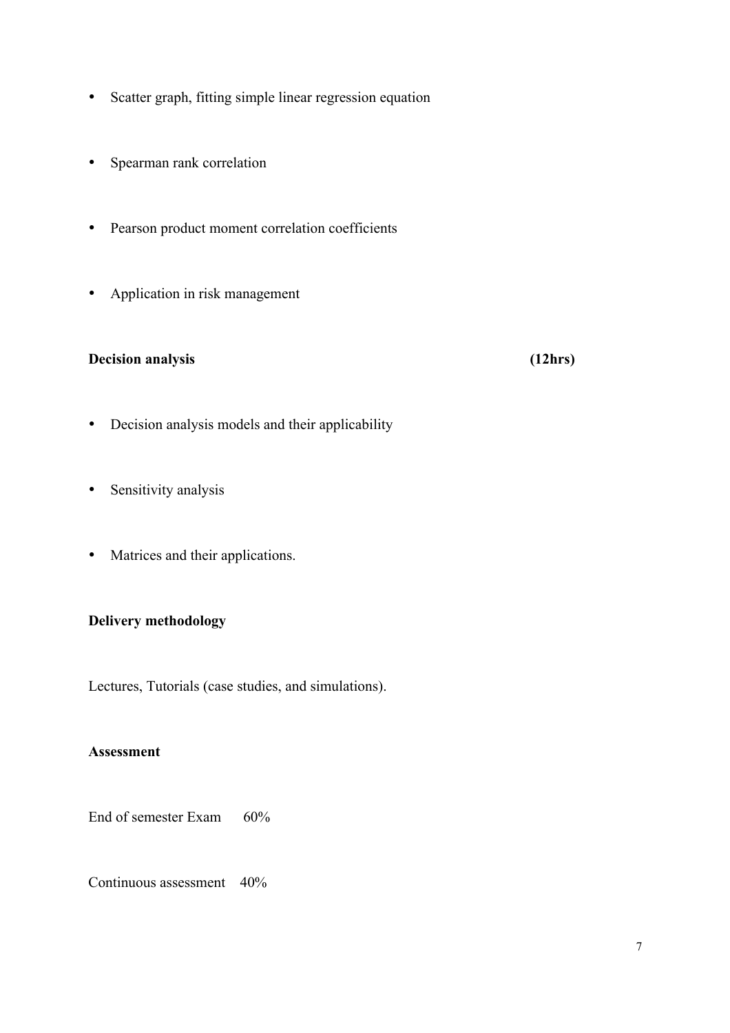- Scatter graph, fitting simple linear regression equation
- Spearman rank correlation
- Pearson product moment correlation coefficients
- Application in risk management

**Decision analysis (12hrs)**

- Decision analysis models and their applicability
- Sensitivity analysis
- Matrices and their applications.

**Delivery methodology**

Lectures, Tutorials (case studies, and simulations).

**Assessment**

End of semester Exam 60%

Continuous assessment 40%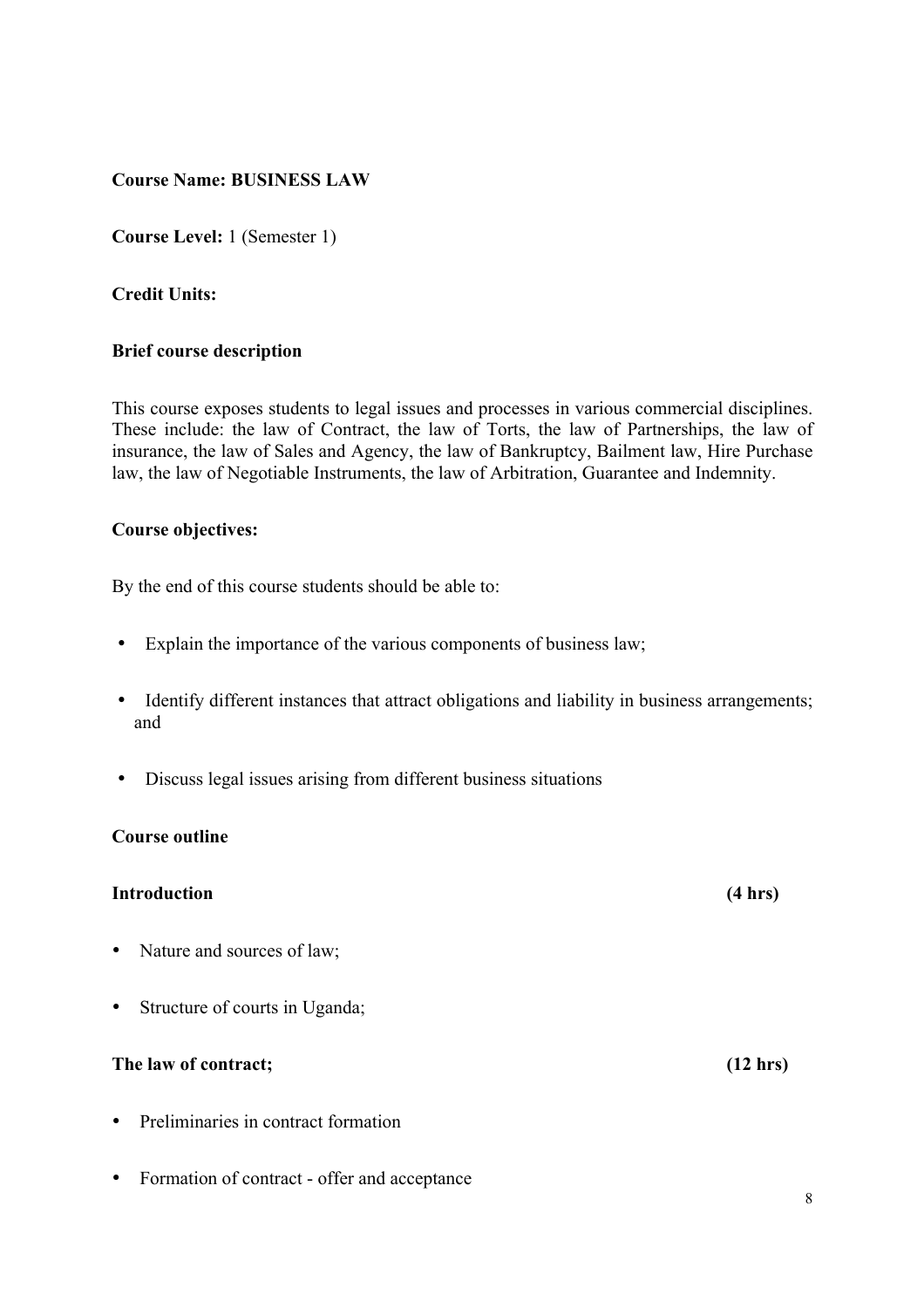**Course Name: BUSINESS LAW**

**Course Level:** 1 (Semester 1)

**Credit Units:**

**Brief course description**

This course exposes students to legal issues and processes in various commercial disciplines. These include: the law of Contract, the law of Torts, the law of Partnerships, the law of insurance, the law of Sales and Agency, the law of Bankruptcy, Bailment law, Hire Purchase law, the law of Negotiable Instruments, the law of Arbitration, Guarantee and Indemnity.

**Course objectives:**

By the end of this course students should be able to:

- Explain the importance of the various components of business law;
- Identify different instances that attract obligations and liability in business arrangements; and
- Discuss legal issues arising from different business situations

**Course outline**

**Introduction** **(4 hrs)**

- Nature and sources of law;
- Structure of courts in Uganda;

**The law of contract;** **(12 hrs)**

- Preliminaries in contract formation
- Formation of contract - offer and acceptance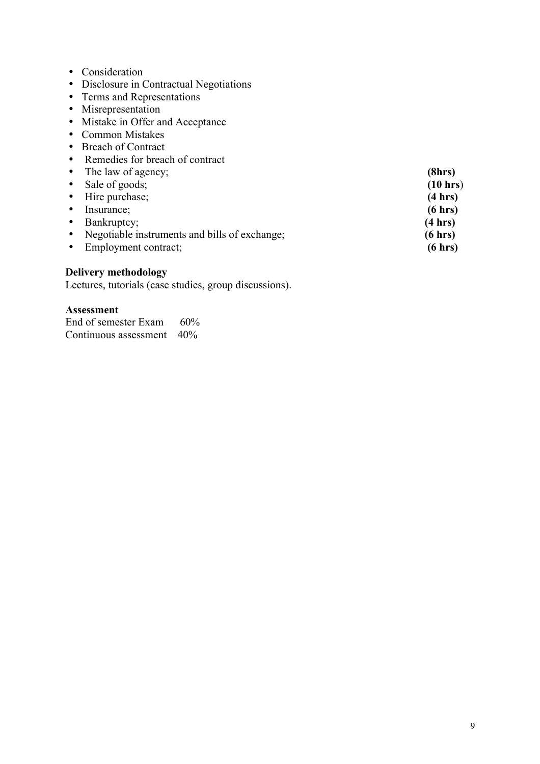- Consideration
- Disclosure in Contractual Negotiations
- Terms and Representations
- Misrepresentation
- Mistake in Offer and Acceptance
- Common Mistakes
- Breach of Contract
- Remedies for breach of contract
- The law of agency; **(8hrs)**
- Sale of goods; **(10 hrs)**
- Hire purchase; **(4 hrs)**
- Insurance; **(6 hrs)**
- Bankruptcy; **(4 hrs)**
- Negotiable instruments and bills of exchange; **(6 hrs)**
- Employment contract; **(6 hrs)**

**Delivery methodology**
Lectures, tutorials (case studies, group discussions).

**Assessment**
End of semester Exam 60%
Continuous assessment 40%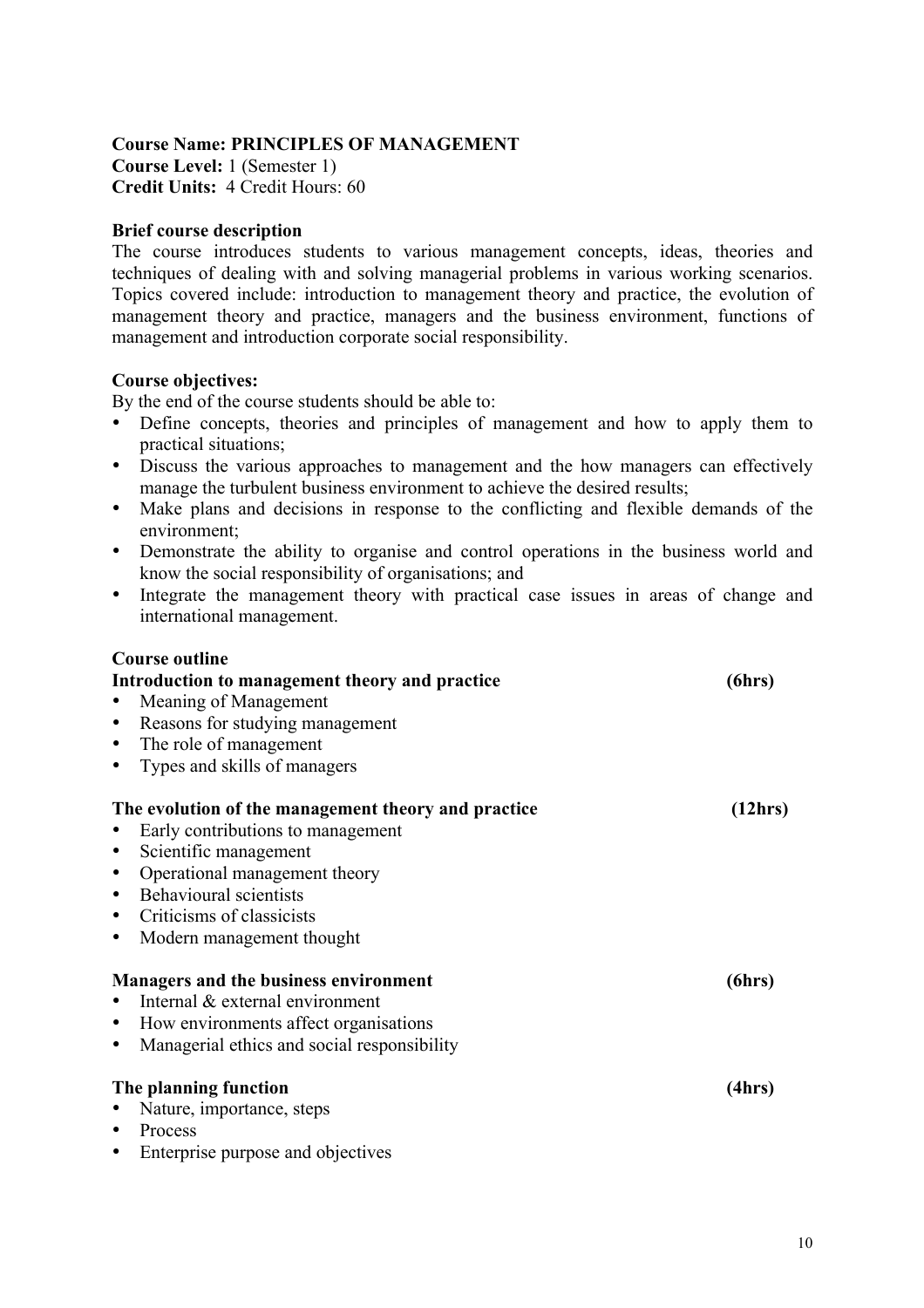**Course Name: PRINCIPLES OF MANAGEMENT**
**Course Level:** 1 (Semester 1)
**Credit Units:** 4 Credit Hours: 60

**Brief course description**

The course introduces students to various management concepts, ideas, theories and techniques of dealing with and solving managerial problems in various working scenarios. Topics covered include: introduction to management theory and practice, the evolution of management theory and practice, managers and the business environment, functions of management and introduction corporate social responsibility.

**Course objectives:**

By the end of the course students should be able to:

- Define concepts, theories and principles of management and how to apply them to practical situations;
- Discuss the various approaches to management and the how managers can effectively manage the turbulent business environment to achieve the desired results;
- Make plans and decisions in response to the conflicting and flexible demands of the environment;
- Demonstrate the ability to organise and control operations in the business world and know the social responsibility of organisations; and
- Integrate the management theory with practical case issues in areas of change and international management.

**Course outline**

**Introduction to management theory and practice (6hrs)**

- Meaning of Management
- Reasons for studying management
- The role of management
- Types and skills of managers

**The evolution of the management theory and practice (12hrs)**

- Early contributions to management
- Scientific management
- Operational management theory
- Behavioural scientists
- Criticisms of classicists
- Modern management thought

**Managers and the business environment (6hrs)**

- Internal & external environment
- How environments affect organisations
- Managerial ethics and social responsibility

**The planning function (4hrs)**

- Nature, importance, steps
- Process
- Enterprise purpose and objectives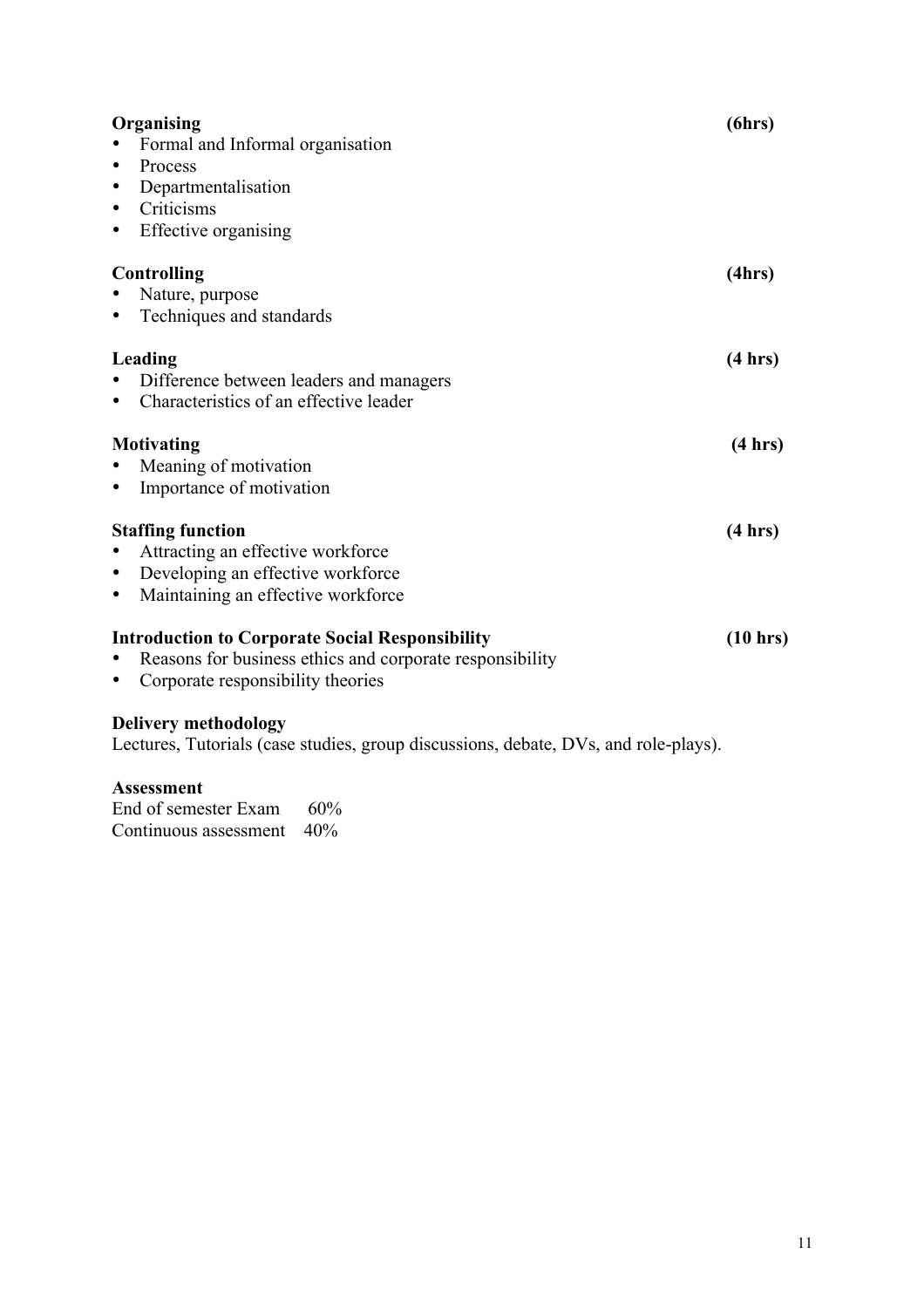**Organising** **(6hrs)**

- Formal and Informal organisation
- Process
- Departmentalisation
- Criticisms
- Effective organising

**Controlling** **(4hrs)**

- Nature, purpose
- Techniques and standards

**Leading** **(4 hrs)**

- Difference between leaders and managers
- Characteristics of an effective leader

**Motivating** **(4 hrs)**

- Meaning of motivation
- Importance of motivation

**Staffing function** **(4 hrs)**

- Attracting an effective workforce
- Developing an effective workforce
- Maintaining an effective workforce

**Introduction to Corporate Social Responsibility** **(10 hrs)**

- Reasons for business ethics and corporate responsibility
- Corporate responsibility theories

**Delivery methodology**

Lectures, Tutorials (case studies, group discussions, debate, DVs, and role-plays).

**Assessment**

End of semester Exam 60%
Continuous assessment 40%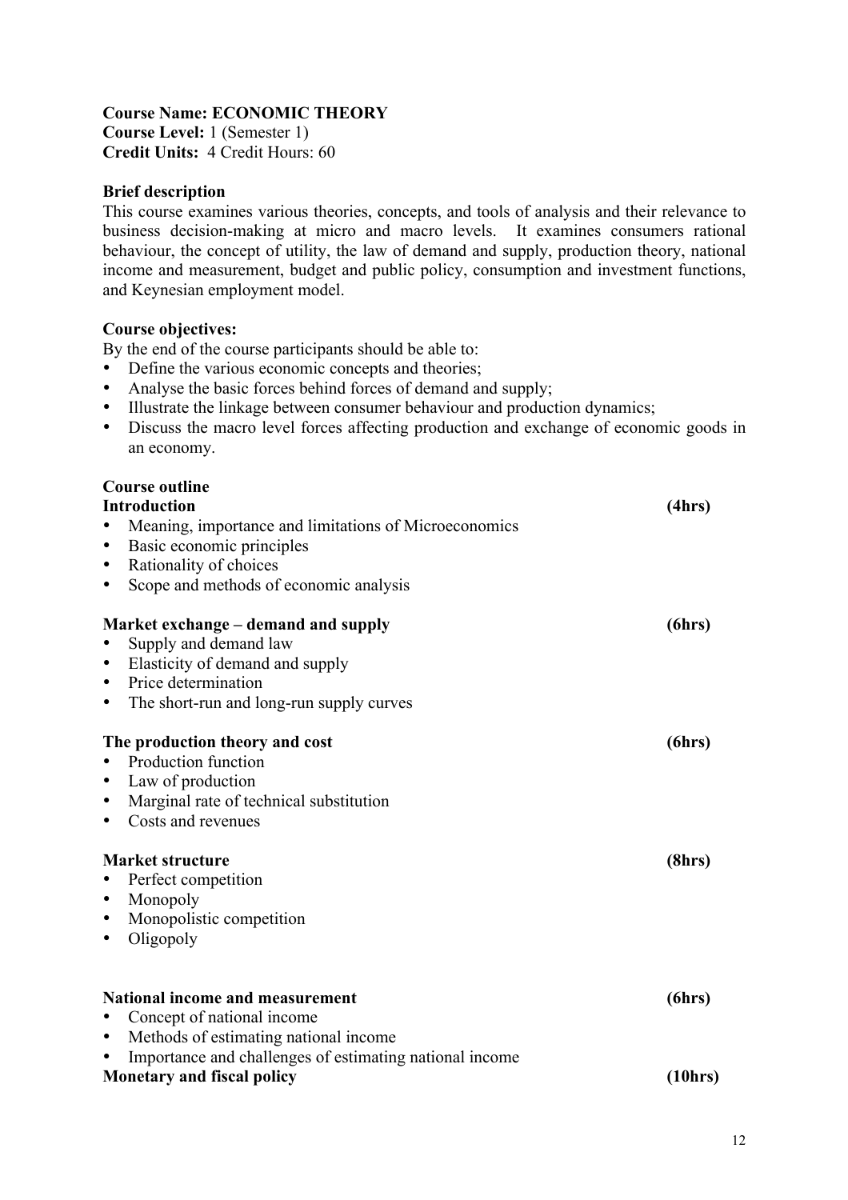**Course Name: ECONOMIC THEORY**
**Course Level:** 1 (Semester 1)
**Credit Units:** 4 Credit Hours: 60

**Brief description**

This course examines various theories, concepts, and tools of analysis and their relevance to business decision-making at micro and macro levels. It examines consumers rational behaviour, the concept of utility, the law of demand and supply, production theory, national income and measurement, budget and public policy, consumption and investment functions, and Keynesian employment model.

**Course objectives:**

By the end of the course participants should be able to:

- Define the various economic concepts and theories;
- Analyse the basic forces behind forces of demand and supply;
- Illustrate the linkage between consumer behaviour and production dynamics;
- Discuss the macro level forces affecting production and exchange of economic goods in an economy.

**Course outline**

**Introduction** **(4hrs)**

- Meaning, importance and limitations of Microeconomics
- Basic economic principles
- Rationality of choices
- Scope and methods of economic analysis

**Market exchange – demand and supply** **(6hrs)**

- Supply and demand law
- Elasticity of demand and supply
- Price determination
- The short-run and long-run supply curves

**The production theory and cost** **(6hrs)**

- Production function
- Law of production
- Marginal rate of technical substitution
- Costs and revenues

**Market structure** **(8hrs)**

- Perfect competition
- Monopoly
- Monopolistic competition
- Oligopoly

**National income and measurement** **(6hrs)**

- Concept of national income
- Methods of estimating national income
- Importance and challenges of estimating national income

**Monetary and fiscal policy** **(10hrs)**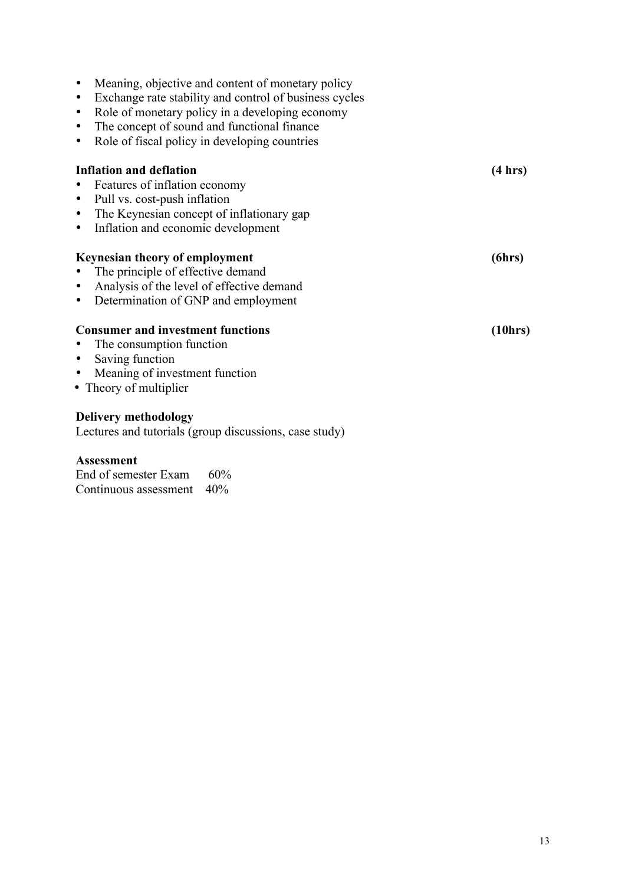- Meaning, objective and content of monetary policy
- Exchange rate stability and control of business cycles
- Role of monetary policy in a developing economy
- The concept of sound and functional finance
- Role of fiscal policy in developing countries

**Inflation and deflation** **(4 hrs)**

- Features of inflation economy
- Pull vs. cost-push inflation
- The Keynesian concept of inflationary gap
- Inflation and economic development

**Keynesian theory of employment** **(6hrs)**

- The principle of effective demand
- Analysis of the level of effective demand
- Determination of GNP and employment

**Consumer and investment functions** **(10hrs)**

- The consumption function
- Saving function
- Meaning of investment function
- Theory of multiplier

**Delivery methodology**

Lectures and tutorials (group discussions, case study)

**Assessment**

End of semester Exam 60%
Continuous assessment 40%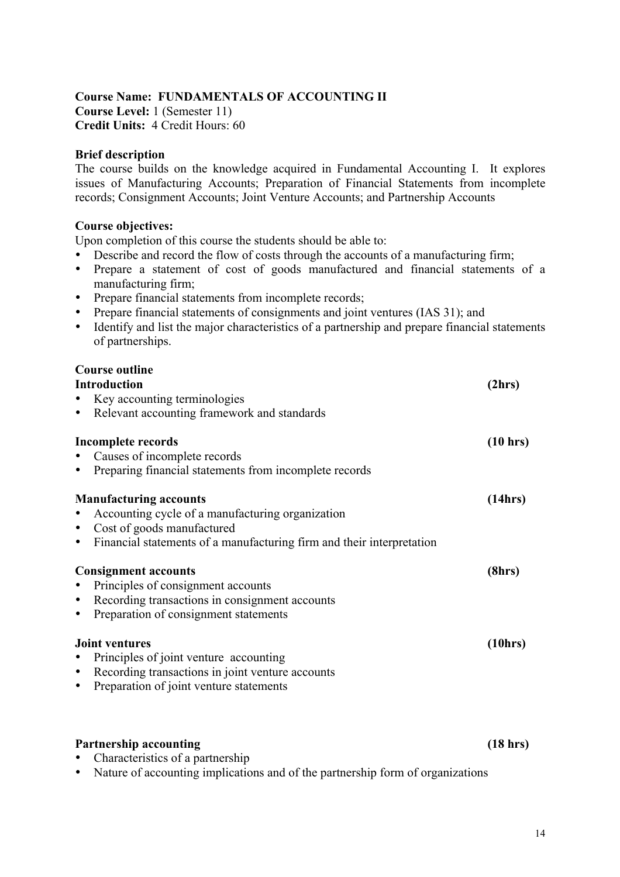**Course Name: FUNDAMENTALS OF ACCOUNTING II**
**Course Level:** 1 (Semester 11)
**Credit Units:** 4 Credit Hours: 60

**Brief description**

The course builds on the knowledge acquired in Fundamental Accounting I. It explores issues of Manufacturing Accounts; Preparation of Financial Statements from incomplete records; Consignment Accounts; Joint Venture Accounts; and Partnership Accounts

**Course objectives:**

Upon completion of this course the students should be able to:

- Describe and record the flow of costs through the accounts of a manufacturing firm;
- Prepare a statement of cost of goods manufactured and financial statements of a manufacturing firm;
- Prepare financial statements from incomplete records;
- Prepare financial statements of consignments and joint ventures (IAS 31); and
- Identify and list the major characteristics of a partnership and prepare financial statements of partnerships.

**Course outline**

**Introduction** **(2hrs)**

- Key accounting terminologies
- Relevant accounting framework and standards

**Incomplete records** **(10 hrs)**

- Causes of incomplete records
- Preparing financial statements from incomplete records

**Manufacturing accounts** **(14hrs)**

- Accounting cycle of a manufacturing organization
- Cost of goods manufactured
- Financial statements of a manufacturing firm and their interpretation

**Consignment accounts** **(8hrs)**

- Principles of consignment accounts
- Recording transactions in consignment accounts
- Preparation of consignment statements

**Joint ventures** **(10hrs)**

- Principles of joint venture accounting
- Recording transactions in joint venture accounts
- Preparation of joint venture statements

**Partnership accounting** **(18 hrs)**

- Characteristics of a partnership
- Nature of accounting implications and of the partnership form of organizations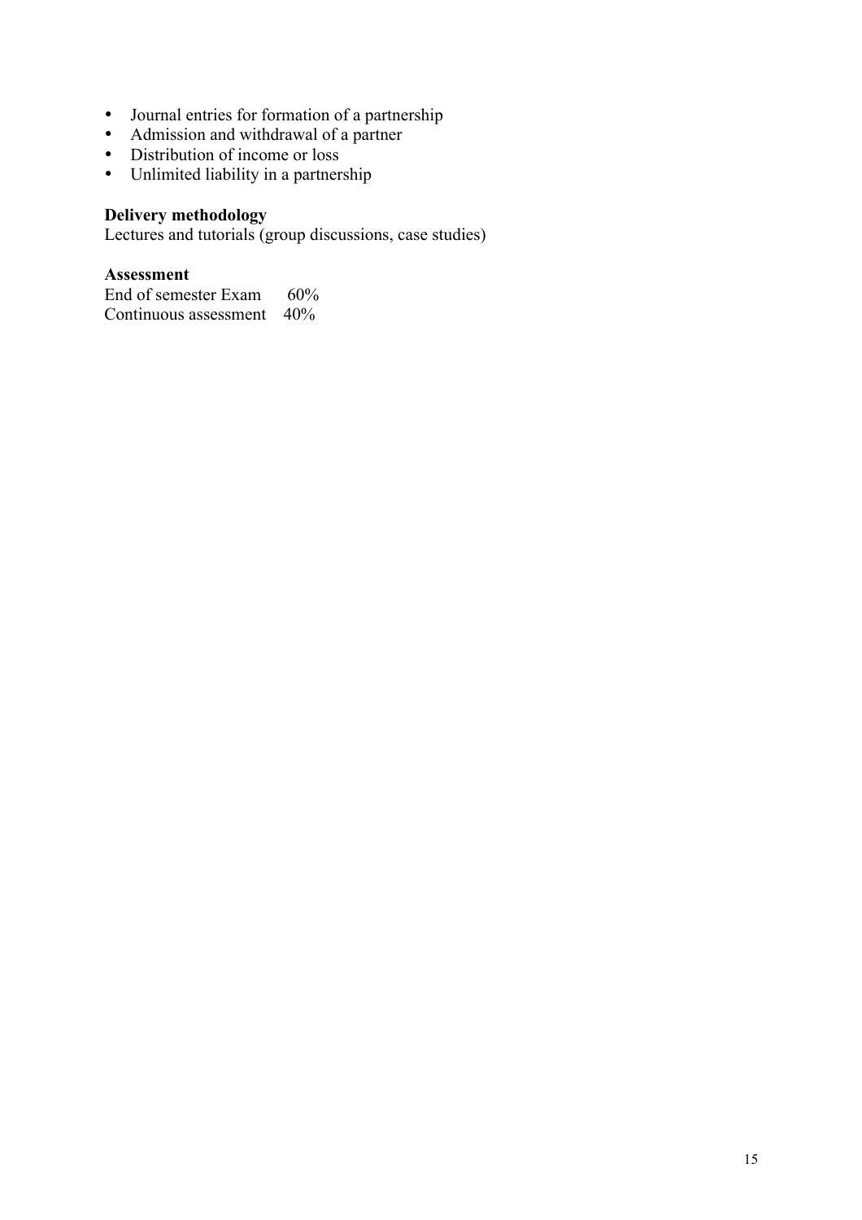- Journal entries for formation of a partnership
- Admission and withdrawal of a partner
- Distribution of income or loss
- Unlimited liability in a partnership

**Delivery methodology**
Lectures and tutorials (group discussions, case studies)

**Assessment**
End of semester Exam 60%
Continuous assessment 40%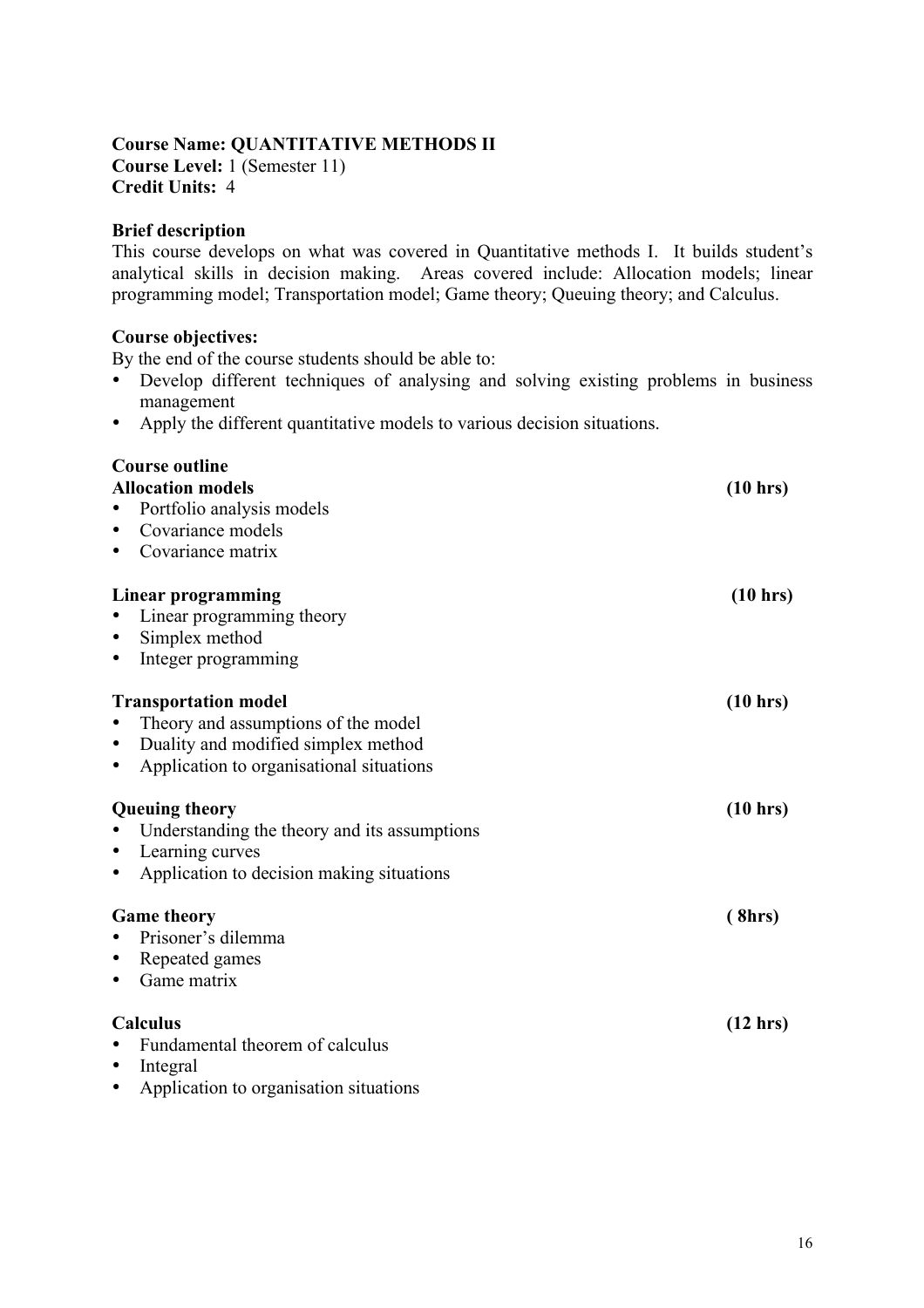**Course Name: QUANTITATIVE METHODS II**
**Course Level:** 1 (Semester 11)
**Credit Units:** 4

**Brief description**

This course develops on what was covered in Quantitative methods I. It builds student's analytical skills in decision making. Areas covered include: Allocation models; linear programming model; Transportation model; Game theory; Queuing theory; and Calculus.

**Course objectives:**

By the end of the course students should be able to:

- Develop different techniques of analysing and solving existing problems in business management
- Apply the different quantitative models to various decision situations.

**Course outline**

**Allocation models** **(10 hrs)**

- Portfolio analysis models
- Covariance models
- Covariance matrix

**Linear programming** **(10 hrs)**

- Linear programming theory
- Simplex method
- Integer programming

**Transportation model** **(10 hrs)**

- Theory and assumptions of the model
- Duality and modified simplex method
- Application to organisational situations

**Queuing theory** **(10 hrs)**

- Understanding the theory and its assumptions
- Learning curves
- Application to decision making situations

**Game theory** **( 8hrs)**

- Prisoner's dilemma
- Repeated games
- Game matrix

**Calculus** **(12 hrs)**

- Fundamental theorem of calculus
- Integral
- Application to organisation situations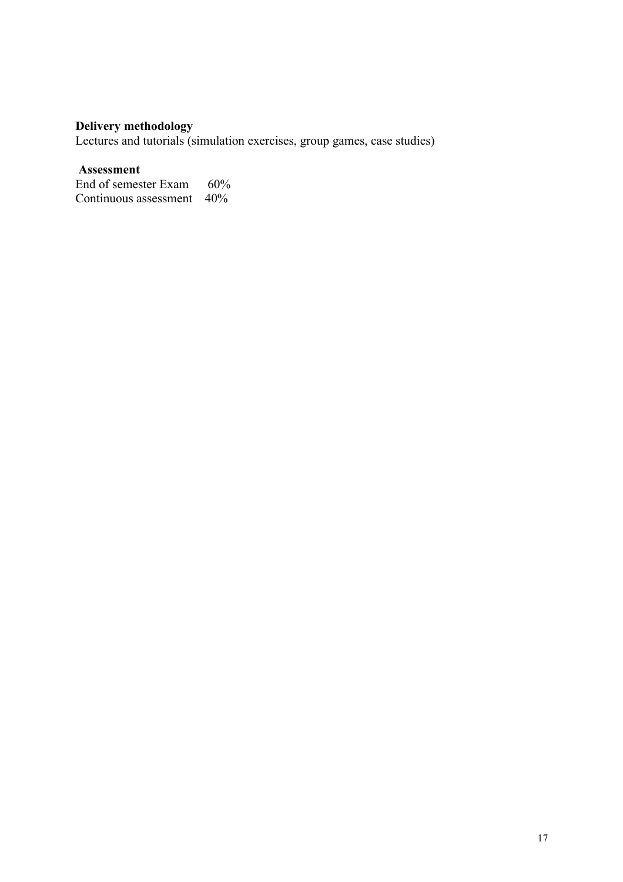**Delivery methodology**
Lectures and tutorials (simulation exercises, group games, case studies)

**Assessment**

| | |
|---|---|
| End of semester Exam | 60% |
| Continuous assessment | 40% |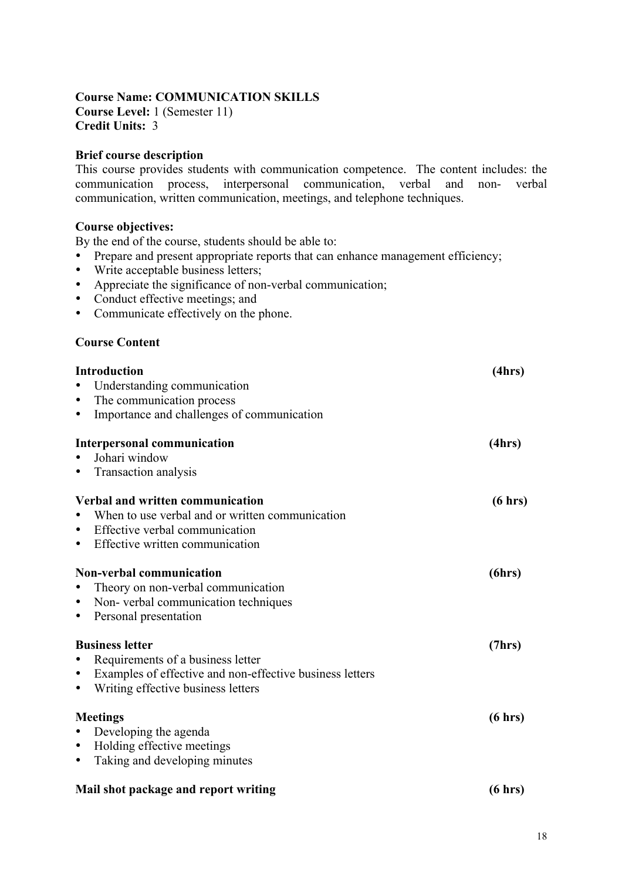**Course Name: COMMUNICATION SKILLS**
**Course Level:** 1 (Semester 11)
**Credit Units:** 3

**Brief course description**
This course provides students with communication competence. The content includes: the communication process, interpersonal communication, verbal and non- verbal communication, written communication, meetings, and telephone techniques.

**Course objectives:**
By the end of the course, students should be able to:

- Prepare and present appropriate reports that can enhance management efficiency;
- Write acceptable business letters;
- Appreciate the significance of non-verbal communication;
- Conduct effective meetings; and
- Communicate effectively on the phone.

**Course Content**

**Introduction (4hrs)**

- Understanding communication
- The communication process
- Importance and challenges of communication

**Interpersonal communication (4hrs)**

- Johari window
- Transaction analysis

**Verbal and written communication (6 hrs)**

- When to use verbal and or written communication
- Effective verbal communication
- Effective written communication

**Non-verbal communication (6hrs)**

- Theory on non-verbal communication
- Non- verbal communication techniques
- Personal presentation

**Business letter (7hrs)**

- Requirements of a business letter
- Examples of effective and non-effective business letters
- Writing effective business letters

**Meetings (6 hrs)**

- Developing the agenda
- Holding effective meetings
- Taking and developing minutes

**Mail shot package and report writing (6 hrs)**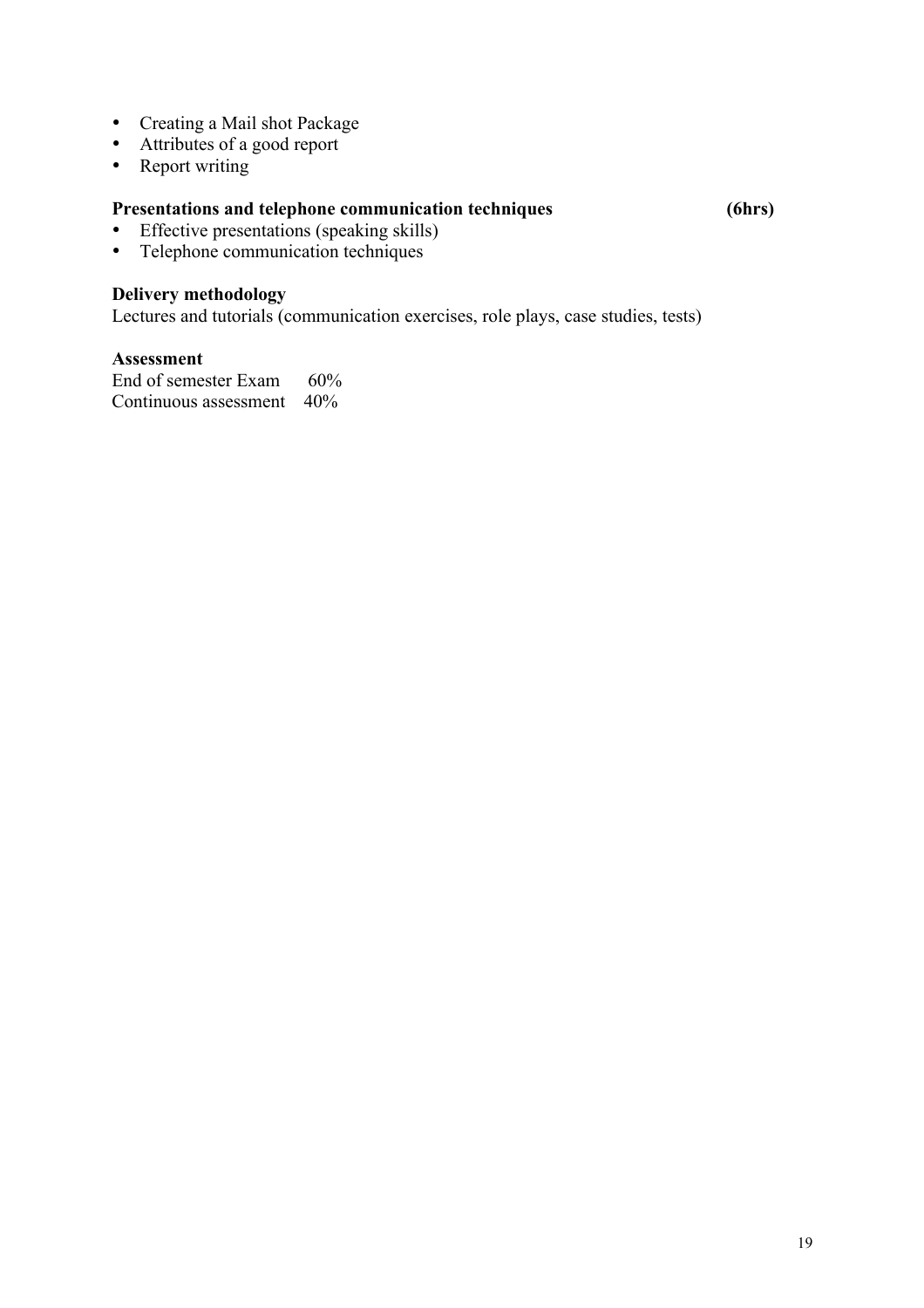- Creating a Mail shot Package
- Attributes of a good report
- Report writing

**Presentations and telephone communication techniques (6hrs)**

- Effective presentations (speaking skills)
- Telephone communication techniques

**Delivery methodology**

Lectures and tutorials (communication exercises, role plays, case studies, tests)

**Assessment**

End of semester Exam 60%
Continuous assessment 40%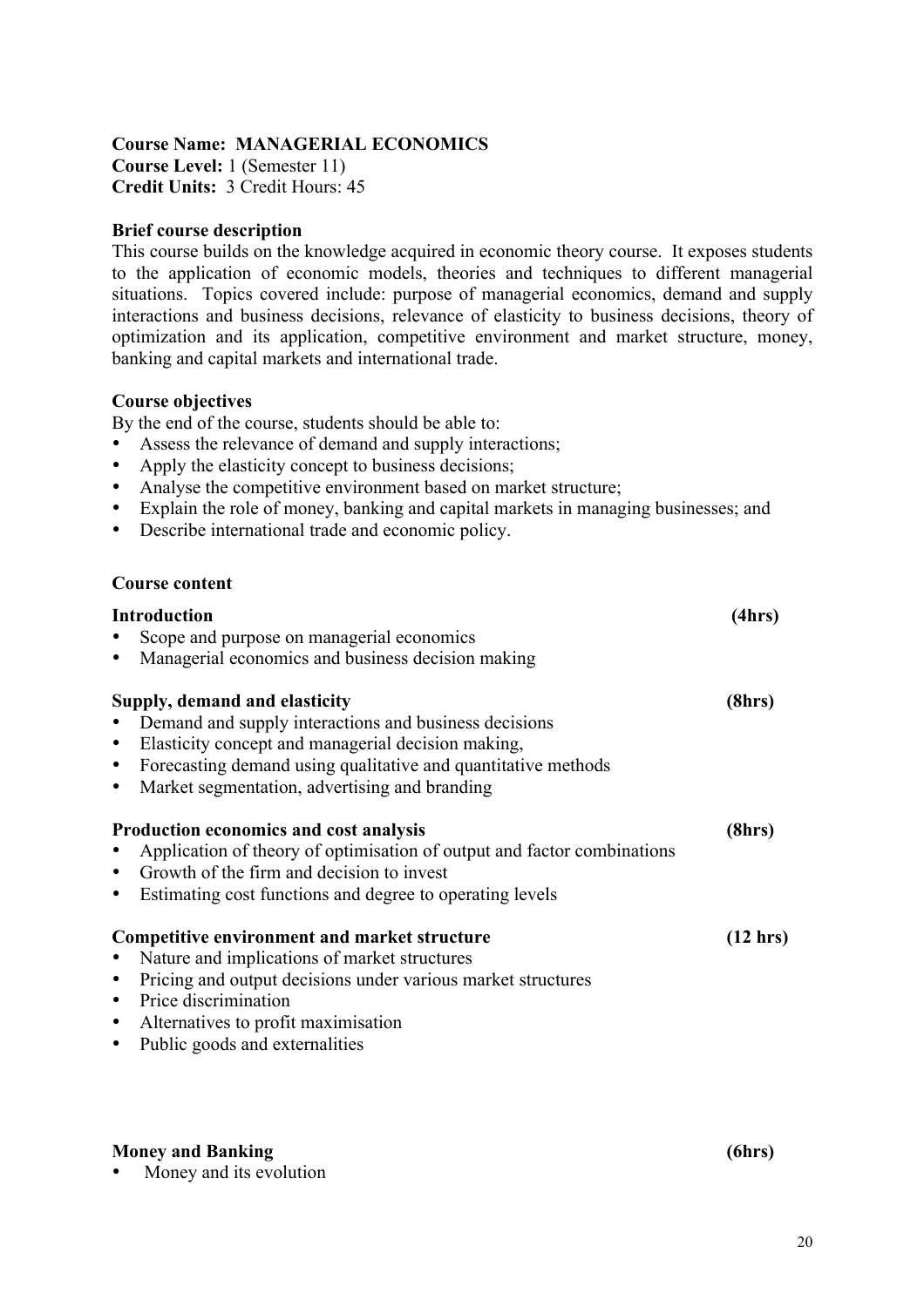**Course Name: MANAGERIAL ECONOMICS**
**Course Level:** 1 (Semester 11)
**Credit Units:** 3 Credit Hours: 45

**Brief course description**

This course builds on the knowledge acquired in economic theory course. It exposes students to the application of economic models, theories and techniques to different managerial situations. Topics covered include: purpose of managerial economics, demand and supply interactions and business decisions, relevance of elasticity to business decisions, theory of optimization and its application, competitive environment and market structure, money, banking and capital markets and international trade.

**Course objectives**

By the end of the course, students should be able to:

- Assess the relevance of demand and supply interactions;
- Apply the elasticity concept to business decisions;
- Analyse the competitive environment based on market structure;
- Explain the role of money, banking and capital markets in managing businesses; and
- Describe international trade and economic policy.

**Course content**

**Introduction (4hrs)**

- Scope and purpose on managerial economics
- Managerial economics and business decision making

**Supply, demand and elasticity (8hrs)**

- Demand and supply interactions and business decisions
- Elasticity concept and managerial decision making,
- Forecasting demand using qualitative and quantitative methods
- Market segmentation, advertising and branding

**Production economics and cost analysis (8hrs)**

- Application of theory of optimisation of output and factor combinations
- Growth of the firm and decision to invest
- Estimating cost functions and degree to operating levels

**Competitive environment and market structure (12 hrs)**

- Nature and implications of market structures
- Pricing and output decisions under various market structures
- Price discrimination
- Alternatives to profit maximisation
- Public goods and externalities

**Money and Banking (6hrs)**

- Money and its evolution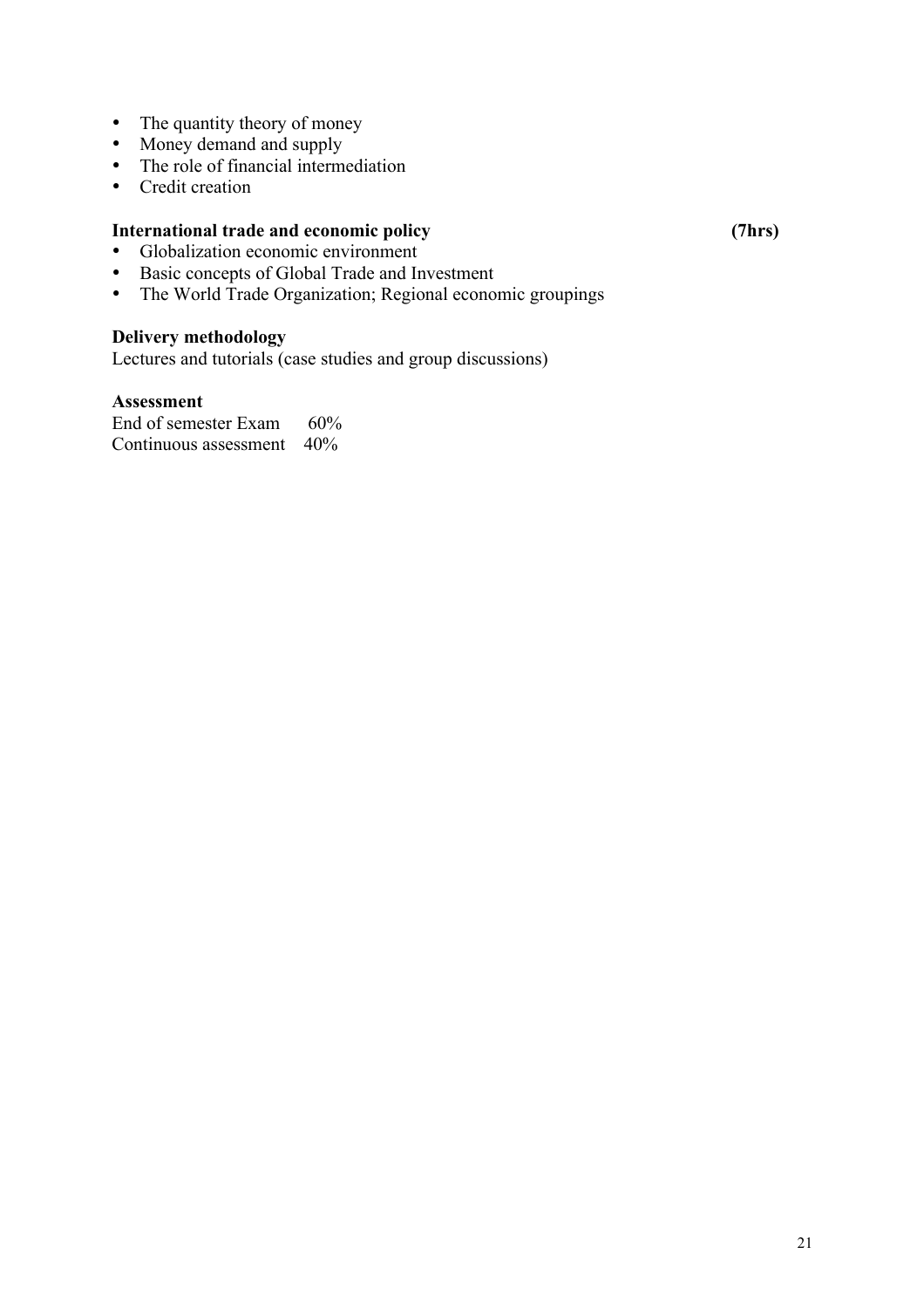- The quantity theory of money
- Money demand and supply
- The role of financial intermediation
- Credit creation

**International trade and economic policy** **(7hrs)**

- Globalization economic environment
- Basic concepts of Global Trade and Investment
- The World Trade Organization; Regional economic groupings

**Delivery methodology**

Lectures and tutorials (case studies and group discussions)

**Assessment**

End of semester Exam 60%
Continuous assessment 40%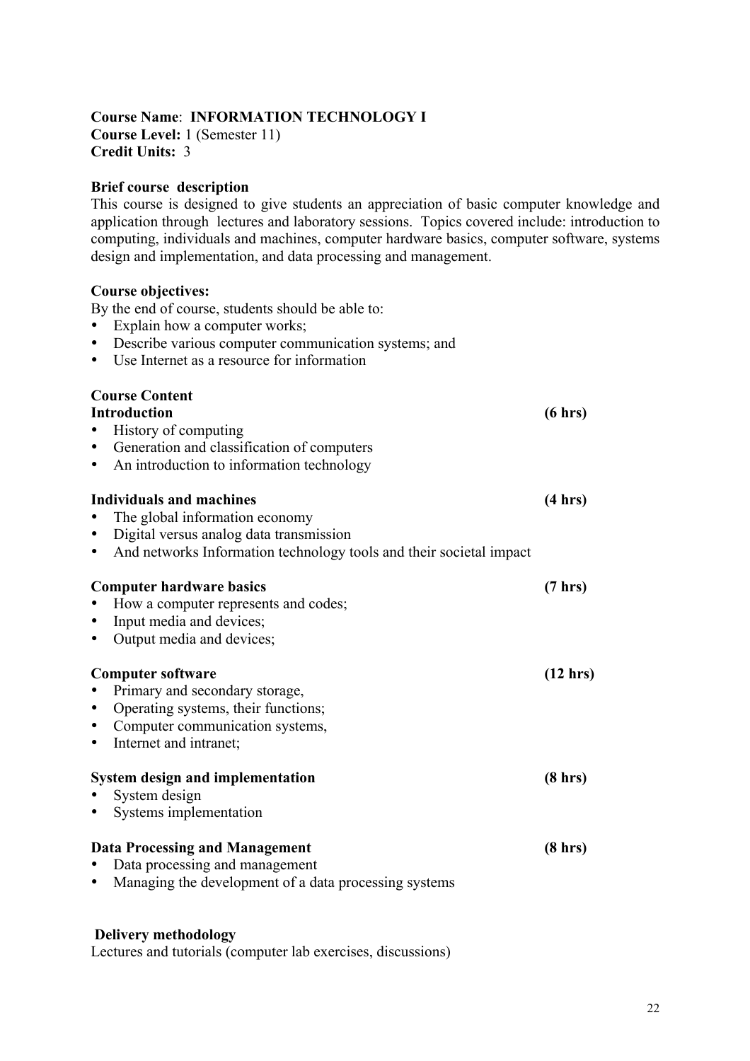**Course Name**: **INFORMATION TECHNOLOGY I**
**Course Level:** 1 (Semester 11)
**Credit Units:** 3

**Brief course description**

This course is designed to give students an appreciation of basic computer knowledge and application through lectures and laboratory sessions. Topics covered include: introduction to computing, individuals and machines, computer hardware basics, computer software, systems design and implementation, and data processing and management.

**Course objectives:**

By the end of course, students should be able to:

- Explain how a computer works;
- Describe various computer communication systems; and
- Use Internet as a resource for information

**Course Content**

**Introduction** **(6 hrs)**

- History of computing
- Generation and classification of computers
- An introduction to information technology

**Individuals and machines** **(4 hrs)**

- The global information economy
- Digital versus analog data transmission
- And networks Information technology tools and their societal impact

**Computer hardware basics** **(7 hrs)**

- How a computer represents and codes;
- Input media and devices;
- Output media and devices;

**Computer software** **(12 hrs)**

- Primary and secondary storage,
- Operating systems, their functions;
- Computer communication systems,
- Internet and intranet;

**System design and implementation** **(8 hrs)**

- System design
- Systems implementation

**Data Processing and Management** **(8 hrs)**

- Data processing and management
- Managing the development of a data processing systems

**Delivery methodology**

Lectures and tutorials (computer lab exercises, discussions)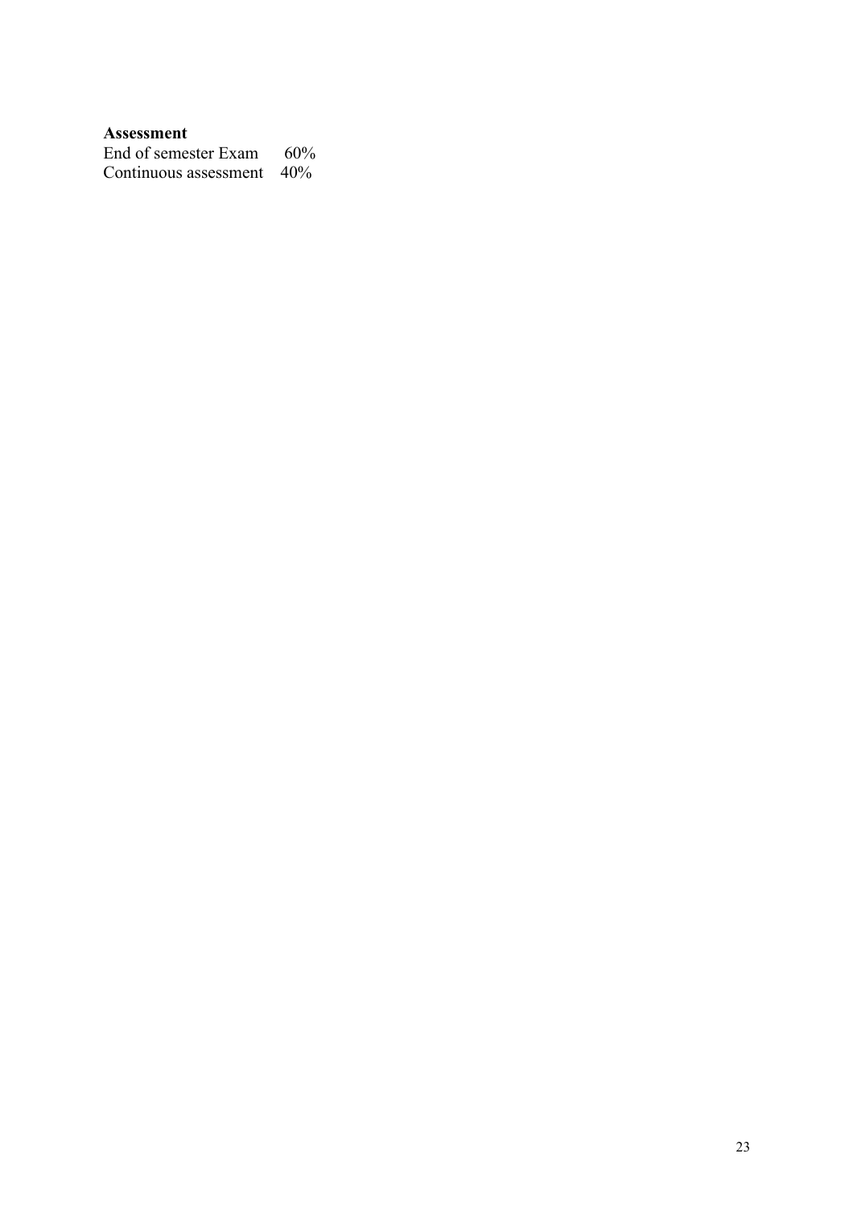**Assessment**

End of semester Exam 60%
Continuous assessment 40%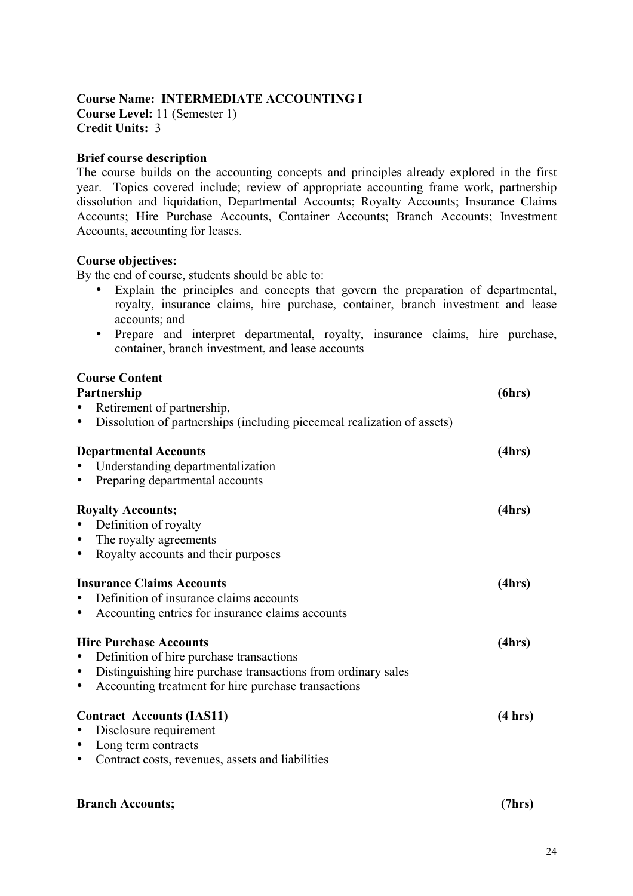**Course Name: INTERMEDIATE ACCOUNTING I**
**Course Level:** 11 (Semester 1)
**Credit Units:** 3

**Brief course description**

The course builds on the accounting concepts and principles already explored in the first year. Topics covered include; review of appropriate accounting frame work, partnership dissolution and liquidation, Departmental Accounts; Royalty Accounts; Insurance Claims Accounts; Hire Purchase Accounts, Container Accounts; Branch Accounts; Investment Accounts, accounting for leases.

**Course objectives:**

By the end of course, students should be able to:

- Explain the principles and concepts that govern the preparation of departmental, royalty, insurance claims, hire purchase, container, branch investment and lease accounts; and
- Prepare and interpret departmental, royalty, insurance claims, hire purchase, container, branch investment, and lease accounts

**Course Content**

**Partnership** **(6hrs)**

- Retirement of partnership,
- Dissolution of partnerships (including piecemeal realization of assets)

**Departmental Accounts** **(4hrs)**

- Understanding departmentalization
- Preparing departmental accounts

**Royalty Accounts;** **(4hrs)**

- Definition of royalty
- The royalty agreements
- Royalty accounts and their purposes

**Insurance Claims Accounts** **(4hrs)**

- Definition of insurance claims accounts
- Accounting entries for insurance claims accounts

**Hire Purchase Accounts** **(4hrs)**

- Definition of hire purchase transactions
- Distinguishing hire purchase transactions from ordinary sales
- Accounting treatment for hire purchase transactions

**Contract Accounts (IAS11)** **(4 hrs)**

- Disclosure requirement
- Long term contracts
- Contract costs, revenues, assets and liabilities

**Branch Accounts;** **(7hrs)**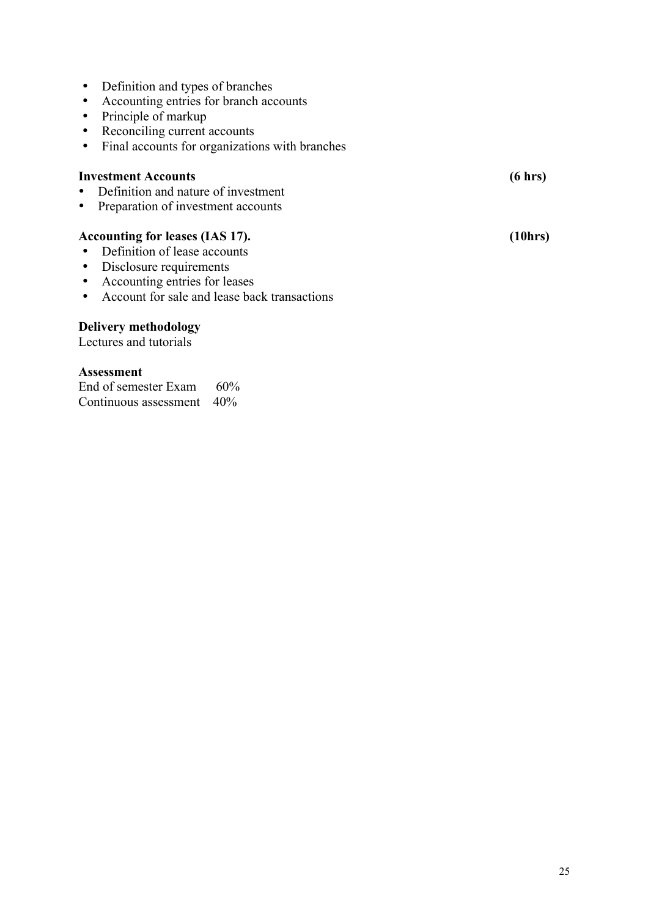- Definition and types of branches
- Accounting entries for branch accounts
- Principle of markup
- Reconciling current accounts
- Final accounts for organizations with branches

**Investment Accounts** **(6 hrs)**

- Definition and nature of investment
- Preparation of investment accounts

**Accounting for leases (IAS 17).** **(10hrs)**

- Definition of lease accounts
- Disclosure requirements
- Accounting entries for leases
- Account for sale and lease back transactions

**Delivery methodology**

Lectures and tutorials

**Assessment**

End of semester Exam 60%
Continuous assessment 40%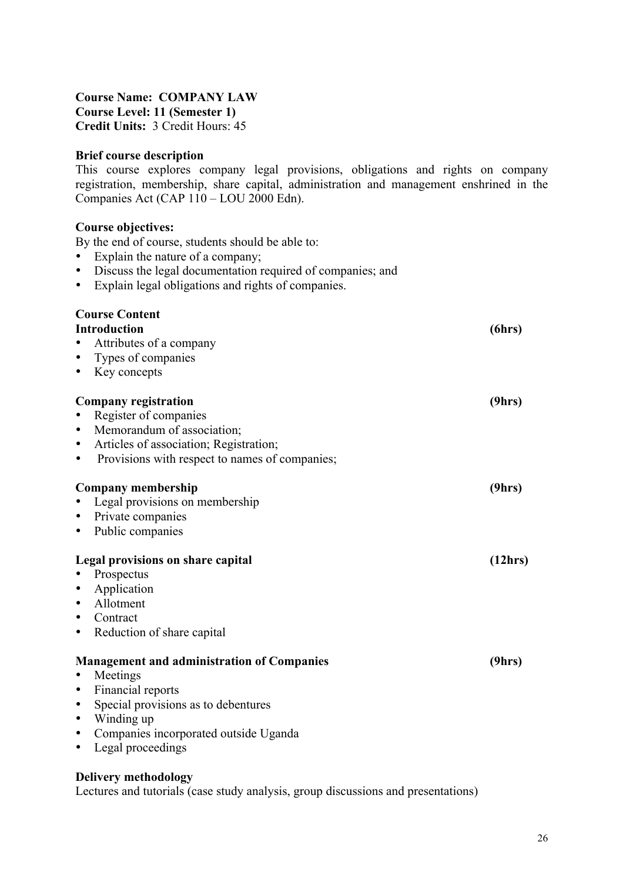**Course Name: COMPANY LAW**
**Course Level: 11 (Semester 1)**
**Credit Units:** 3 Credit Hours: 45

**Brief course description**

This course explores company legal provisions, obligations and rights on company registration, membership, share capital, administration and management enshrined in the Companies Act (CAP 110 – LOU 2000 Edn).

**Course objectives:**

By the end of course, students should be able to:

- Explain the nature of a company;
- Discuss the legal documentation required of companies; and
- Explain legal obligations and rights of companies.

**Course Content**

**Introduction** **(6hrs)**

- Attributes of a company
- Types of companies
- Key concepts

**Company registration** **(9hrs)**

- Register of companies
- Memorandum of association;
- Articles of association; Registration;
- Provisions with respect to names of companies;

**Company membership** **(9hrs)**

- Legal provisions on membership
- Private companies
- Public companies

**Legal provisions on share capital** **(12hrs)**

- Prospectus
- Application
- Allotment
- Contract
- Reduction of share capital

**Management and administration of Companies** **(9hrs)**

- Meetings
- Financial reports
- Special provisions as to debentures
- Winding up
- Companies incorporated outside Uganda
- Legal proceedings

**Delivery methodology**

Lectures and tutorials (case study analysis, group discussions and presentations)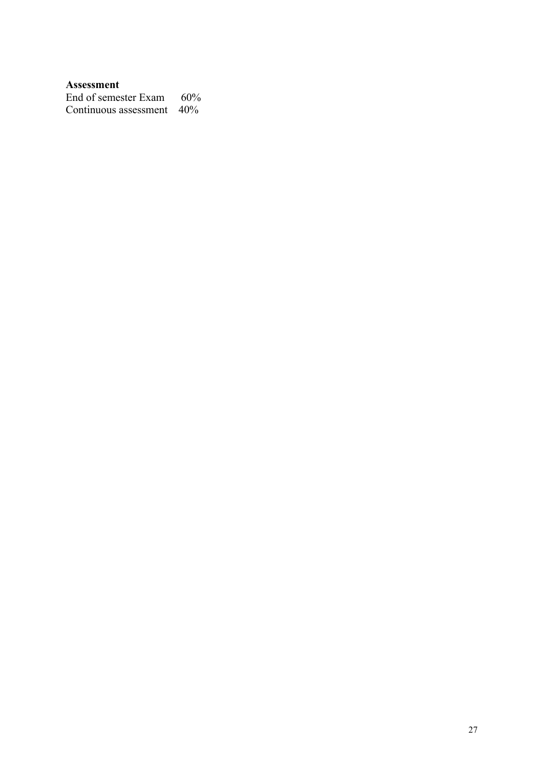**Assessment**

| | |
|---|---|
| End of semester Exam | 60% |
| Continuous assessment | 40% |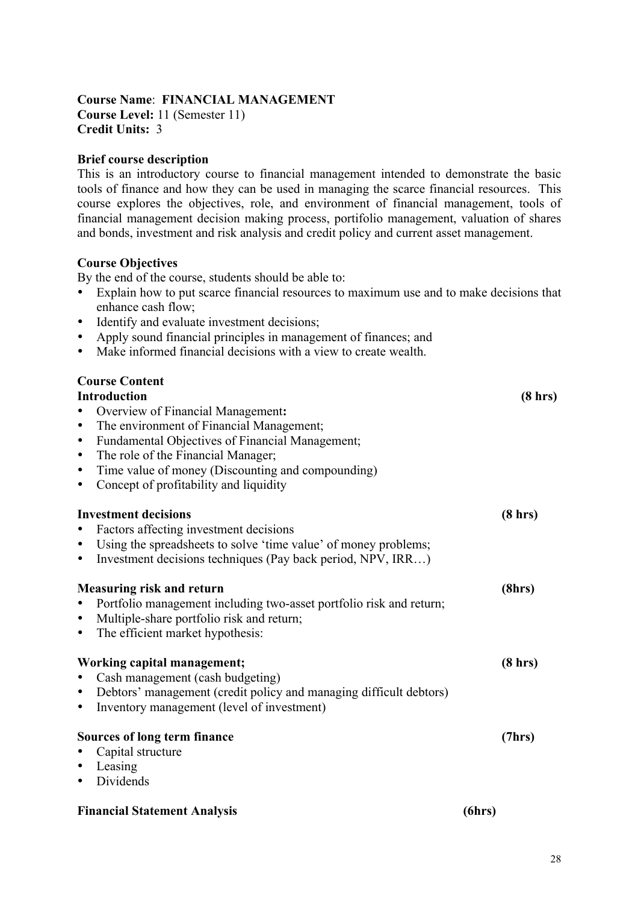**Course Name**: **FINANCIAL MANAGEMENT**
**Course Level:** 11 (Semester 11)
**Credit Units:** 3

**Brief course description**

This is an introductory course to financial management intended to demonstrate the basic tools of finance and how they can be used in managing the scarce financial resources. This course explores the objectives, role, and environment of financial management, tools of financial management decision making process, portifolio management, valuation of shares and bonds, investment and risk analysis and credit policy and current asset management.

**Course Objectives**

By the end of the course, students should be able to:

- Explain how to put scarce financial resources to maximum use and to make decisions that enhance cash flow;
- Identify and evaluate investment decisions;
- Apply sound financial principles in management of finances; and
- Make informed financial decisions with a view to create wealth.

**Course Content**

**Introduction** **(8 hrs)**

- Overview of Financial Management**:**
- The environment of Financial Management;
- Fundamental Objectives of Financial Management;
- The role of the Financial Manager;
- Time value of money (Discounting and compounding)
- Concept of profitability and liquidity

**Investment decisions** **(8 hrs)**

- Factors affecting investment decisions
- Using the spreadsheets to solve 'time value' of money problems;
- Investment decisions techniques (Pay back period, NPV, IRR…)

**Measuring risk and return** **(8hrs)**

- Portfolio management including two-asset portfolio risk and return;
- Multiple-share portfolio risk and return;
- The efficient market hypothesis:

**Working capital management;** **(8 hrs)**

- Cash management (cash budgeting)
- Debtors' management (credit policy and managing difficult debtors)
- Inventory management (level of investment)

**Sources of long term finance** **(7hrs)**

- Capital structure
- Leasing
- Dividends

**Financial Statement Analysis** **(6hrs)**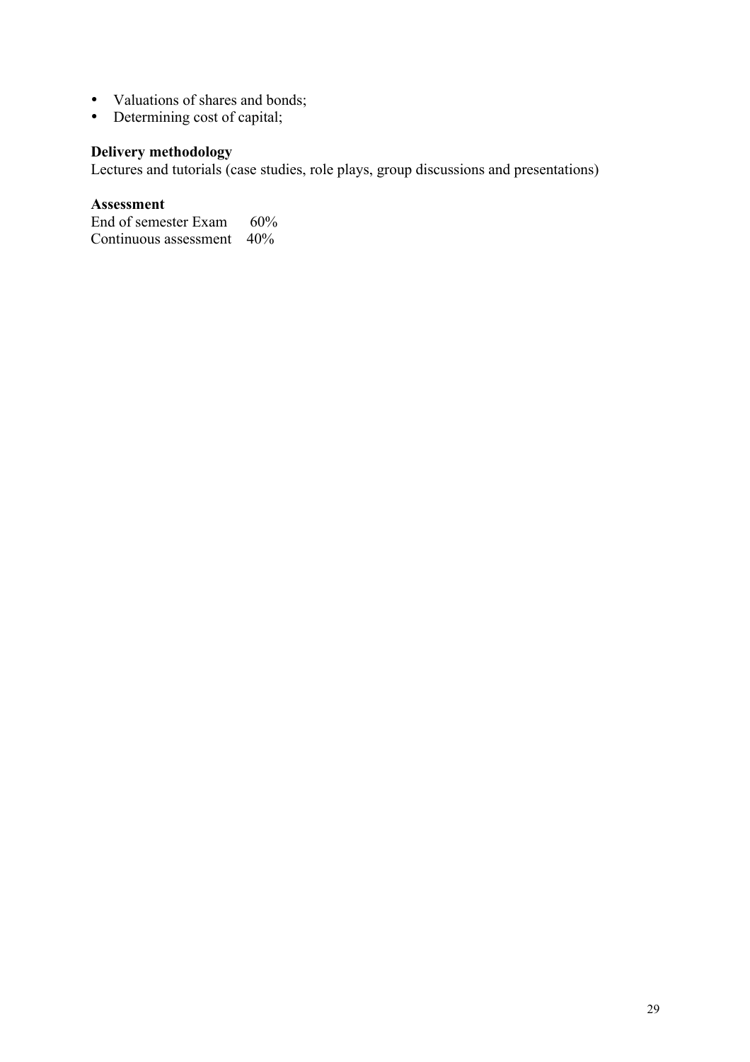- Valuations of shares and bonds;
- Determining cost of capital;

**Delivery methodology**
Lectures and tutorials (case studies, role plays, group discussions and presentations)

**Assessment**
End of semester Exam 60%
Continuous assessment 40%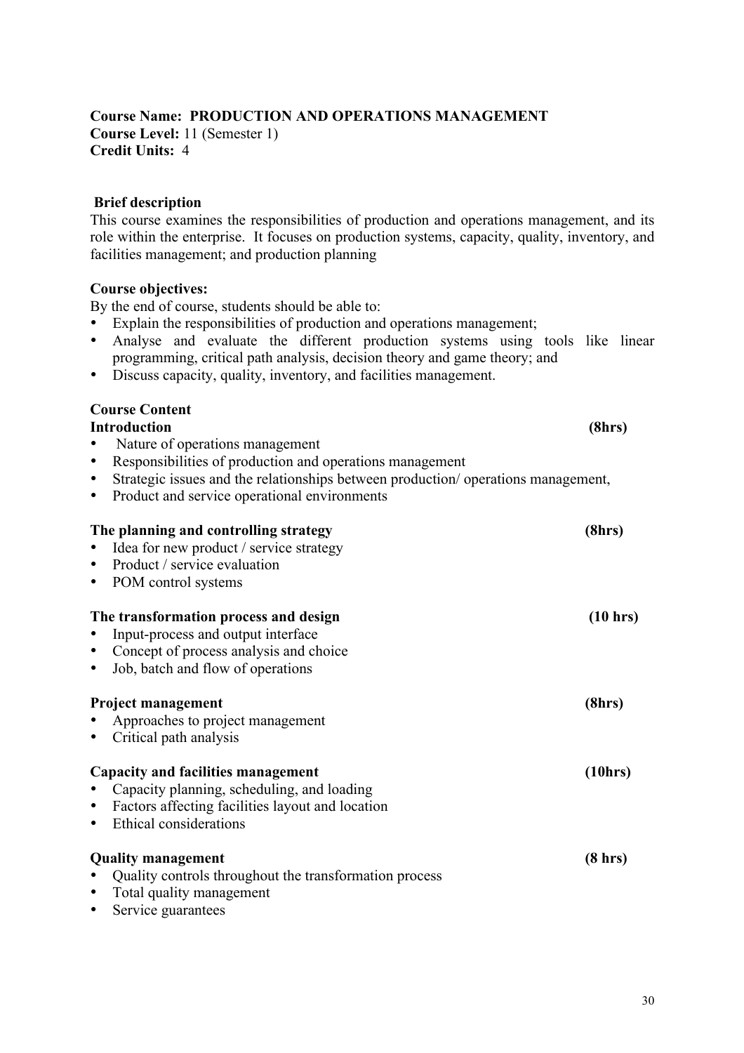**Course Name: PRODUCTION AND OPERATIONS MANAGEMENT**
**Course Level:** 11 (Semester 1)
**Credit Units:** 4

**Brief description**

This course examines the responsibilities of production and operations management, and its role within the enterprise. It focuses on production systems, capacity, quality, inventory, and facilities management; and production planning

**Course objectives:**

By the end of course, students should be able to:

- Explain the responsibilities of production and operations management;
- Analyse and evaluate the different production systems using tools like linear programming, critical path analysis, decision theory and game theory; and
- Discuss capacity, quality, inventory, and facilities management.

**Course Content**

**Introduction (8hrs)**

- Nature of operations management
- Responsibilities of production and operations management
- Strategic issues and the relationships between production/ operations management,
- Product and service operational environments

**The planning and controlling strategy (8hrs)**

- Idea for new product / service strategy
- Product / service evaluation
- POM control systems

**The transformation process and design (10 hrs)**

- Input-process and output interface
- Concept of process analysis and choice
- Job, batch and flow of operations

**Project management (8hrs)**

- Approaches to project management
- Critical path analysis

**Capacity and facilities management (10hrs)**

- Capacity planning, scheduling, and loading
- Factors affecting facilities layout and location
- Ethical considerations

**Quality management (8 hrs)**

- Quality controls throughout the transformation process
- Total quality management
- Service guarantees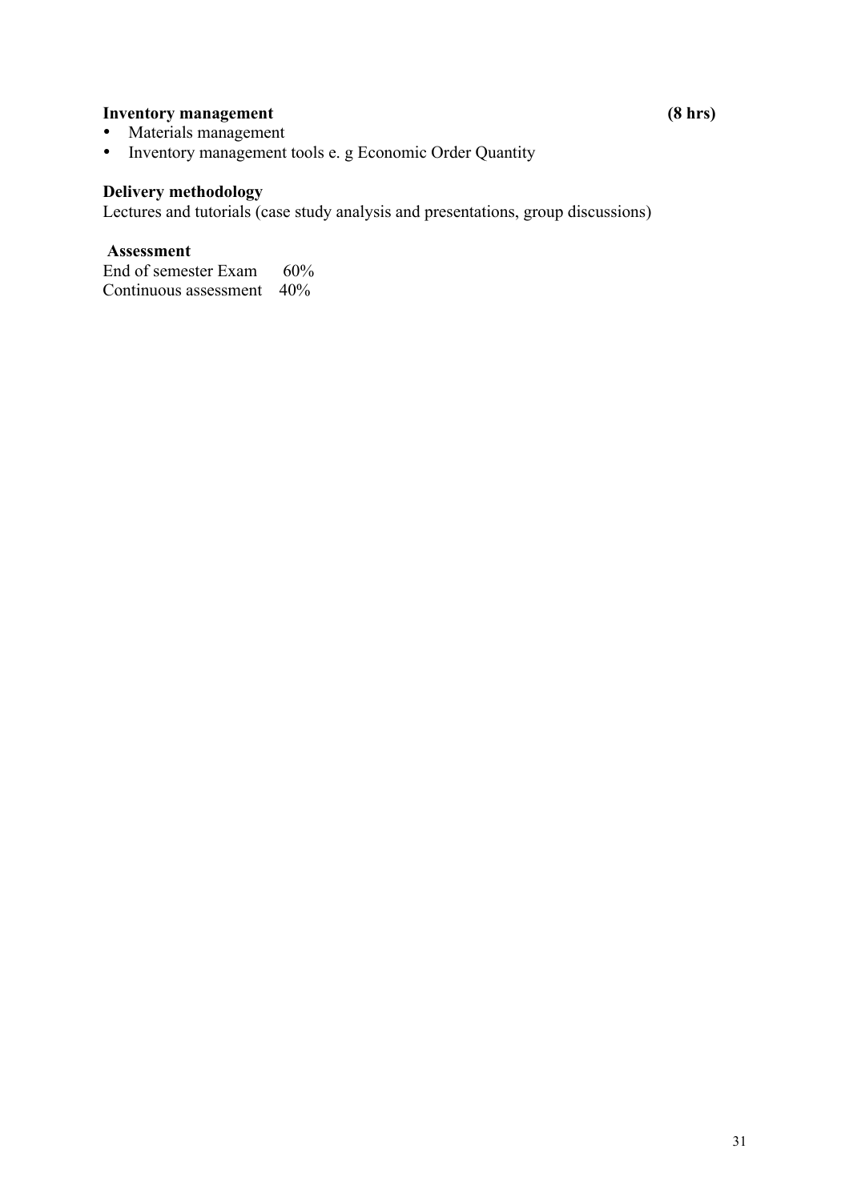**Inventory management** **(8 hrs)**

- Materials management
- Inventory management tools e. g Economic Order Quantity

**Delivery methodology**

Lectures and tutorials (case study analysis and presentations, group discussions)

**Assessment**

End of semester Exam 60%

Continuous assessment 40%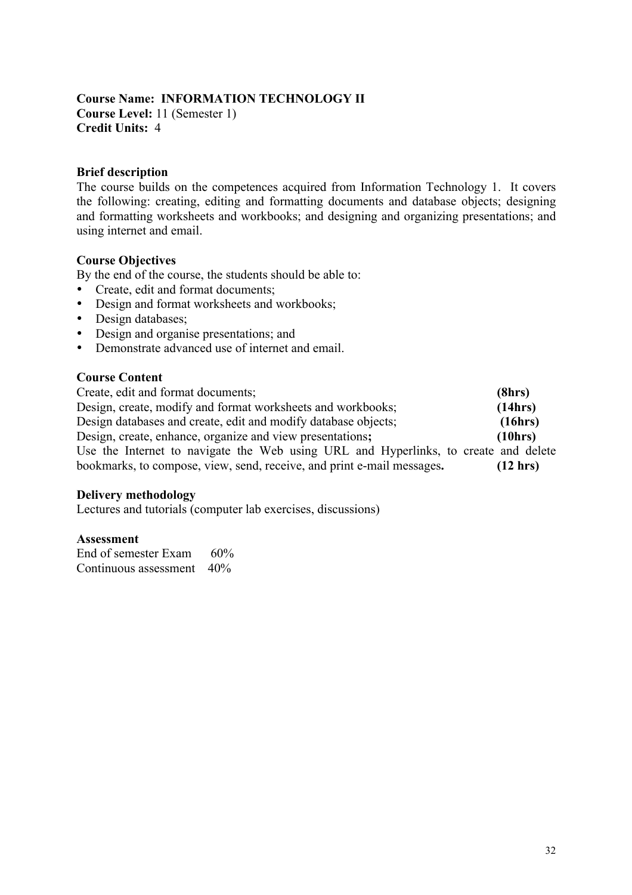**Course Name: INFORMATION TECHNOLOGY II**
**Course Level:** 11 (Semester 1)
**Credit Units:** 4

**Brief description**
The course builds on the competences acquired from Information Technology 1. It covers the following: creating, editing and formatting documents and database objects; designing and formatting worksheets and workbooks; and designing and organizing presentations; and using internet and email.

**Course Objectives**
By the end of the course, the students should be able to:

- Create, edit and format documents;
- Design and format worksheets and workbooks;
- Design databases;
- Design and organise presentations; and
- Demonstrate advanced use of internet and email.

**Course Content**
Create, edit and format documents; **(8hrs)**
Design, create, modify and format worksheets and workbooks; **(14hrs)**
Design databases and create, edit and modify database objects; **(16hrs)**
Design, create, enhance, organize and view presentations**;** **(10hrs)**
Use the Internet to navigate the Web using URL and Hyperlinks, to create and delete bookmarks, to compose, view, send, receive, and print e-mail messages**.** **(12 hrs)**

**Delivery methodology**
Lectures and tutorials (computer lab exercises, discussions)

**Assessment**
End of semester Exam 60%
Continuous assessment 40%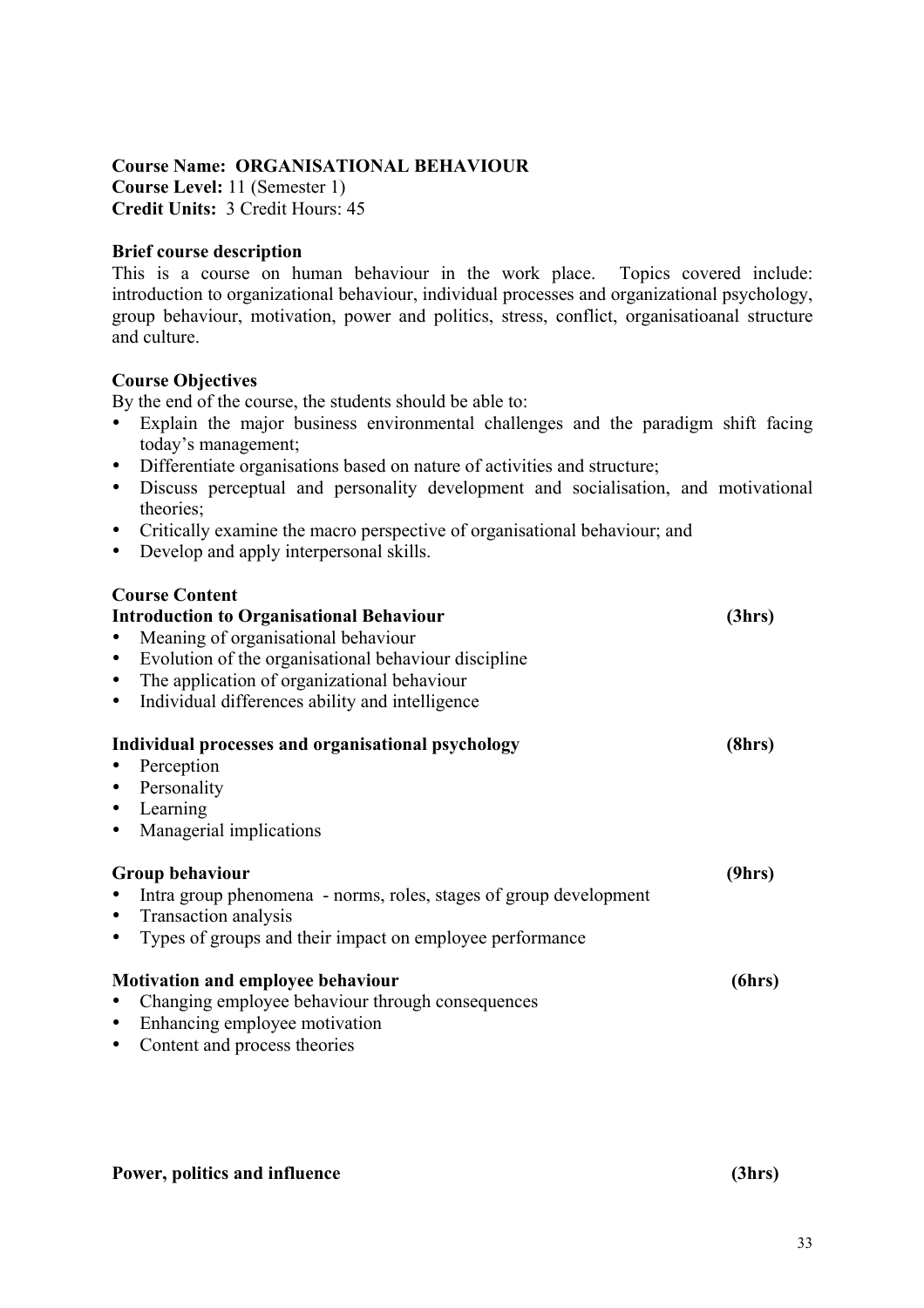**Course Name: ORGANISATIONAL BEHAVIOUR**
**Course Level:** 11 (Semester 1)
**Credit Units:** 3 Credit Hours: 45

**Brief course description**
This is a course on human behaviour in the work place. Topics covered include: introduction to organizational behaviour, individual processes and organizational psychology, group behaviour, motivation, power and politics, stress, conflict, organisatioanal structure and culture.

**Course Objectives**
By the end of the course, the students should be able to:

- Explain the major business environmental challenges and the paradigm shift facing today's management;
- Differentiate organisations based on nature of activities and structure;
- Discuss perceptual and personality development and socialisation, and motivational theories;
- Critically examine the macro perspective of organisational behaviour; and
- Develop and apply interpersonal skills.

**Course Content**

**Introduction to Organisational Behaviour (3hrs)**

- Meaning of organisational behaviour
- Evolution of the organisational behaviour discipline
- The application of organizational behaviour
- Individual differences ability and intelligence

**Individual processes and organisational psychology (8hrs)**

- Perception
- Personality
- Learning
- Managerial implications

**Group behaviour (9hrs)**

- Intra group phenomena - norms, roles, stages of group development
- Transaction analysis
- Types of groups and their impact on employee performance

**Motivation and employee behaviour (6hrs)**

- Changing employee behaviour through consequences
- Enhancing employee motivation
- Content and process theories

**Power, politics and influence (3hrs)**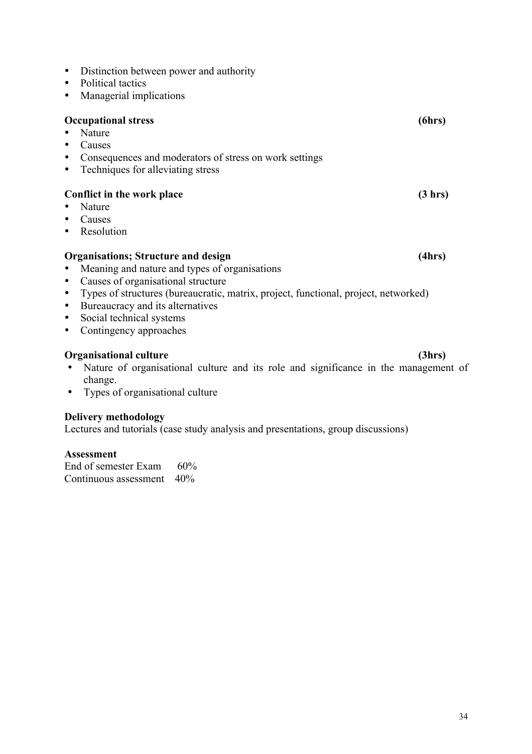- Distinction between power and authority
- Political tactics
- Managerial implications

**Occupational stress** **(6hrs)**

- Nature
- Causes
- Consequences and moderators of stress on work settings
- Techniques for alleviating stress

**Conflict in the work place** **(3 hrs)**

- Nature
- Causes
- Resolution

**Organisations; Structure and design** **(4hrs)**

- Meaning and nature and types of organisations
- Causes of organisational structure
- Types of structures (bureaucratic, matrix, project, functional, project, networked)
- Bureaucracy and its alternatives
- Social technical systems
- Contingency approaches

**Organisational culture** **(3hrs)**

- Nature of organisational culture and its role and significance in the management of change.
- Types of organisational culture

**Delivery methodology**

Lectures and tutorials (case study analysis and presentations, group discussions)

**Assessment**

End of semester Exam 60%
Continuous assessment 40%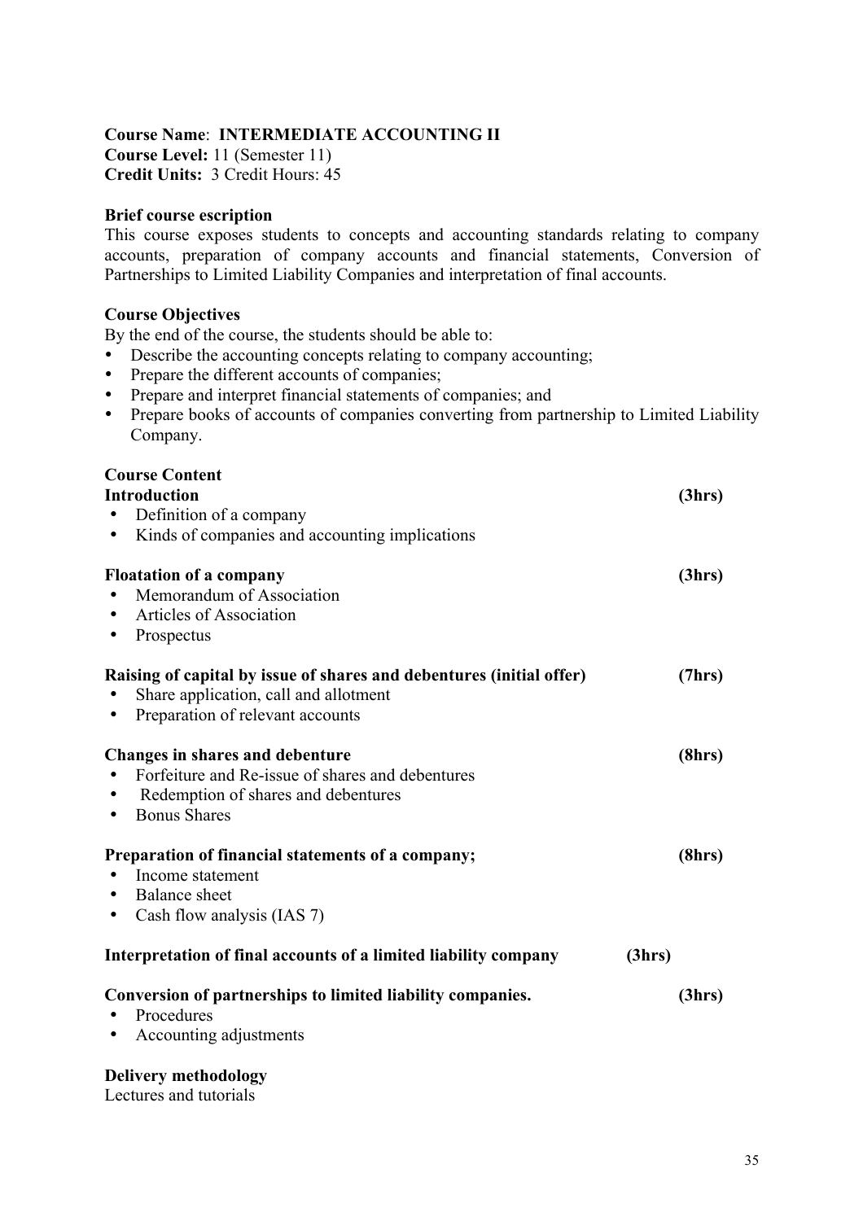**Course Name**: **INTERMEDIATE ACCOUNTING II**
**Course Level:** 11 (Semester 11)
**Credit Units:** 3 Credit Hours: 45

**Brief course escription**
This course exposes students to concepts and accounting standards relating to company accounts, preparation of company accounts and financial statements, Conversion of Partnerships to Limited Liability Companies and interpretation of final accounts.

**Course Objectives**
By the end of the course, the students should be able to:

- Describe the accounting concepts relating to company accounting;
- Prepare the different accounts of companies;
- Prepare and interpret financial statements of companies; and
- Prepare books of accounts of companies converting from partnership to Limited Liability Company.

**Course Content**

**Introduction** **(3hrs)**

- Definition of a company
- Kinds of companies and accounting implications

**Floatation of a company** **(3hrs)**

- Memorandum of Association
- Articles of Association
- Prospectus

**Raising of capital by issue of shares and debentures (initial offer)** **(7hrs)**

- Share application, call and allotment
- Preparation of relevant accounts

**Changes in shares and debenture** **(8hrs)**

- Forfeiture and Re-issue of shares and debentures
- Redemption of shares and debentures
- Bonus Shares

**Preparation of financial statements of a company;** **(8hrs)**

- Income statement
- Balance sheet
- Cash flow analysis (IAS 7)

**Interpretation of final accounts of a limited liability company** **(3hrs)**

**Conversion of partnerships to limited liability companies.** **(3hrs)**

- Procedures
- Accounting adjustments

**Delivery methodology**
Lectures and tutorials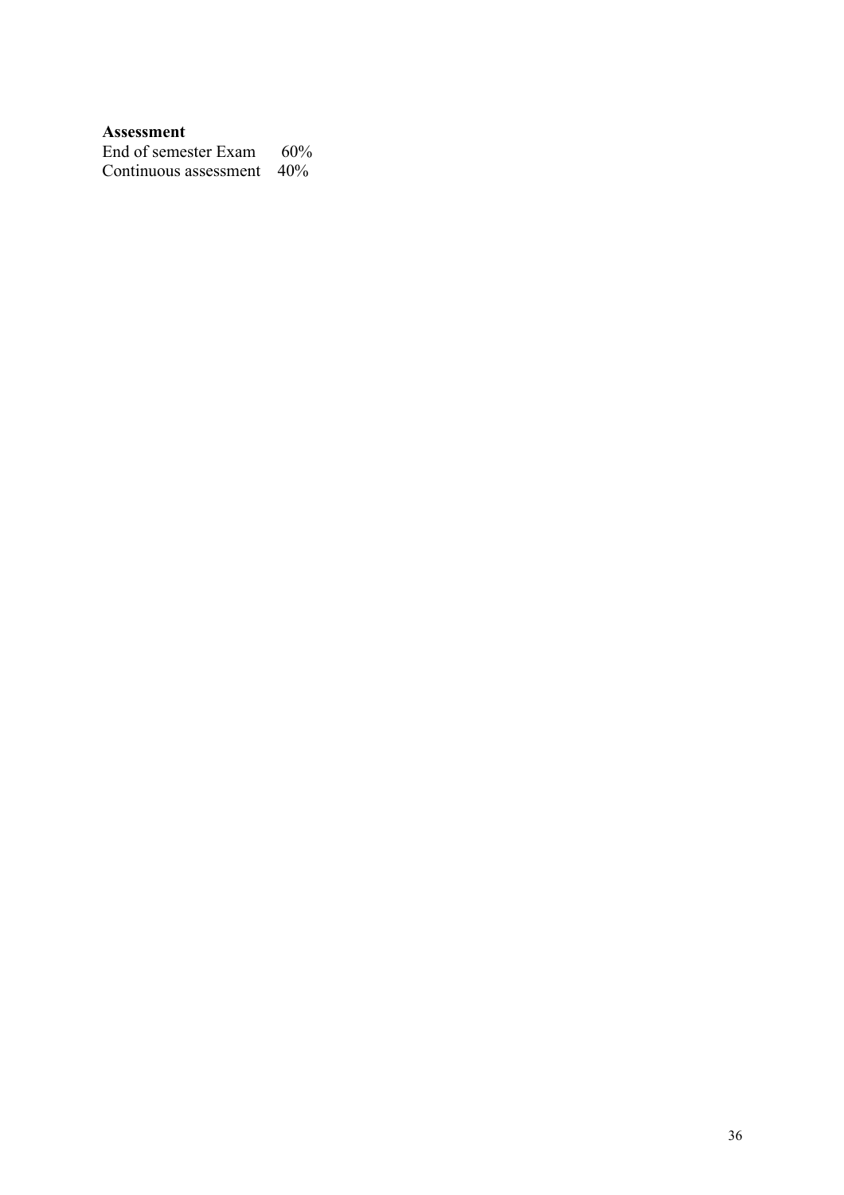**Assessment**

End of semester Exam 60%
Continuous assessment 40%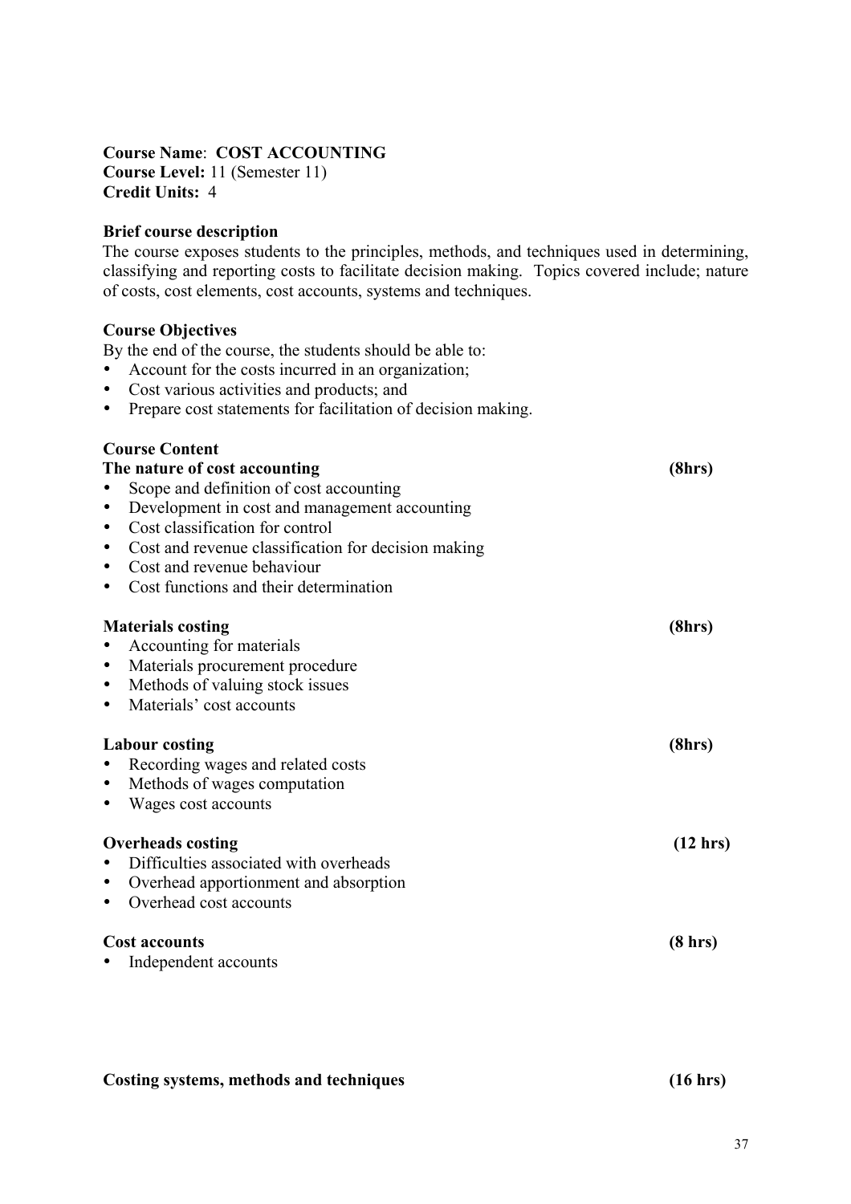**Course Name**: **COST ACCOUNTING**
**Course Level:** 11 (Semester 11)
**Credit Units:** 4

**Brief course description**

The course exposes students to the principles, methods, and techniques used in determining, classifying and reporting costs to facilitate decision making. Topics covered include; nature of costs, cost elements, cost accounts, systems and techniques.

**Course Objectives**

By the end of the course, the students should be able to:

- Account for the costs incurred in an organization;
- Cost various activities and products; and
- Prepare cost statements for facilitation of decision making.

**Course Content**

**The nature of cost accounting (8hrs)**

- Scope and definition of cost accounting
- Development in cost and management accounting
- Cost classification for control
- Cost and revenue classification for decision making
- Cost and revenue behaviour
- Cost functions and their determination

**Materials costing (8hrs)**

- Accounting for materials
- Materials procurement procedure
- Methods of valuing stock issues
- Materials' cost accounts

**Labour costing (8hrs)**

- Recording wages and related costs
- Methods of wages computation
- Wages cost accounts

**Overheads costing (12 hrs)**

- Difficulties associated with overheads
- Overhead apportionment and absorption
- Overhead cost accounts

**Cost accounts (8 hrs)**

- Independent accounts

**Costing systems, methods and techniques (16 hrs)**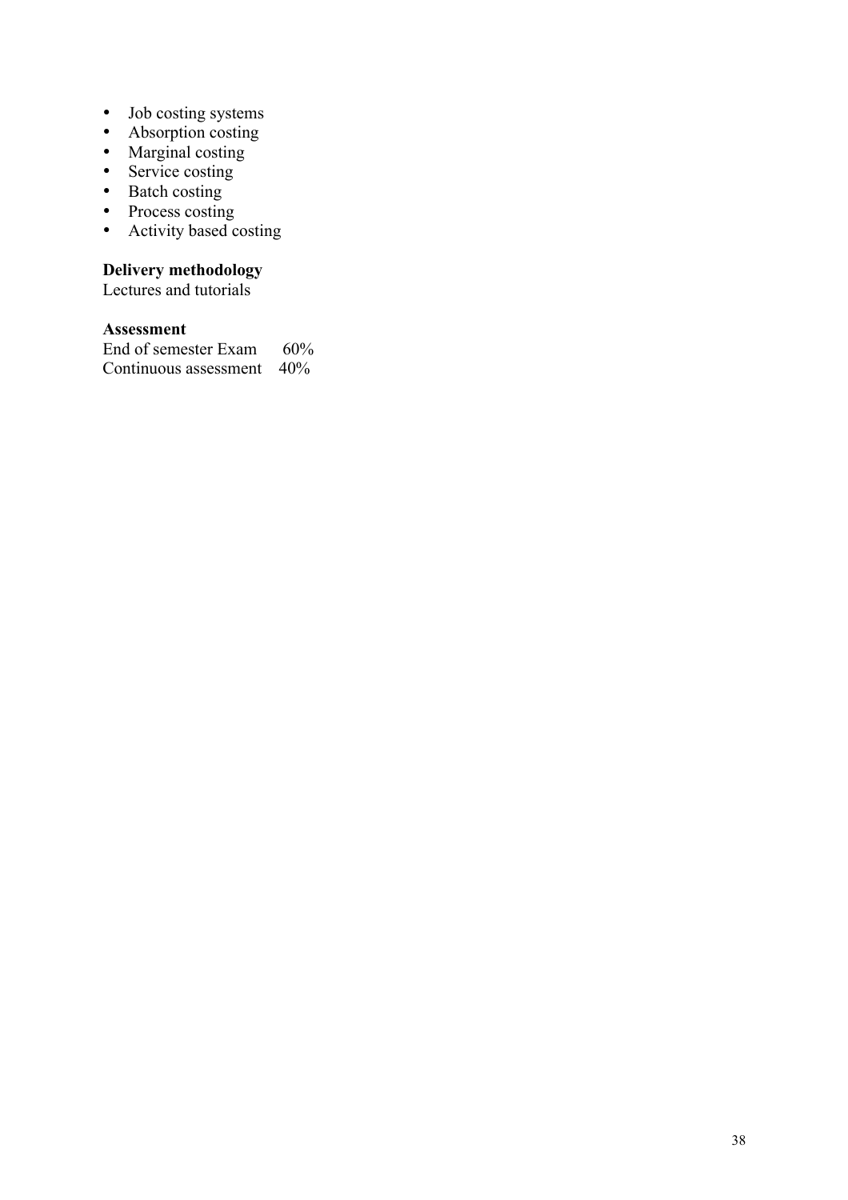- Job costing systems
- Absorption costing
- Marginal costing
- Service costing
- Batch costing
- Process costing
- Activity based costing

**Delivery methodology**
Lectures and tutorials

**Assessment**
End of semester Exam 60%
Continuous assessment 40%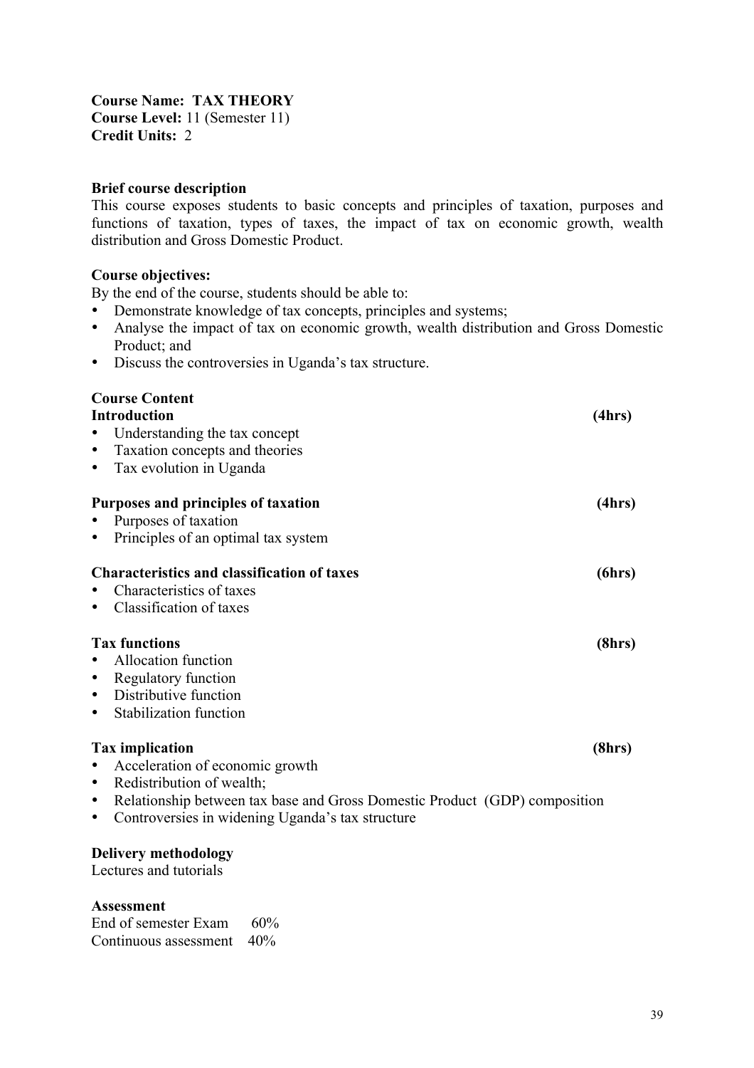**Course Name: TAX THEORY**
**Course Level:** 11 (Semester 11)
**Credit Units:** 2

**Brief course description**

This course exposes students to basic concepts and principles of taxation, purposes and functions of taxation, types of taxes, the impact of tax on economic growth, wealth distribution and Gross Domestic Product.

**Course objectives:**

By the end of the course, students should be able to:

- Demonstrate knowledge of tax concepts, principles and systems;
- Analyse the impact of tax on economic growth, wealth distribution and Gross Domestic Product; and
- Discuss the controversies in Uganda's tax structure.

**Course Content**

**Introduction (4hrs)**

- Understanding the tax concept
- Taxation concepts and theories
- Tax evolution in Uganda

**Purposes and principles of taxation (4hrs)**

- Purposes of taxation
- Principles of an optimal tax system

**Characteristics and classification of taxes (6hrs)**

- Characteristics of taxes
- Classification of taxes

**Tax functions (8hrs)**

- Allocation function
- Regulatory function
- Distributive function
- Stabilization function

**Tax implication (8hrs)**

- Acceleration of economic growth
- Redistribution of wealth;
- Relationship between tax base and Gross Domestic Product (GDP) composition
- Controversies in widening Uganda's tax structure

**Delivery methodology**

Lectures and tutorials

**Assessment**

End of semester Exam 60%
Continuous assessment 40%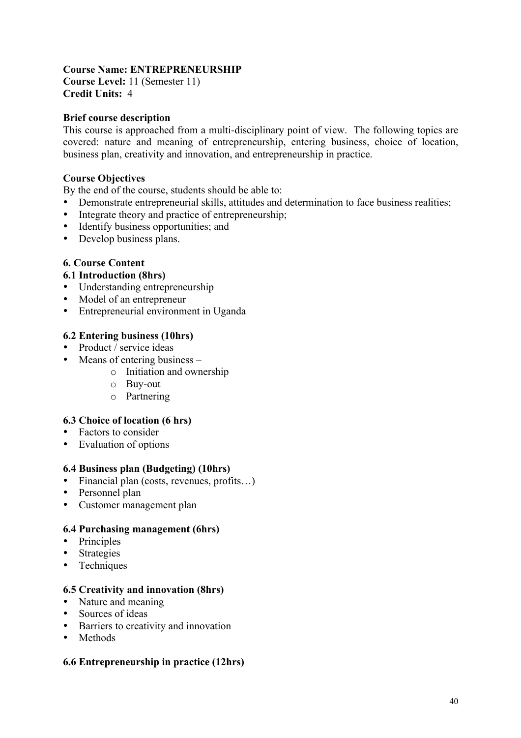**Course Name: ENTREPRENEURSHIP**
**Course Level:** 11 (Semester 11)
**Credit Units:** 4

**Brief course description**

This course is approached from a multi-disciplinary point of view. The following topics are covered: nature and meaning of entrepreneurship, entering business, choice of location, business plan, creativity and innovation, and entrepreneurship in practice.

**Course Objectives**

By the end of the course, students should be able to:

- Demonstrate entrepreneurial skills, attitudes and determination to face business realities;
- Integrate theory and practice of entrepreneurship;
- Identify business opportunities; and
- Develop business plans.

**6. Course Content**

**6.1 Introduction (8hrs)**

- Understanding entrepreneurship
- Model of an entrepreneur
- Entrepreneurial environment in Uganda

**6.2 Entering business (10hrs)**

- Product / service ideas
- Means of entering business –
  - Initiation and ownership
  - Buy-out
  - Partnering

**6.3 Choice of location (6 hrs)**

- Factors to consider
- Evaluation of options

**6.4 Business plan (Budgeting) (10hrs)**

- Financial plan (costs, revenues, profits…)
- Personnel plan
- Customer management plan

**6.4 Purchasing management (6hrs)**

- Principles
- Strategies
- Techniques

**6.5 Creativity and innovation (8hrs)**

- Nature and meaning
- Sources of ideas
- Barriers to creativity and innovation
- Methods

**6.6 Entrepreneurship in practice (12hrs)**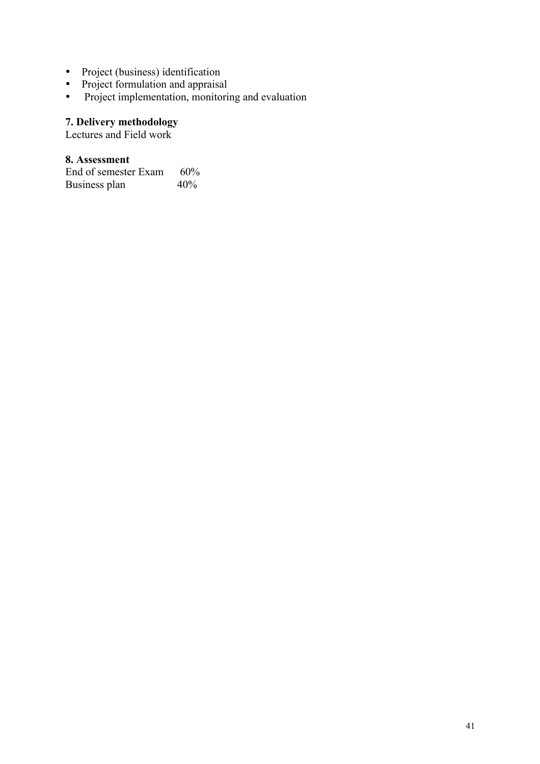- Project (business) identification
- Project formulation and appraisal
- Project implementation, monitoring and evaluation

**7. Delivery methodology**

Lectures and Field work

**8. Assessment**

| | |
|---|---|
| End of semester Exam | 60% |
| Business plan | 40% |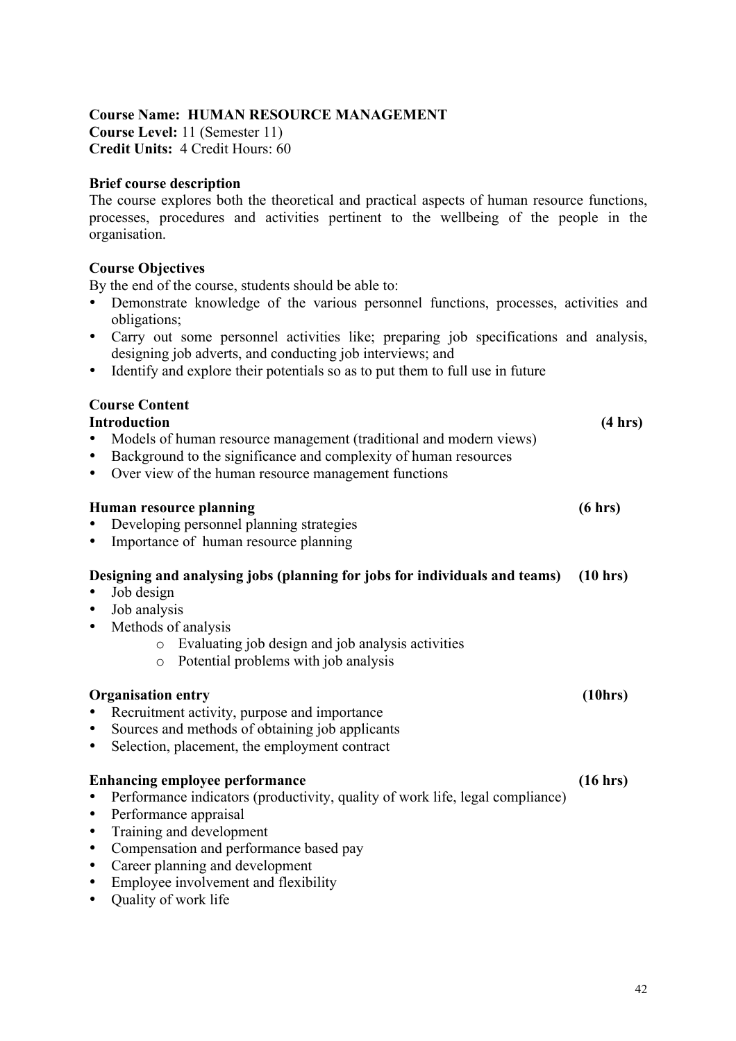**Course Name: HUMAN RESOURCE MANAGEMENT**
**Course Level:** 11 (Semester 11)
**Credit Units:** 4 Credit Hours: 60

**Brief course description**

The course explores both the theoretical and practical aspects of human resource functions, processes, procedures and activities pertinent to the wellbeing of the people in the organisation.

**Course Objectives**

By the end of the course, students should be able to:

- Demonstrate knowledge of the various personnel functions, processes, activities and obligations;
- Carry out some personnel activities like; preparing job specifications and analysis, designing job adverts, and conducting job interviews; and
- Identify and explore their potentials so as to put them to full use in future

**Course Content**

**Introduction** **(4 hrs)**

- Models of human resource management (traditional and modern views)
- Background to the significance and complexity of human resources
- Over view of the human resource management functions

**Human resource planning** **(6 hrs)**

- Developing personnel planning strategies
- Importance of human resource planning

**Designing and analysing jobs (planning for jobs for individuals and teams)** **(10 hrs)**

- Job design
- Job analysis
- Methods of analysis
    - Evaluating job design and job analysis activities
    - Potential problems with job analysis

**Organisation entry** **(10hrs)**

- Recruitment activity, purpose and importance
- Sources and methods of obtaining job applicants
- Selection, placement, the employment contract

**Enhancing employee performance** **(16 hrs)**

- Performance indicators (productivity, quality of work life, legal compliance)
- Performance appraisal
- Training and development
- Compensation and performance based pay
- Career planning and development
- Employee involvement and flexibility
- Quality of work life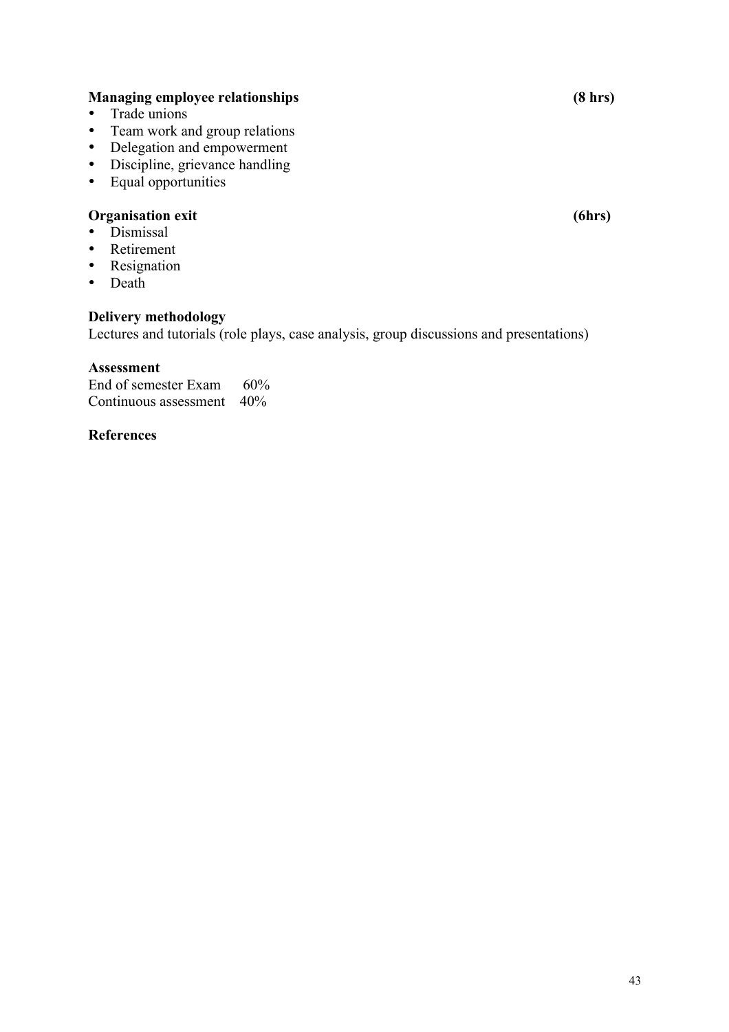**Managing employee relationships (8 hrs)**

- Trade unions
- Team work and group relations
- Delegation and empowerment
- Discipline, grievance handling
- Equal opportunities

**Organisation exit (6hrs)**

- Dismissal
- Retirement
- Resignation
- Death

**Delivery methodology**

Lectures and tutorials (role plays, case analysis, group discussions and presentations)

**Assessment**

End of semester Exam 60%
Continuous assessment 40%

**References**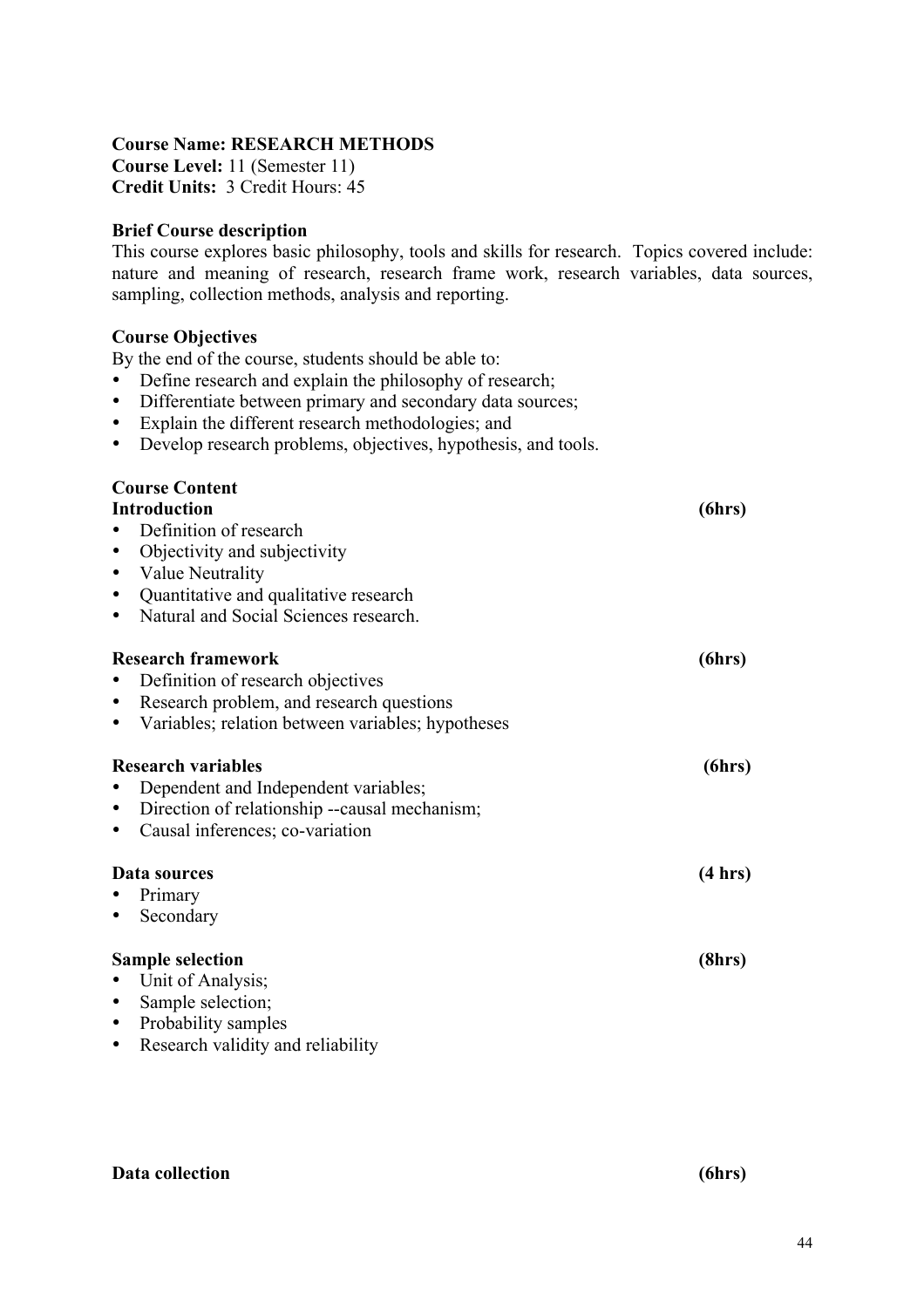**Course Name: RESEARCH METHODS**
**Course Level:** 11 (Semester 11)
**Credit Units:** 3 Credit Hours: 45

**Brief Course description**

This course explores basic philosophy, tools and skills for research. Topics covered include: nature and meaning of research, research frame work, research variables, data sources, sampling, collection methods, analysis and reporting.

**Course Objectives**

By the end of the course, students should be able to:

- Define research and explain the philosophy of research;
- Differentiate between primary and secondary data sources;
- Explain the different research methodologies; and
- Develop research problems, objectives, hypothesis, and tools.

**Course Content**

**Introduction** **(6hrs)**

- Definition of research
- Objectivity and subjectivity
- Value Neutrality
- Quantitative and qualitative research
- Natural and Social Sciences research.

**Research framework** **(6hrs)**

- Definition of research objectives
- Research problem, and research questions
- Variables; relation between variables; hypotheses

**Research variables** **(6hrs)**

- Dependent and Independent variables;
- Direction of relationship --causal mechanism;
- Causal inferences; co-variation

**Data sources** **(4 hrs)**

- Primary
- Secondary

**Sample selection** **(8hrs)**

- Unit of Analysis;
- Sample selection;
- Probability samples
- Research validity and reliability

**Data collection** **(6hrs)**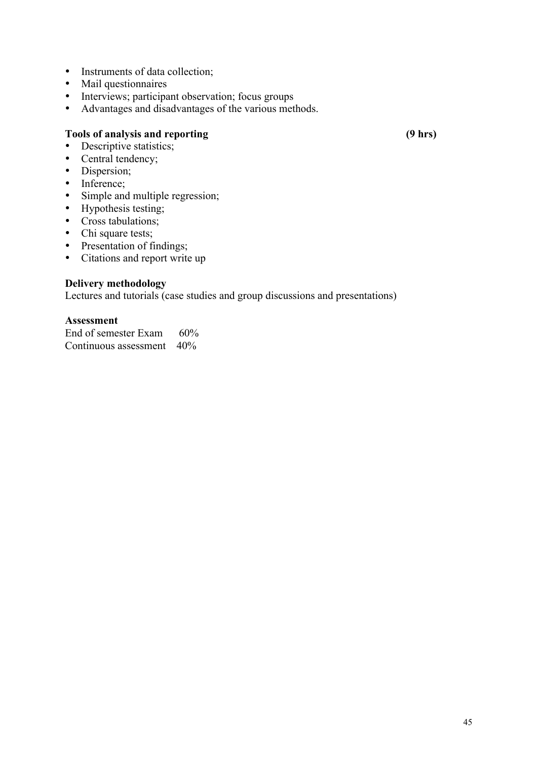- Instruments of data collection;
- Mail questionnaires
- Interviews; participant observation; focus groups
- Advantages and disadvantages of the various methods.

**Tools of analysis and reporting (9 hrs)**

- Descriptive statistics;
- Central tendency;
- Dispersion;
- Inference;
- Simple and multiple regression;
- Hypothesis testing;
- Cross tabulations;
- Chi square tests;
- Presentation of findings;
- Citations and report write up

**Delivery methodology**

Lectures and tutorials (case studies and group discussions and presentations)

**Assessment**

End of semester Exam 60%
Continuous assessment 40%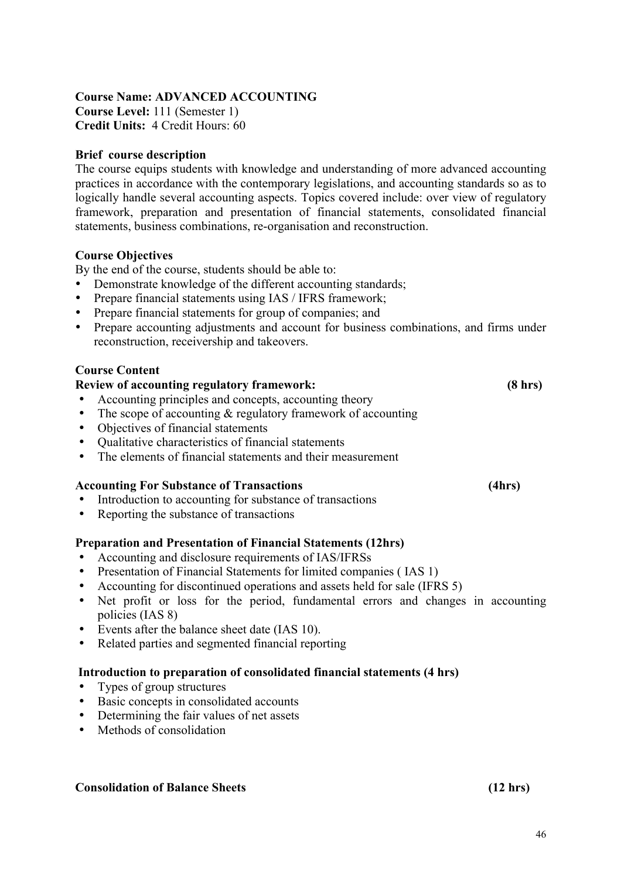**Course Name: ADVANCED ACCOUNTING**
**Course Level:** 111 (Semester 1)
**Credit Units:** 4 Credit Hours: 60

**Brief course description**

The course equips students with knowledge and understanding of more advanced accounting practices in accordance with the contemporary legislations, and accounting standards so as to logically handle several accounting aspects. Topics covered include: over view of regulatory framework, preparation and presentation of financial statements, consolidated financial statements, business combinations, re-organisation and reconstruction.

**Course Objectives**

By the end of the course, students should be able to:

- Demonstrate knowledge of the different accounting standards;
- Prepare financial statements using IAS / IFRS framework;
- Prepare financial statements for group of companies; and
- Prepare accounting adjustments and account for business combinations, and firms under reconstruction, receivership and takeovers.

**Course Content**

**Review of accounting regulatory framework: (8 hrs)**

- Accounting principles and concepts, accounting theory
- The scope of accounting & regulatory framework of accounting
- Objectives of financial statements
- Qualitative characteristics of financial statements
- The elements of financial statements and their measurement

**Accounting For Substance of Transactions (4hrs)**

- Introduction to accounting for substance of transactions
- Reporting the substance of transactions

**Preparation and Presentation of Financial Statements (12hrs)**

- Accounting and disclosure requirements of IAS/IFRSs
- Presentation of Financial Statements for limited companies ( IAS 1)
- Accounting for discontinued operations and assets held for sale (IFRS 5)
- Net profit or loss for the period, fundamental errors and changes in accounting policies (IAS 8)
- Events after the balance sheet date (IAS 10).
- Related parties and segmented financial reporting

**Introduction to preparation of consolidated financial statements (4 hrs)**

- Types of group structures
- Basic concepts in consolidated accounts
- Determining the fair values of net assets
- Methods of consolidation

**Consolidation of Balance Sheets (12 hrs)**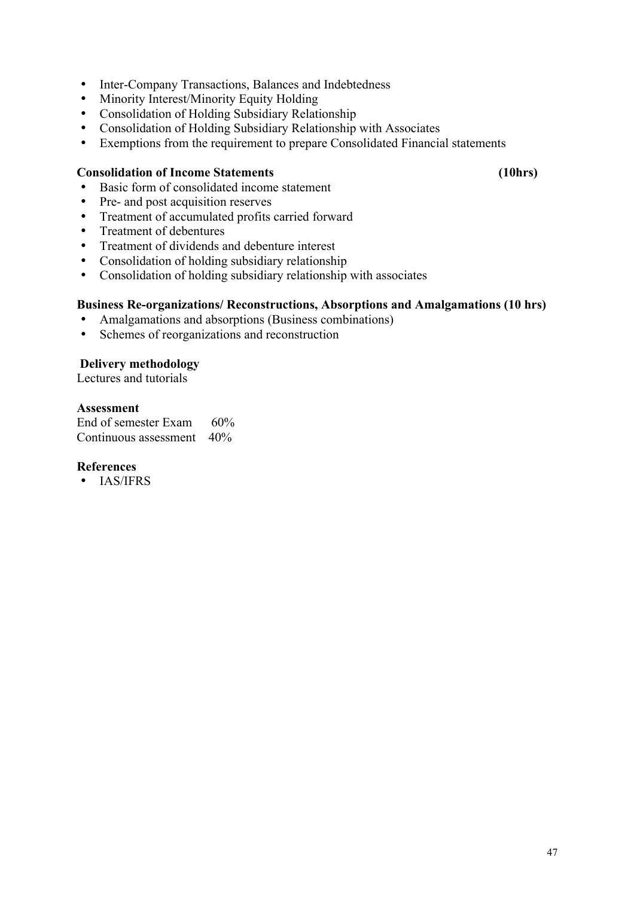- Inter-Company Transactions, Balances and Indebtedness
- Minority Interest/Minority Equity Holding
- Consolidation of Holding Subsidiary Relationship
- Consolidation of Holding Subsidiary Relationship with Associates
- Exemptions from the requirement to prepare Consolidated Financial statements

**Consolidation of Income Statements (10hrs)**

- Basic form of consolidated income statement
- Pre- and post acquisition reserves
- Treatment of accumulated profits carried forward
- Treatment of debentures
- Treatment of dividends and debenture interest
- Consolidation of holding subsidiary relationship
- Consolidation of holding subsidiary relationship with associates

**Business Re-organizations/ Reconstructions, Absorptions and Amalgamations (10 hrs)**

- Amalgamations and absorptions (Business combinations)
- Schemes of reorganizations and reconstruction

**Delivery methodology**

Lectures and tutorials

**Assessment**

End of semester Exam 60%
Continuous assessment 40%

**References**

- IAS/IFRS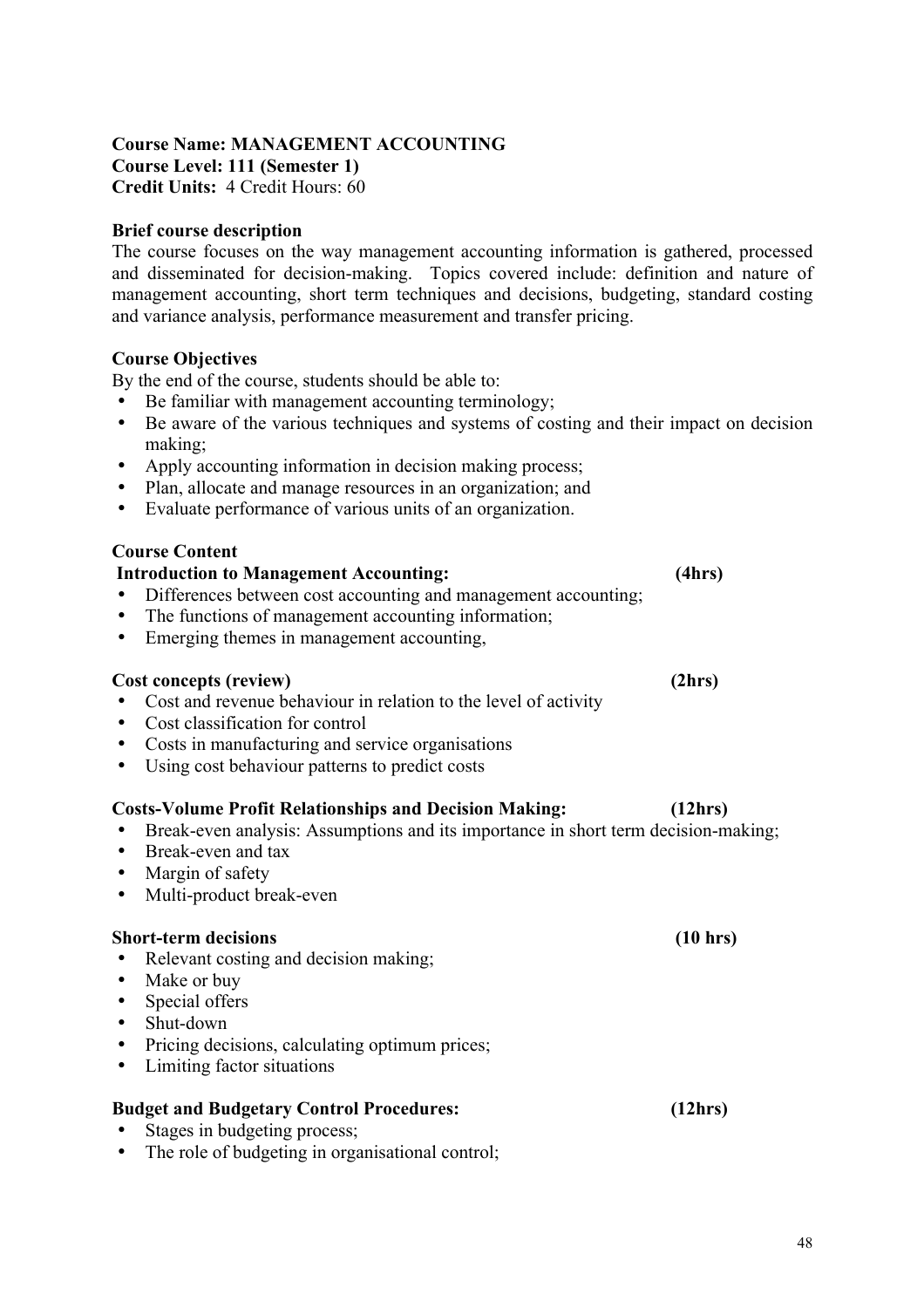**Course Name: MANAGEMENT ACCOUNTING**
**Course Level: 111 (Semester 1)**
**Credit Units:** 4 Credit Hours: 60

**Brief course description**

The course focuses on the way management accounting information is gathered, processed and disseminated for decision-making. Topics covered include: definition and nature of management accounting, short term techniques and decisions, budgeting, standard costing and variance analysis, performance measurement and transfer pricing.

**Course Objectives**

By the end of the course, students should be able to:

- Be familiar with management accounting terminology;
- Be aware of the various techniques and systems of costing and their impact on decision making;
- Apply accounting information in decision making process;
- Plan, allocate and manage resources in an organization; and
- Evaluate performance of various units of an organization.

**Course Content**

**Introduction to Management Accounting: (4hrs)**

- Differences between cost accounting and management accounting;
- The functions of management accounting information;
- Emerging themes in management accounting,

**Cost concepts (review) (2hrs)**

- Cost and revenue behaviour in relation to the level of activity
- Cost classification for control
- Costs in manufacturing and service organisations
- Using cost behaviour patterns to predict costs

**Costs-Volume Profit Relationships and Decision Making: (12hrs)**

- Break-even analysis: Assumptions and its importance in short term decision-making;
- Break-even and tax
- Margin of safety
- Multi-product break-even

**Short-term decisions (10 hrs)**

- Relevant costing and decision making;
- Make or buy
- Special offers
- Shut-down
- Pricing decisions, calculating optimum prices;
- Limiting factor situations

**Budget and Budgetary Control Procedures: (12hrs)**

- Stages in budgeting process;
- The role of budgeting in organisational control;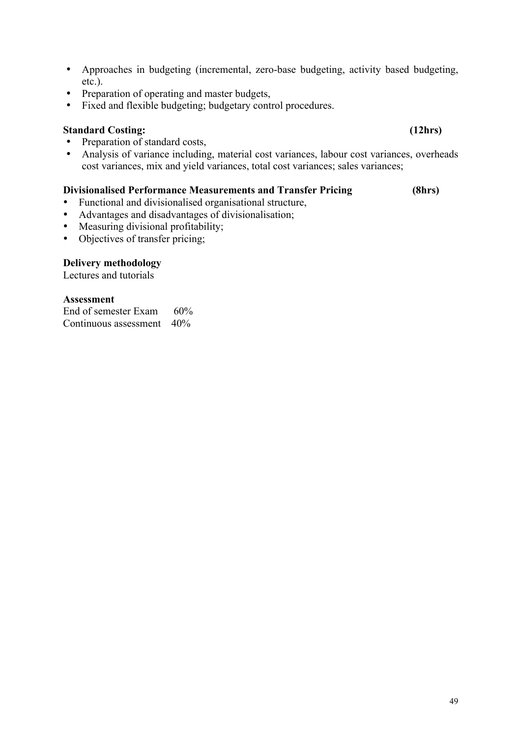- Approaches in budgeting (incremental, zero-base budgeting, activity based budgeting, etc.).
- Preparation of operating and master budgets,
- Fixed and flexible budgeting; budgetary control procedures.

**Standard Costing: (12hrs)**

- Preparation of standard costs,
- Analysis of variance including, material cost variances, labour cost variances, overheads cost variances, mix and yield variances, total cost variances; sales variances;

**Divisionalised Performance Measurements and Transfer Pricing (8hrs)**

- Functional and divisionalised organisational structure,
- Advantages and disadvantages of divisionalisation;
- Measuring divisional profitability;
- Objectives of transfer pricing;

**Delivery methodology**

Lectures and tutorials

**Assessment**

End of semester Exam 60%
Continuous assessment 40%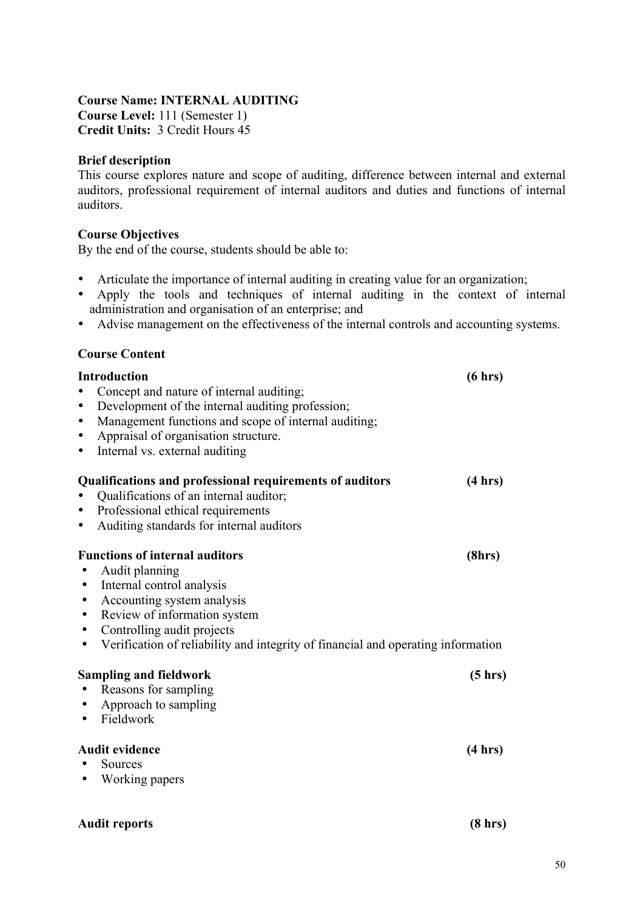**Course Name: INTERNAL AUDITING**
**Course Level:** 111 (Semester 1)
**Credit Units:** 3 Credit Hours 45

**Brief description**

This course explores nature and scope of auditing, difference between internal and external auditors, professional requirement of internal auditors and duties and functions of internal auditors.

**Course Objectives**

By the end of the course, students should be able to:

- Articulate the importance of internal auditing in creating value for an organization;
- Apply the tools and techniques of internal auditing in the context of internal administration and organisation of an enterprise; and
- Advise management on the effectiveness of the internal controls and accounting systems.

**Course Content**

**Introduction (6 hrs)**

- Concept and nature of internal auditing;
- Development of the internal auditing profession;
- Management functions and scope of internal auditing;
- Appraisal of organisation structure.
- Internal vs. external auditing

**Qualifications and professional requirements of auditors (4 hrs)**

- Qualifications of an internal auditor;
- Professional ethical requirements
- Auditing standards for internal auditors

**Functions of internal auditors (8hrs)**

- Audit planning
- Internal control analysis
- Accounting system analysis
- Review of information system
- Controlling audit projects
- Verification of reliability and integrity of financial and operating information

**Sampling and fieldwork (5 hrs)**

- Reasons for sampling
- Approach to sampling
- Fieldwork

**Audit evidence (4 hrs)**

- Sources
- Working papers

**Audit reports (8 hrs)**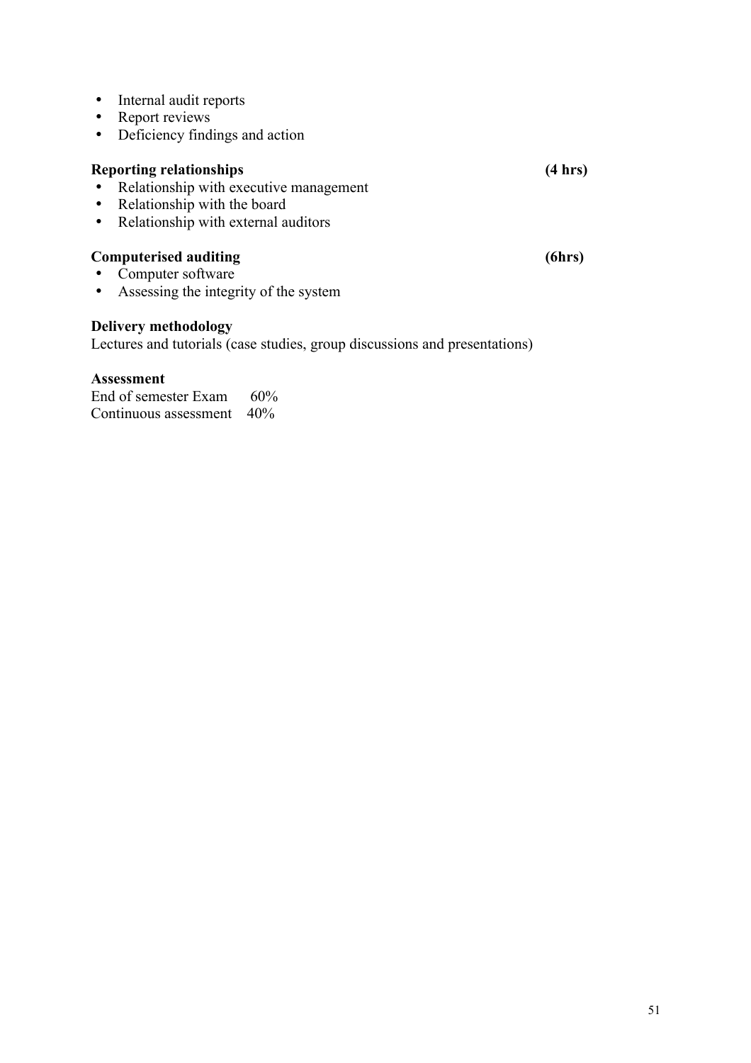- Internal audit reports
- Report reviews
- Deficiency findings and action

**Reporting relationships** **(4 hrs)**

- Relationship with executive management
- Relationship with the board
- Relationship with external auditors

**Computerised auditing** **(6hrs)**

- Computer software
- Assessing the integrity of the system

**Delivery methodology**

Lectures and tutorials (case studies, group discussions and presentations)

**Assessment**

End of semester Exam 60%
Continuous assessment 40%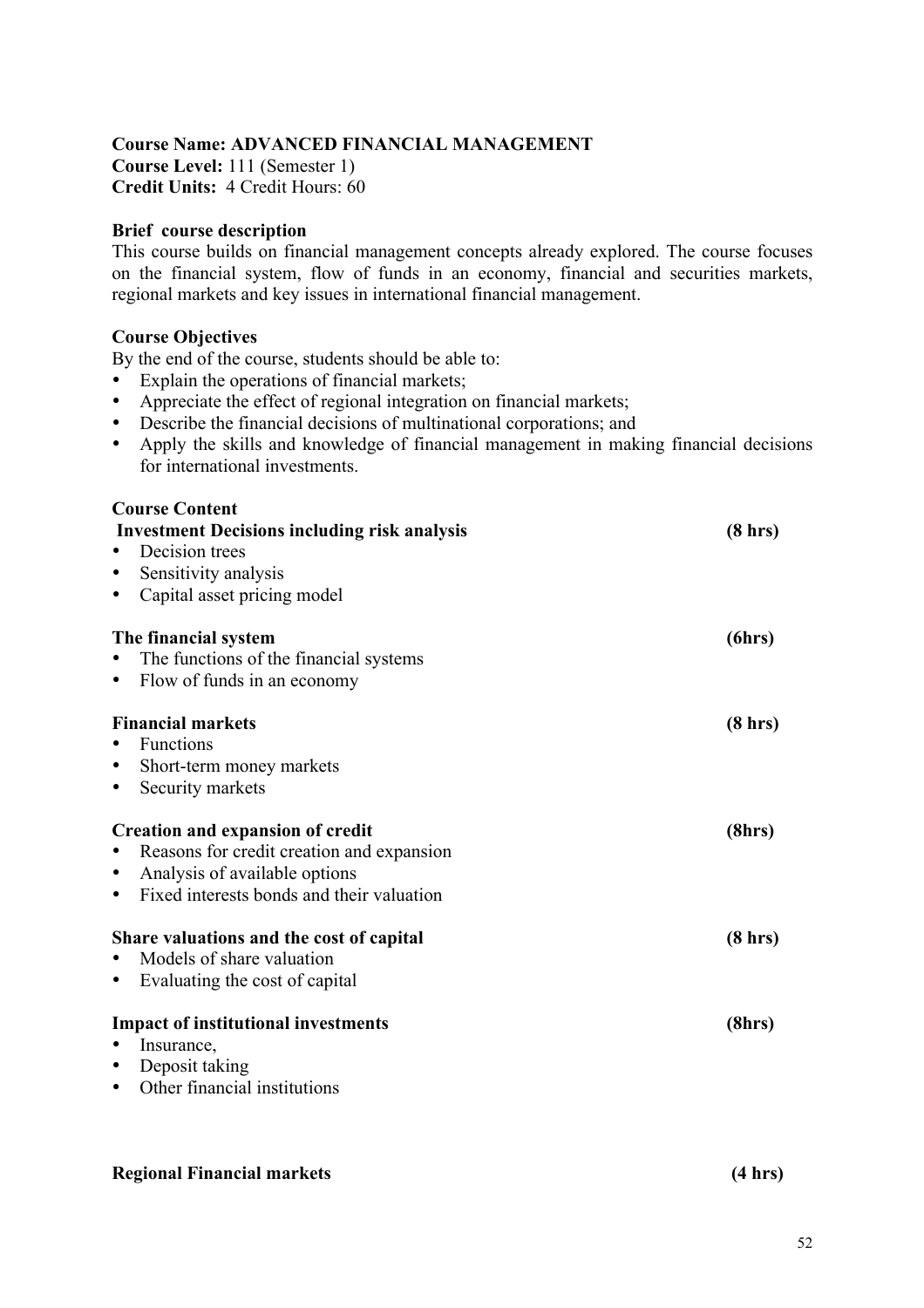**Course Name: ADVANCED FINANCIAL MANAGEMENT**
**Course Level:** 111 (Semester 1)
**Credit Units:** 4 Credit Hours: 60

**Brief course description**

This course builds on financial management concepts already explored. The course focuses on the financial system, flow of funds in an economy, financial and securities markets, regional markets and key issues in international financial management.

**Course Objectives**

By the end of the course, students should be able to:

- Explain the operations of financial markets;
- Appreciate the effect of regional integration on financial markets;
- Describe the financial decisions of multinational corporations; and
- Apply the skills and knowledge of financial management in making financial decisions for international investments.

**Course Content**

**Investment Decisions including risk analysis** **(8 hrs)**

- Decision trees
- Sensitivity analysis
- Capital asset pricing model

**The financial system** **(6hrs)**

- The functions of the financial systems
- Flow of funds in an economy

**Financial markets** **(8 hrs)**

- Functions
- Short-term money markets
- Security markets

**Creation and expansion of credit** **(8hrs)**

- Reasons for credit creation and expansion
- Analysis of available options
- Fixed interests bonds and their valuation

**Share valuations and the cost of capital** **(8 hrs)**

- Models of share valuation
- Evaluating the cost of capital

**Impact of institutional investments** **(8hrs)**

- Insurance,
- Deposit taking
- Other financial institutions

**Regional Financial markets** **(4 hrs)**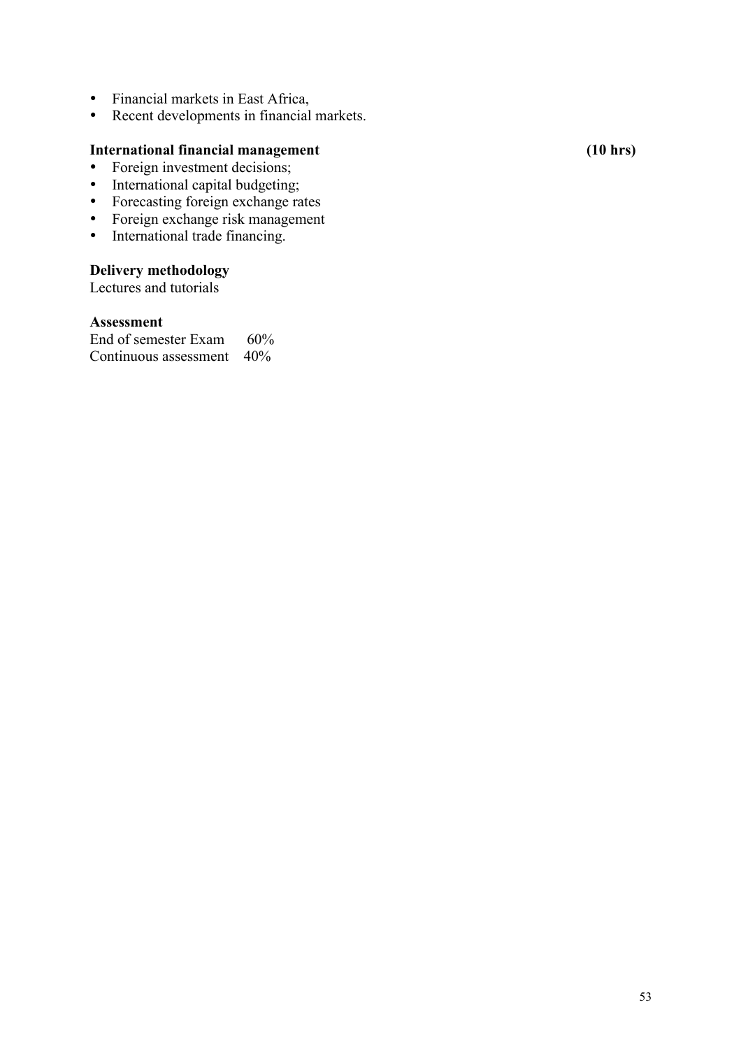- Financial markets in East Africa,
- Recent developments in financial markets.

**International financial management (10 hrs)**

- Foreign investment decisions;
- International capital budgeting;
- Forecasting foreign exchange rates
- Foreign exchange risk management
- International trade financing.

**Delivery methodology**

Lectures and tutorials

**Assessment**

End of semester Exam 60%
Continuous assessment 40%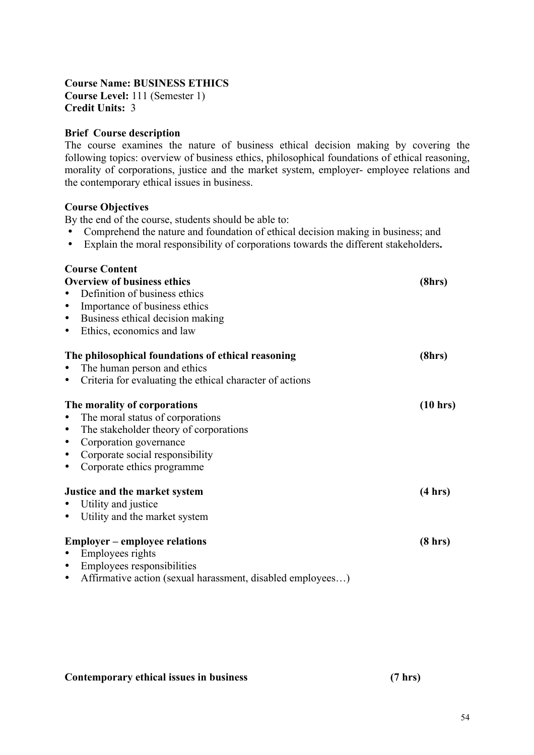**Course Name: BUSINESS ETHICS**
**Course Level:** 111 (Semester 1)
**Credit Units:** 3

**Brief Course description**

The course examines the nature of business ethical decision making by covering the following topics: overview of business ethics, philosophical foundations of ethical reasoning, morality of corporations, justice and the market system, employer- employee relations and the contemporary ethical issues in business.

**Course Objectives**

By the end of the course, students should be able to:

- Comprehend the nature and foundation of ethical decision making in business; and
- Explain the moral responsibility of corporations towards the different stakeholders**.**

**Course Content**

**Overview of business ethics** **(8hrs)**

- Definition of business ethics
- Importance of business ethics
- Business ethical decision making
- Ethics, economics and law

**The philosophical foundations of ethical reasoning** **(8hrs)**

- The human person and ethics
- Criteria for evaluating the ethical character of actions

**The morality of corporations** **(10 hrs)**

- The moral status of corporations
- The stakeholder theory of corporations
- Corporation governance
- Corporate social responsibility
- Corporate ethics programme

**Justice and the market system** **(4 hrs)**

- Utility and justice
- Utility and the market system

**Employer – employee relations** **(8 hrs)**

- Employees rights
- Employees responsibilities
- Affirmative action (sexual harassment, disabled employees…)

**Contemporary ethical issues in business** **(7 hrs)**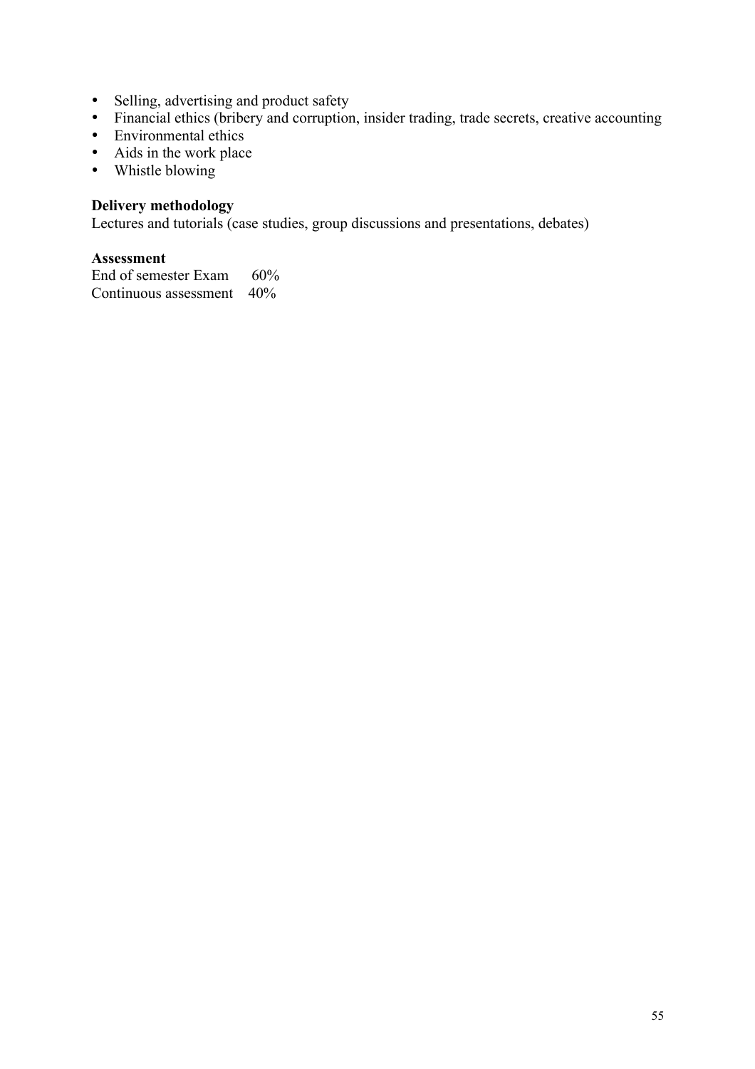- Selling, advertising and product safety
- Financial ethics (bribery and corruption, insider trading, trade secrets, creative accounting
- Environmental ethics
- Aids in the work place
- Whistle blowing

**Delivery methodology**
Lectures and tutorials (case studies, group discussions and presentations, debates)

**Assessment**
End of semester Exam 60%
Continuous assessment 40%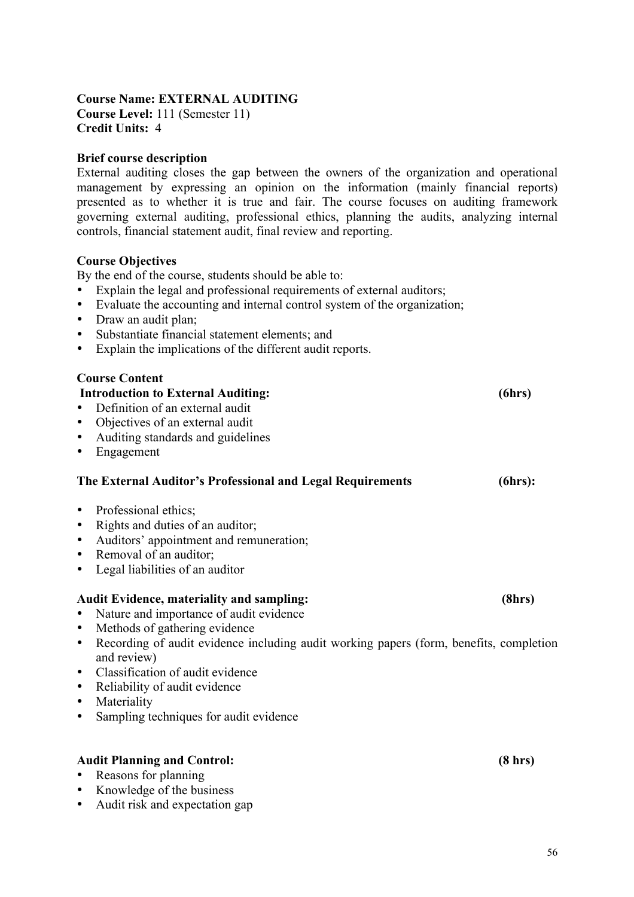**Course Name: EXTERNAL AUDITING**
**Course Level:** 111 (Semester 11)
**Credit Units:** 4

**Brief course description**
External auditing closes the gap between the owners of the organization and operational management by expressing an opinion on the information (mainly financial reports) presented as to whether it is true and fair. The course focuses on auditing framework governing external auditing, professional ethics, planning the audits, analyzing internal controls, financial statement audit, final review and reporting.

**Course Objectives**
By the end of the course, students should be able to:

- Explain the legal and professional requirements of external auditors;
- Evaluate the accounting and internal control system of the organization;
- Draw an audit plan;
- Substantiate financial statement elements; and
- Explain the implications of the different audit reports.

**Course Content**

**Introduction to External Auditing: (6hrs)**

- Definition of an external audit
- Objectives of an external audit
- Auditing standards and guidelines
- Engagement

**The External Auditor's Professional and Legal Requirements (6hrs):**

- Professional ethics;
- Rights and duties of an auditor;
- Auditors' appointment and remuneration;
- Removal of an auditor;
- Legal liabilities of an auditor

**Audit Evidence, materiality and sampling: (8hrs)**

- Nature and importance of audit evidence
- Methods of gathering evidence
- Recording of audit evidence including audit working papers (form, benefits, completion and review)
- Classification of audit evidence
- Reliability of audit evidence
- Materiality
- Sampling techniques for audit evidence

**Audit Planning and Control: (8 hrs)**

- Reasons for planning
- Knowledge of the business
- Audit risk and expectation gap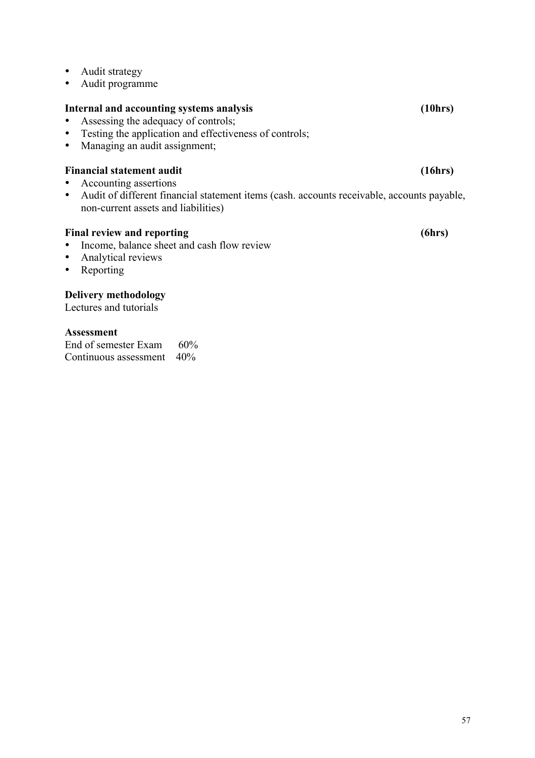- Audit strategy
- Audit programme

**Internal and accounting systems analysis (10hrs)**

- Assessing the adequacy of controls;
- Testing the application and effectiveness of controls;
- Managing an audit assignment;

**Financial statement audit (16hrs)**

- Accounting assertions
- Audit of different financial statement items (cash. accounts receivable, accounts payable, non-current assets and liabilities)

**Final review and reporting (6hrs)**

- Income, balance sheet and cash flow review
- Analytical reviews
- Reporting

**Delivery methodology**

Lectures and tutorials

**Assessment**

End of semester Exam 60%
Continuous assessment 40%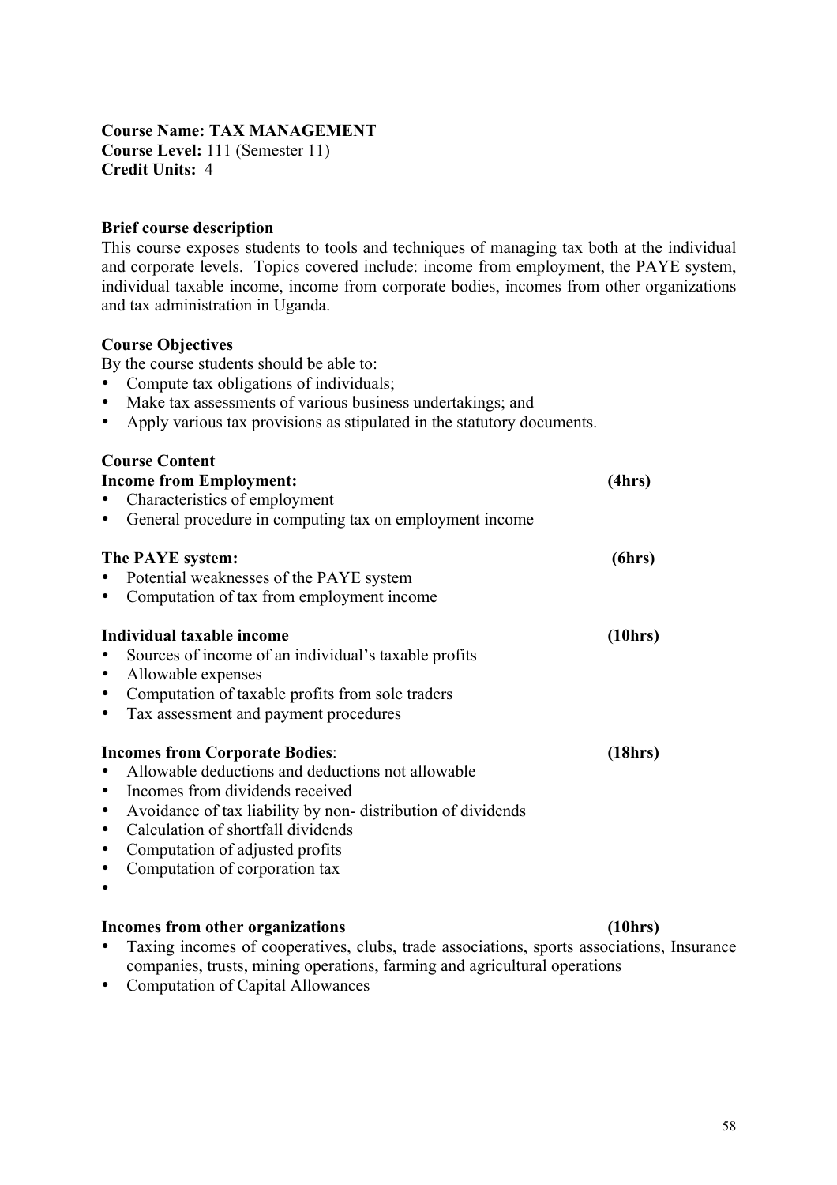**Course Name: TAX MANAGEMENT**
**Course Level:** 111 (Semester 11)
**Credit Units:** 4

**Brief course description**

This course exposes students to tools and techniques of managing tax both at the individual and corporate levels. Topics covered include: income from employment, the PAYE system, individual taxable income, income from corporate bodies, incomes from other organizations and tax administration in Uganda.

**Course Objectives**

By the course students should be able to:

- Compute tax obligations of individuals;
- Make tax assessments of various business undertakings; and
- Apply various tax provisions as stipulated in the statutory documents.

**Course Content**

**Income from Employment: (4hrs)**

- Characteristics of employment
- General procedure in computing tax on employment income

**The PAYE system: (6hrs)**

- Potential weaknesses of the PAYE system
- Computation of tax from employment income

**Individual taxable income (10hrs)**

- Sources of income of an individual's taxable profits
- Allowable expenses
- Computation of taxable profits from sole traders
- Tax assessment and payment procedures

**Incomes from Corporate Bodies: (18hrs)**

- Allowable deductions and deductions not allowable
- Incomes from dividends received
- Avoidance of tax liability by non- distribution of dividends
- Calculation of shortfall dividends
- Computation of adjusted profits
- Computation of corporation tax
-

**Incomes from other organizations (10hrs)**

- Taxing incomes of cooperatives, clubs, trade associations, sports associations, Insurance companies, trusts, mining operations, farming and agricultural operations
- Computation of Capital Allowances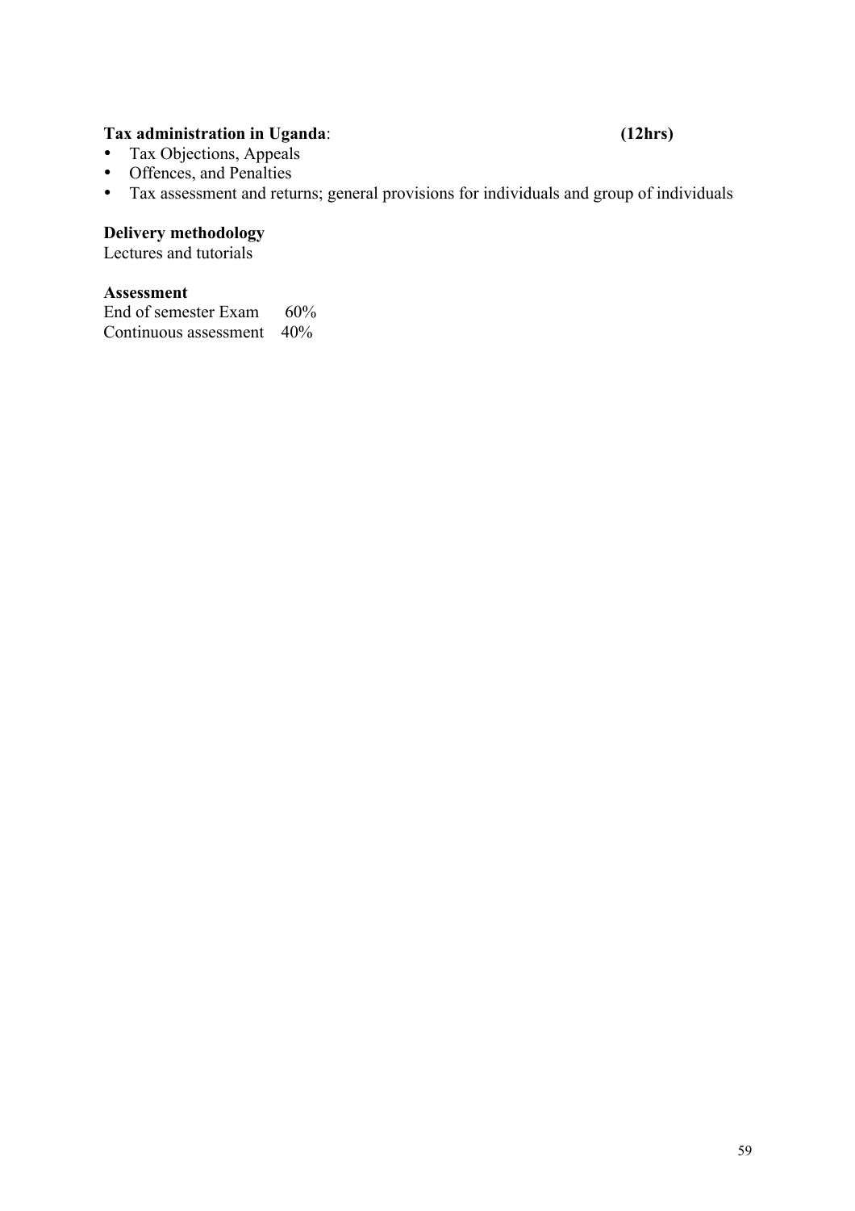**Tax administration in Uganda**: **(12hrs)**

- Tax Objections, Appeals
- Offences, and Penalties
- Tax assessment and returns; general provisions for individuals and group of individuals

**Delivery methodology**

Lectures and tutorials

**Assessment**

End of semester Exam 60%
Continuous assessment 40%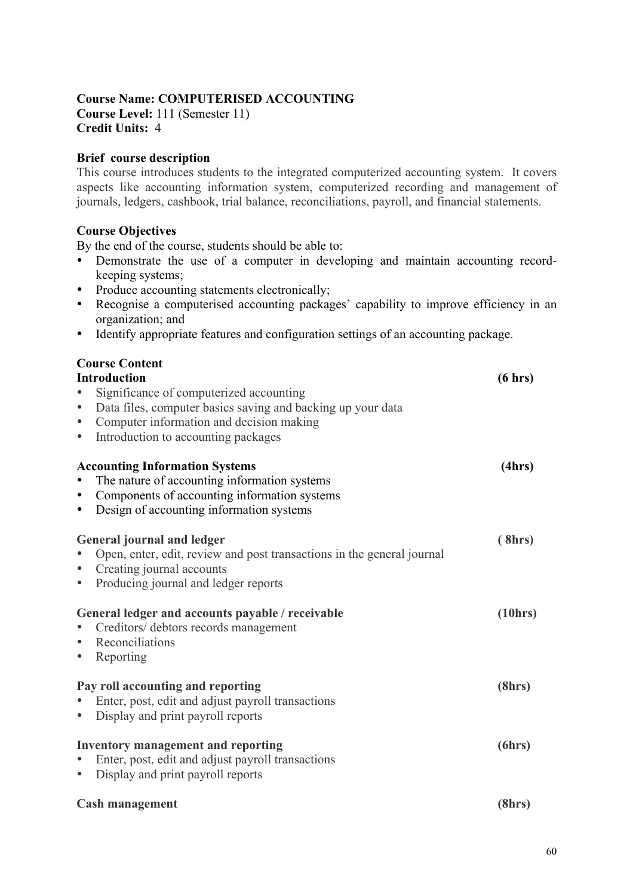**Course Name: COMPUTERISED ACCOUNTING**
**Course Level:** 111 (Semester 11)
**Credit Units:** 4

**Brief course description**

This course introduces students to the integrated computerized accounting system. It covers aspects like accounting information system, computerized recording and management of journals, ledgers, cashbook, trial balance, reconciliations, payroll, and financial statements.

**Course Objectives**

By the end of the course, students should be able to:

- Demonstrate the use of a computer in developing and maintain accounting record-keeping systems;
- Produce accounting statements electronically;
- Recognise a computerised accounting packages' capability to improve efficiency in an organization; and
- Identify appropriate features and configuration settings of an accounting package.

**Course Content**

**Introduction** **(6 hrs)**

- Significance of computerized accounting
- Data files, computer basics saving and backing up your data
- Computer information and decision making
- Introduction to accounting packages

**Accounting Information Systems** **(4hrs)**

- The nature of accounting information systems
- Components of accounting information systems
- Design of accounting information systems

**General journal and ledger** **( 8hrs)**

- Open, enter, edit, review and post transactions in the general journal
- Creating journal accounts
- Producing journal and ledger reports

**General ledger and accounts payable / receivable** **(10hrs)**

- Creditors/ debtors records management
- Reconciliations
- Reporting

**Pay roll accounting and reporting** **(8hrs)**

- Enter, post, edit and adjust payroll transactions
- Display and print payroll reports

**Inventory management and reporting** **(6hrs)**

- Enter, post, edit and adjust payroll transactions
- Display and print payroll reports

**Cash management** **(8hrs)**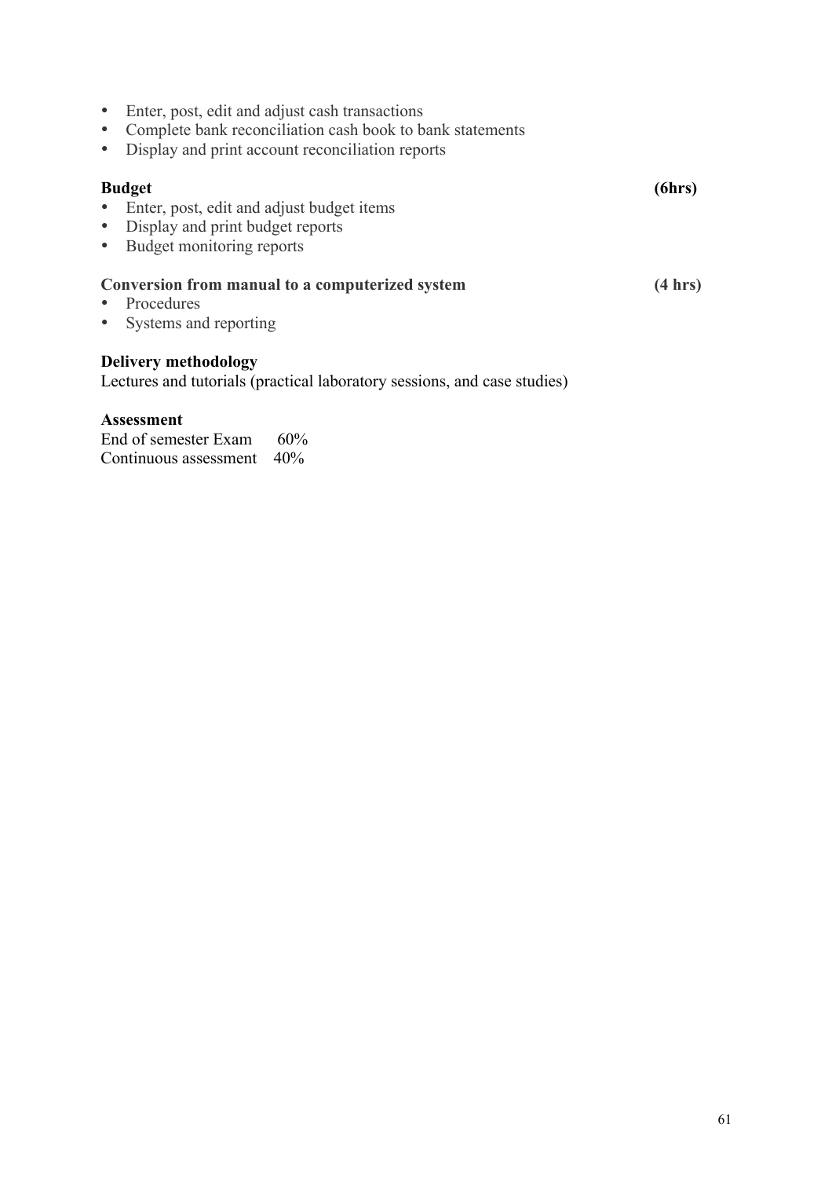- Enter, post, edit and adjust cash transactions
- Complete bank reconciliation cash book to bank statements
- Display and print account reconciliation reports

**Budget** **(6hrs)**

- Enter, post, edit and adjust budget items
- Display and print budget reports
- Budget monitoring reports

**Conversion from manual to a computerized system** **(4 hrs)**

- Procedures
- Systems and reporting

**Delivery methodology**

Lectures and tutorials (practical laboratory sessions, and case studies)

**Assessment**

End of semester Exam 60%
Continuous assessment 40%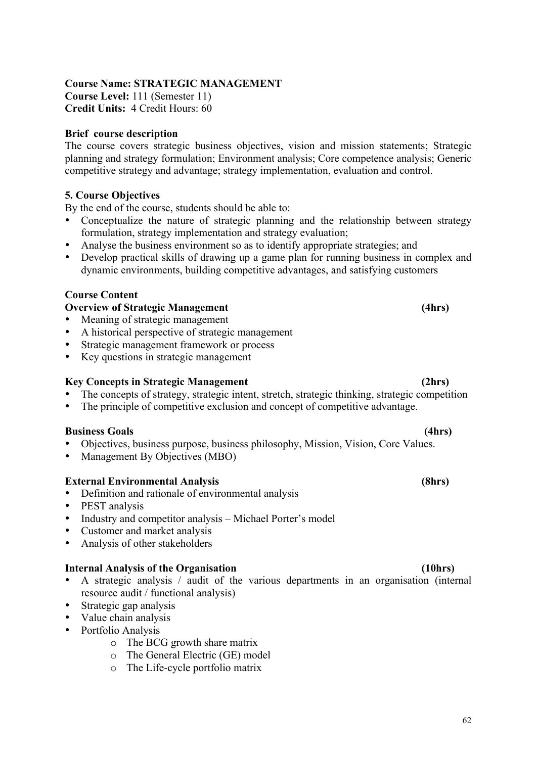**Course Name: STRATEGIC MANAGEMENT**
**Course Level:** 111 (Semester 11)
**Credit Units:** 4 Credit Hours: 60

**Brief course description**

The course covers strategic business objectives, vision and mission statements; Strategic planning and strategy formulation; Environment analysis; Core competence analysis; Generic competitive strategy and advantage; strategy implementation, evaluation and control.

**5. Course Objectives**

By the end of the course, students should be able to:

- Conceptualize the nature of strategic planning and the relationship between strategy formulation, strategy implementation and strategy evaluation;
- Analyse the business environment so as to identify appropriate strategies; and
- Develop practical skills of drawing up a game plan for running business in complex and dynamic environments, building competitive advantages, and satisfying customers

**Course Content**

**Overview of Strategic Management (4hrs)**

- Meaning of strategic management
- A historical perspective of strategic management
- Strategic management framework or process
- Key questions in strategic management

**Key Concepts in Strategic Management (2hrs)**

- The concepts of strategy, strategic intent, stretch, strategic thinking, strategic competition
- The principle of competitive exclusion and concept of competitive advantage.

**Business Goals (4hrs)**

- Objectives, business purpose, business philosophy, Mission, Vision, Core Values.
- Management By Objectives (MBO)

**External Environmental Analysis (8hrs)**

- Definition and rationale of environmental analysis
- PEST analysis
- Industry and competitor analysis – Michael Porter's model
- Customer and market analysis
- Analysis of other stakeholders

**Internal Analysis of the Organisation (10hrs)**

- A strategic analysis / audit of the various departments in an organisation (internal resource audit / functional analysis)
- Strategic gap analysis
- Value chain analysis
- Portfolio Analysis
    - The BCG growth share matrix
    - The General Electric (GE) model
    - The Life-cycle portfolio matrix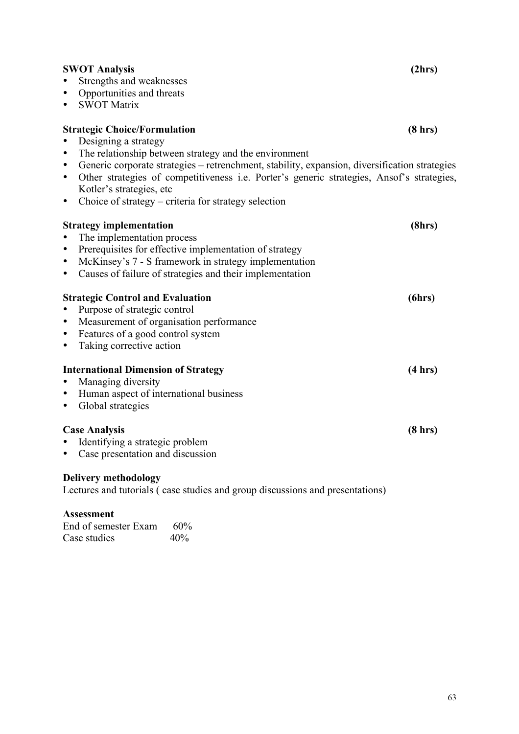**SWOT Analysis** **(2hrs)**

- Strengths and weaknesses
- Opportunities and threats
- SWOT Matrix

**Strategic Choice/Formulation** **(8 hrs)**

- Designing a strategy
- The relationship between strategy and the environment
- Generic corporate strategies – retrenchment, stability, expansion, diversification strategies
- Other strategies of competitiveness i.e. Porter's generic strategies, Ansof's strategies, Kotler's strategies, etc
- Choice of strategy – criteria for strategy selection

**Strategy implementation** **(8hrs)**

- The implementation process
- Prerequisites for effective implementation of strategy
- McKinsey's 7 - S framework in strategy implementation
- Causes of failure of strategies and their implementation

**Strategic Control and Evaluation** **(6hrs)**

- Purpose of strategic control
- Measurement of organisation performance
- Features of a good control system
- Taking corrective action

**International Dimension of Strategy** **(4 hrs)**

- Managing diversity
- Human aspect of international business
- Global strategies

**Case Analysis** **(8 hrs)**

- Identifying a strategic problem
- Case presentation and discussion

**Delivery methodology**

Lectures and tutorials ( case studies and group discussions and presentations)

**Assessment**

End of semester Exam 60%
Case studies 40%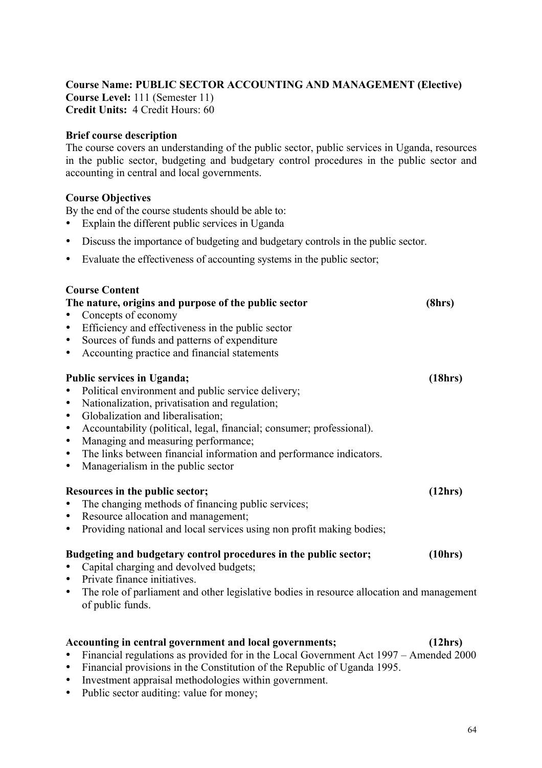**Course Name: PUBLIC SECTOR ACCOUNTING AND MANAGEMENT (Elective)**
**Course Level:** 111 (Semester 11)
**Credit Units:** 4 Credit Hours: 60

**Brief course description**

The course covers an understanding of the public sector, public services in Uganda, resources in the public sector, budgeting and budgetary control procedures in the public sector and accounting in central and local governments.

**Course Objectives**

By the end of the course students should be able to:

- Explain the different public services in Uganda
- Discuss the importance of budgeting and budgetary controls in the public sector.
- Evaluate the effectiveness of accounting systems in the public sector;

**Course Content**

**The nature, origins and purpose of the public sector (8hrs)**

- Concepts of economy
- Efficiency and effectiveness in the public sector
- Sources of funds and patterns of expenditure
- Accounting practice and financial statements

**Public services in Uganda; (18hrs)**

- Political environment and public service delivery;
- Nationalization, privatisation and regulation;
- Globalization and liberalisation;
- Accountability (political, legal, financial; consumer; professional).
- Managing and measuring performance;
- The links between financial information and performance indicators.
- Managerialism in the public sector

**Resources in the public sector; (12hrs)**

- The changing methods of financing public services;
- Resource allocation and management;
- Providing national and local services using non profit making bodies;

**Budgeting and budgetary control procedures in the public sector; (10hrs)**

- Capital charging and devolved budgets;
- Private finance initiatives.
- The role of parliament and other legislative bodies in resource allocation and management of public funds.

**Accounting in central government and local governments; (12hrs)**

- Financial regulations as provided for in the Local Government Act 1997 – Amended 2000
- Financial provisions in the Constitution of the Republic of Uganda 1995.
- Investment appraisal methodologies within government.
- Public sector auditing: value for money;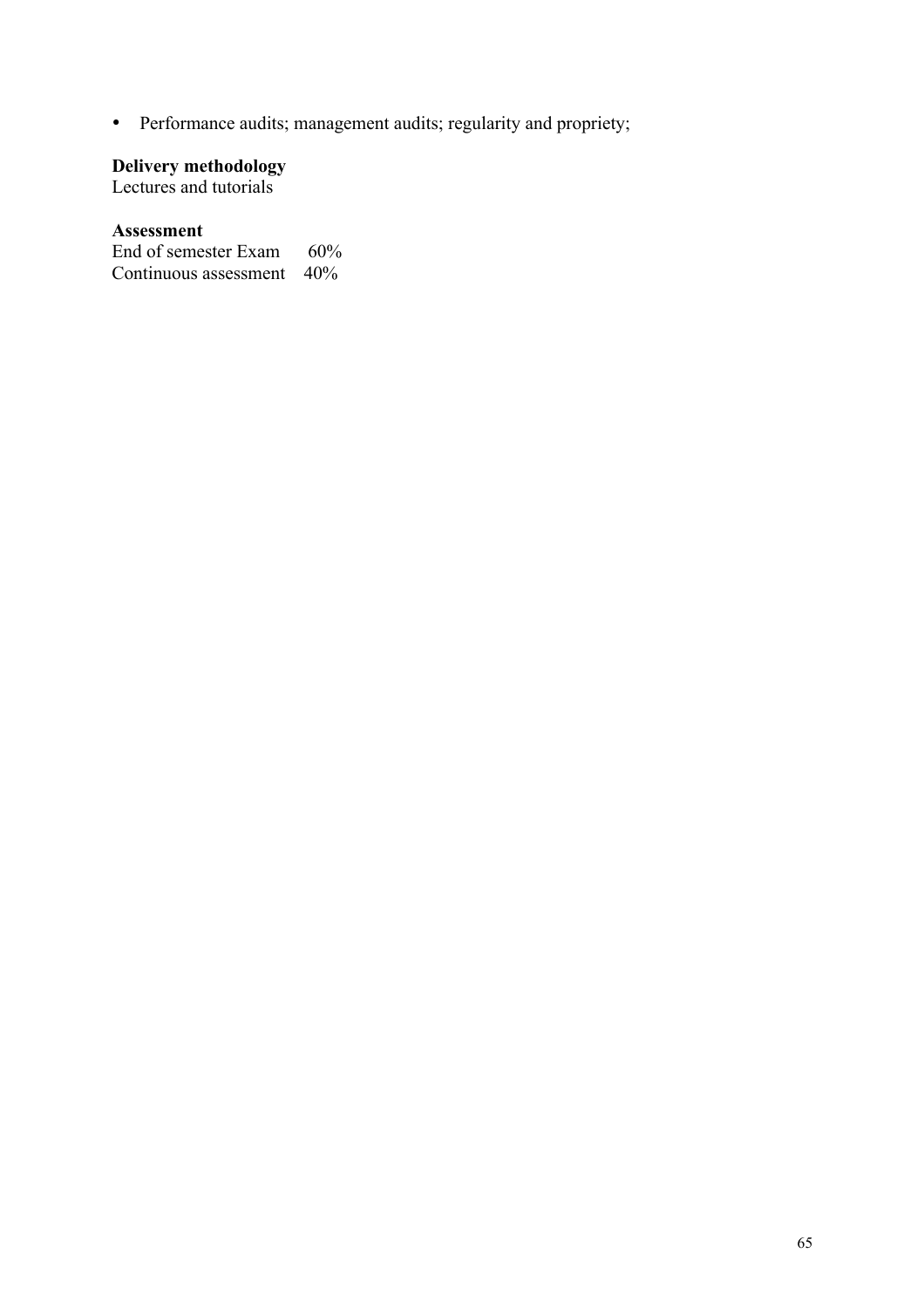- Performance audits; management audits; regularity and propriety;

**Delivery methodology**
Lectures and tutorials

**Assessment**
End of semester Exam 60%
Continuous assessment 40%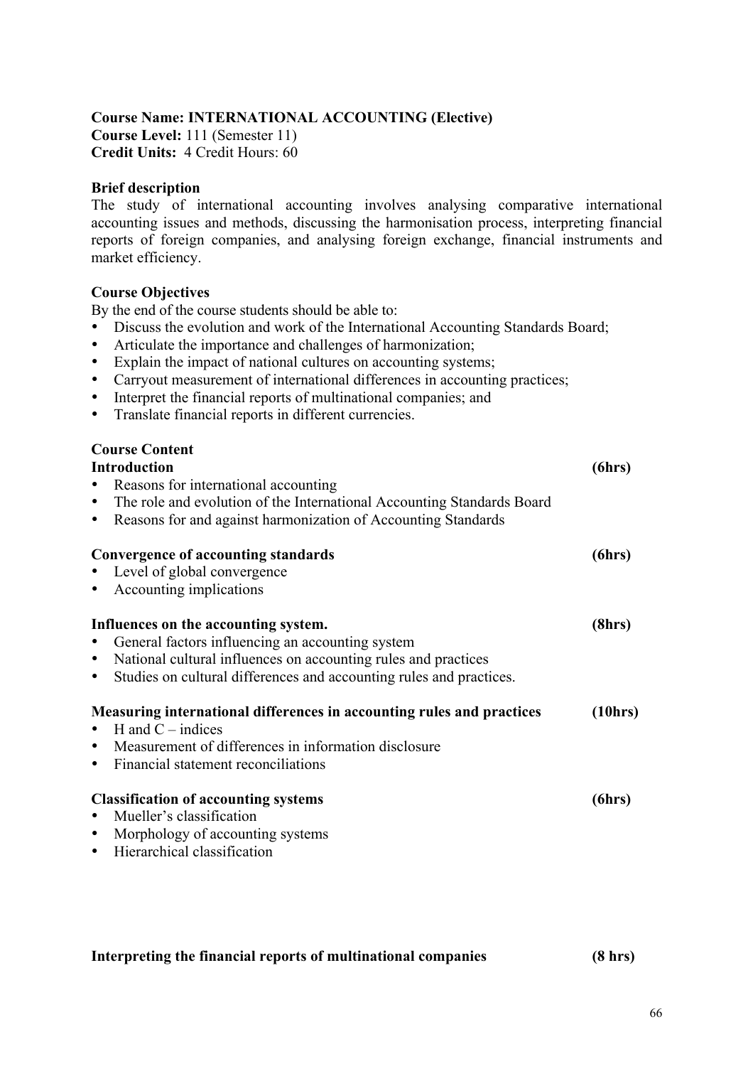**Course Name: INTERNATIONAL ACCOUNTING (Elective)**
**Course Level:** 111 (Semester 11)
**Credit Units:** 4 Credit Hours: 60

**Brief description**

The study of international accounting involves analysing comparative international accounting issues and methods, discussing the harmonisation process, interpreting financial reports of foreign companies, and analysing foreign exchange, financial instruments and market efficiency.

**Course Objectives**

By the end of the course students should be able to:

- Discuss the evolution and work of the International Accounting Standards Board;
- Articulate the importance and challenges of harmonization;
- Explain the impact of national cultures on accounting systems;
- Carryout measurement of international differences in accounting practices;
- Interpret the financial reports of multinational companies; and
- Translate financial reports in different currencies.

**Course Content**

**Introduction** **(6hrs)**

- Reasons for international accounting
- The role and evolution of the International Accounting Standards Board
- Reasons for and against harmonization of Accounting Standards

**Convergence of accounting standards** **(6hrs)**

- Level of global convergence
- Accounting implications

**Influences on the accounting system.** **(8hrs)**

- General factors influencing an accounting system
- National cultural influences on accounting rules and practices
- Studies on cultural differences and accounting rules and practices.

**Measuring international differences in accounting rules and practices** **(10hrs)**

- H and C – indices
- Measurement of differences in information disclosure
- Financial statement reconciliations

**Classification of accounting systems** **(6hrs)**

- Mueller's classification
- Morphology of accounting systems
- Hierarchical classification

**Interpreting the financial reports of multinational companies** **(8 hrs)**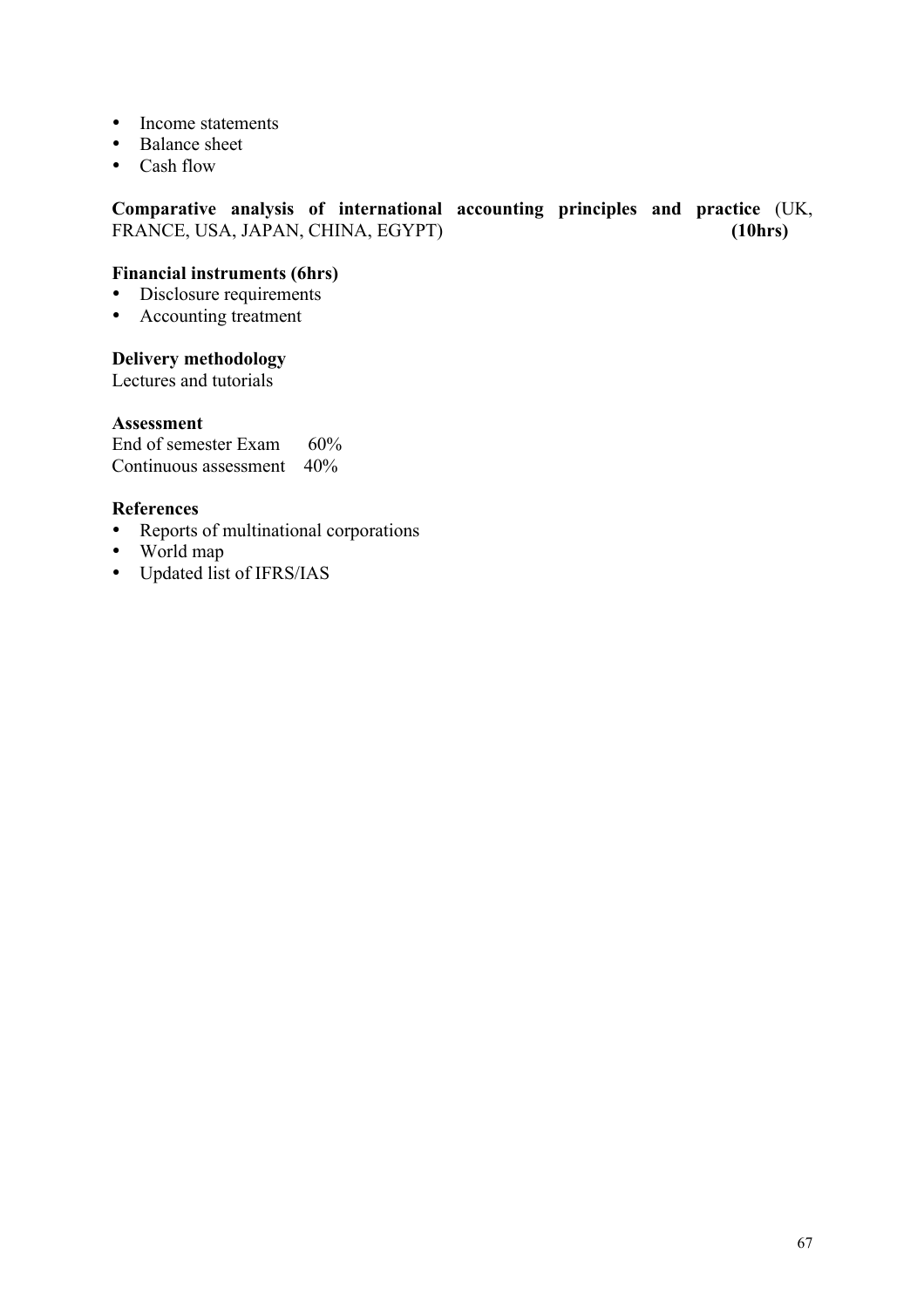- Income statements
- Balance sheet
- Cash flow

**Comparative analysis of international accounting principles and practice** (UK, FRANCE, USA, JAPAN, CHINA, EGYPT) **(10hrs)**

**Financial instruments (6hrs)**
- Disclosure requirements
- Accounting treatment

**Delivery methodology**
Lectures and tutorials

**Assessment**
End of semester Exam 60%
Continuous assessment 40%

**References**
- Reports of multinational corporations
- World map
- Updated list of IFRS/IAS